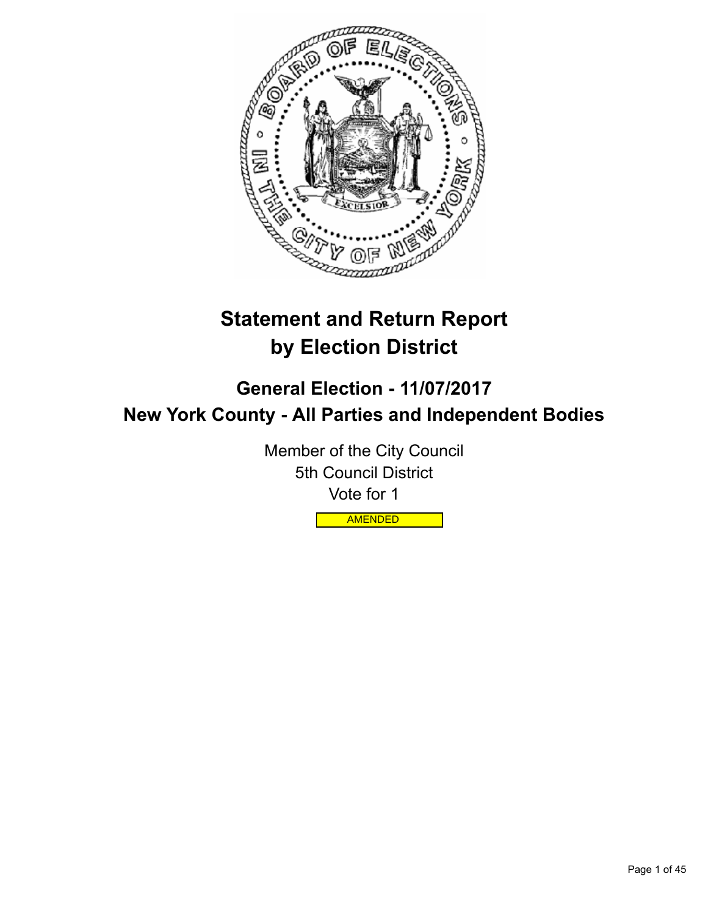# Statement and Return Report by Election District

## General Election - 11/07/2017

## New York County - All Parties and Independent Bodies

Member of the City Council

5th Council District

Vote for 1

AMENDED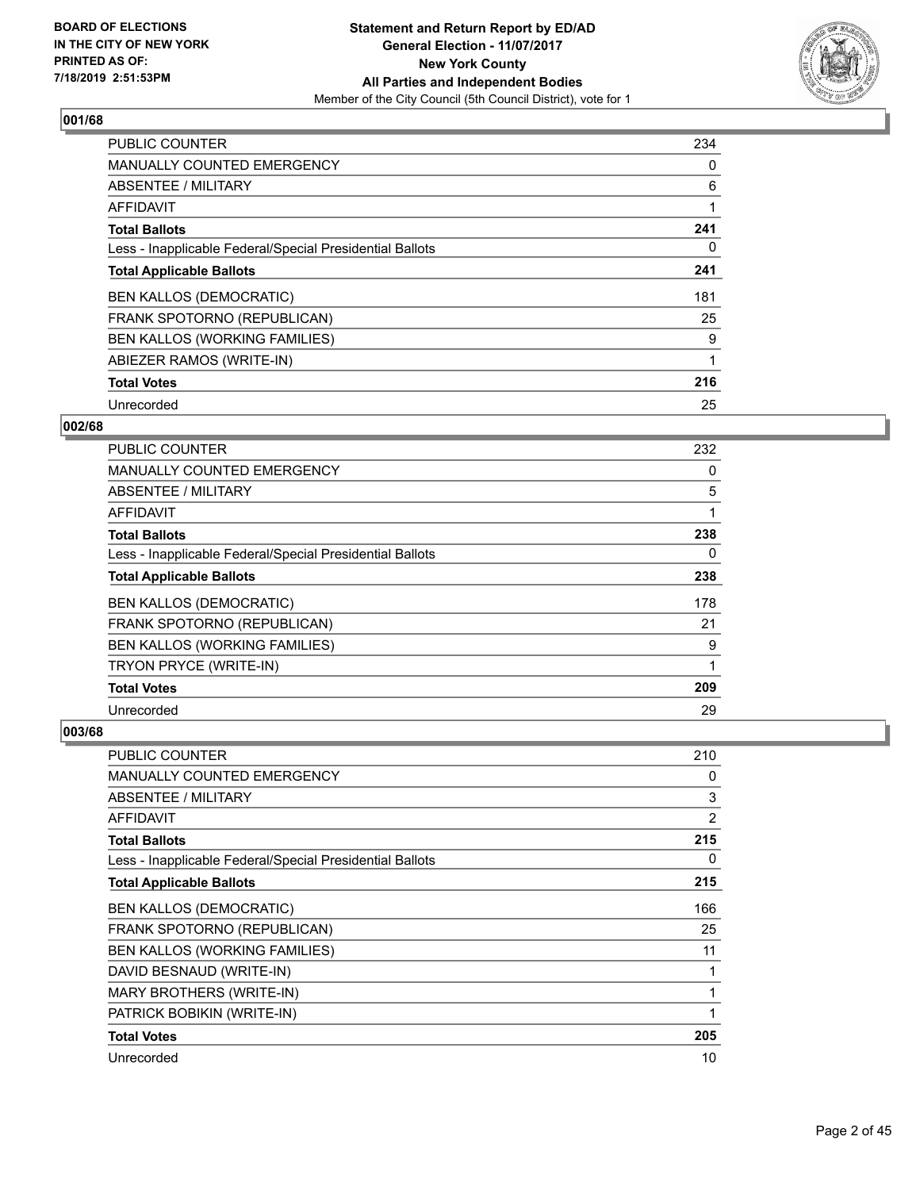**BOARD OF ELECTIONS IN THE CITY OF NEW YORK PRINTED AS OF: 7/18/2019 2:51:53PM**

**Statement and Return Report by ED/AD General Election - 11/07/2017 New York County All Parties and Independent Bodies**
Member of the City Council (5th Council District), vote for 1

### 001/68

| | |
|---|---|
| PUBLIC COUNTER | 234 |
| MANUALLY COUNTED EMERGENCY | 0 |
| ABSENTEE / MILITARY | 6 |
| AFFIDAVIT | 1 |
| **Total Ballots** | **241** |
| Less - Inapplicable Federal/Special Presidential Ballots | 0 |
| **Total Applicable Ballots** | **241** |
| BEN KALLOS (DEMOCRATIC) | 181 |
| FRANK SPOTORNO (REPUBLICAN) | 25 |
| BEN KALLOS (WORKING FAMILIES) | 9 |
| ABIEZER RAMOS (WRITE-IN) | 1 |
| **Total Votes** | **216** |
| Unrecorded | 25 |

### 002/68

| | |
|---|---|
| PUBLIC COUNTER | 232 |
| MANUALLY COUNTED EMERGENCY | 0 |
| ABSENTEE / MILITARY | 5 |
| AFFIDAVIT | 1 |
| **Total Ballots** | **238** |
| Less - Inapplicable Federal/Special Presidential Ballots | 0 |
| **Total Applicable Ballots** | **238** |
| BEN KALLOS (DEMOCRATIC) | 178 |
| FRANK SPOTORNO (REPUBLICAN) | 21 |
| BEN KALLOS (WORKING FAMILIES) | 9 |
| TRYON PRYCE (WRITE-IN) | 1 |
| **Total Votes** | **209** |
| Unrecorded | 29 |

### 003/68

| | |
|---|---|
| PUBLIC COUNTER | 210 |
| MANUALLY COUNTED EMERGENCY | 0 |
| ABSENTEE / MILITARY | 3 |
| AFFIDAVIT | 2 |
| **Total Ballots** | **215** |
| Less - Inapplicable Federal/Special Presidential Ballots | 0 |
| **Total Applicable Ballots** | **215** |
| BEN KALLOS (DEMOCRATIC) | 166 |
| FRANK SPOTORNO (REPUBLICAN) | 25 |
| BEN KALLOS (WORKING FAMILIES) | 11 |
| DAVID BESNAUD (WRITE-IN) | 1 |
| MARY BROTHERS (WRITE-IN) | 1 |
| PATRICK BOBIKIN (WRITE-IN) | 1 |
| **Total Votes** | **205** |
| Unrecorded | 10 |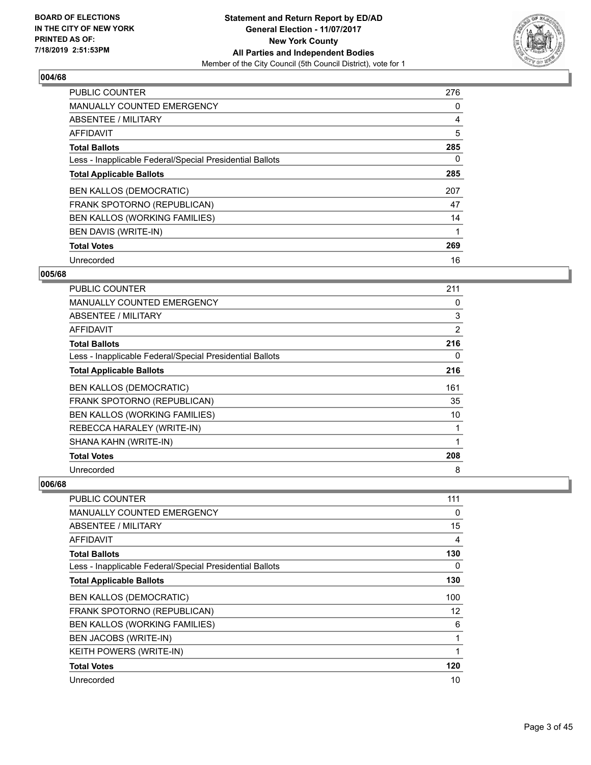### 004/68

| | |
|---|---|
| PUBLIC COUNTER | 276 |
| MANUALLY COUNTED EMERGENCY | 0 |
| ABSENTEE / MILITARY | 4 |
| AFFIDAVIT | 5 |
| **Total Ballots** | **285** |
| Less - Inapplicable Federal/Special Presidential Ballots | 0 |
| **Total Applicable Ballots** | **285** |
| BEN KALLOS (DEMOCRATIC) | 207 |
| FRANK SPOTORNO (REPUBLICAN) | 47 |
| BEN KALLOS (WORKING FAMILIES) | 14 |
| BEN DAVIS (WRITE-IN) | 1 |
| **Total Votes** | **269** |
| Unrecorded | 16 |

### 005/68

| | |
|---|---|
| PUBLIC COUNTER | 211 |
| MANUALLY COUNTED EMERGENCY | 0 |
| ABSENTEE / MILITARY | 3 |
| AFFIDAVIT | 2 |
| **Total Ballots** | **216** |
| Less - Inapplicable Federal/Special Presidential Ballots | 0 |
| **Total Applicable Ballots** | **216** |
| BEN KALLOS (DEMOCRATIC) | 161 |
| FRANK SPOTORNO (REPUBLICAN) | 35 |
| BEN KALLOS (WORKING FAMILIES) | 10 |
| REBECCA HARALEY (WRITE-IN) | 1 |
| SHANA KAHN (WRITE-IN) | 1 |
| **Total Votes** | **208** |
| Unrecorded | 8 |

### 006/68

| | |
|---|---|
| PUBLIC COUNTER | 111 |
| MANUALLY COUNTED EMERGENCY | 0 |
| ABSENTEE / MILITARY | 15 |
| AFFIDAVIT | 4 |
| **Total Ballots** | **130** |
| Less - Inapplicable Federal/Special Presidential Ballots | 0 |
| **Total Applicable Ballots** | **130** |
| BEN KALLOS (DEMOCRATIC) | 100 |
| FRANK SPOTORNO (REPUBLICAN) | 12 |
| BEN KALLOS (WORKING FAMILIES) | 6 |
| BEN JACOBS (WRITE-IN) | 1 |
| KEITH POWERS (WRITE-IN) | 1 |
| **Total Votes** | **120** |
| Unrecorded | 10 |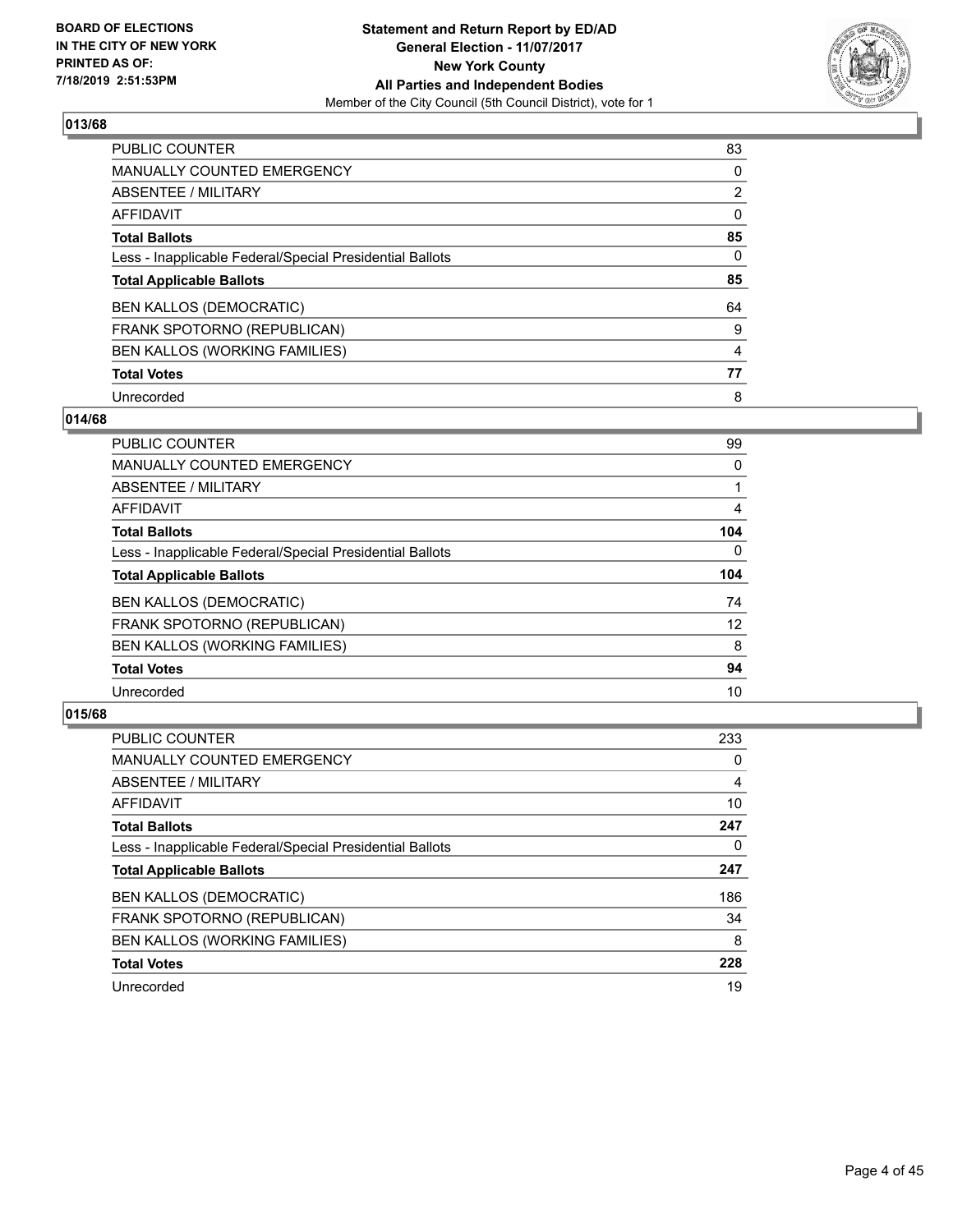**BOARD OF ELECTIONS IN THE CITY OF NEW YORK PRINTED AS OF: 7/18/2019 2:51:53PM**

**Statement and Return Report by ED/AD**
**General Election - 11/07/2017**
**New York County**
**All Parties and Independent Bodies**
Member of the City Council (5th Council District), vote for 1

## 013/68

| | |
|---|---|
| PUBLIC COUNTER | 83 |
| MANUALLY COUNTED EMERGENCY | 0 |
| ABSENTEE / MILITARY | 2 |
| AFFIDAVIT | 0 |
| **Total Ballots** | **85** |
| Less - Inapplicable Federal/Special Presidential Ballots | 0 |
| **Total Applicable Ballots** | **85** |
| BEN KALLOS (DEMOCRATIC) | 64 |
| FRANK SPOTORNO (REPUBLICAN) | 9 |
| BEN KALLOS (WORKING FAMILIES) | 4 |
| **Total Votes** | **77** |
| Unrecorded | 8 |

## 014/68

| | |
|---|---|
| PUBLIC COUNTER | 99 |
| MANUALLY COUNTED EMERGENCY | 0 |
| ABSENTEE / MILITARY | 1 |
| AFFIDAVIT | 4 |
| **Total Ballots** | **104** |
| Less - Inapplicable Federal/Special Presidential Ballots | 0 |
| **Total Applicable Ballots** | **104** |
| BEN KALLOS (DEMOCRATIC) | 74 |
| FRANK SPOTORNO (REPUBLICAN) | 12 |
| BEN KALLOS (WORKING FAMILIES) | 8 |
| **Total Votes** | **94** |
| Unrecorded | 10 |

## 015/68

| | |
|---|---|
| PUBLIC COUNTER | 233 |
| MANUALLY COUNTED EMERGENCY | 0 |
| ABSENTEE / MILITARY | 4 |
| AFFIDAVIT | 10 |
| **Total Ballots** | **247** |
| Less - Inapplicable Federal/Special Presidential Ballots | 0 |
| **Total Applicable Ballots** | **247** |
| BEN KALLOS (DEMOCRATIC) | 186 |
| FRANK SPOTORNO (REPUBLICAN) | 34 |
| BEN KALLOS (WORKING FAMILIES) | 8 |
| **Total Votes** | **228** |
| Unrecorded | 19 |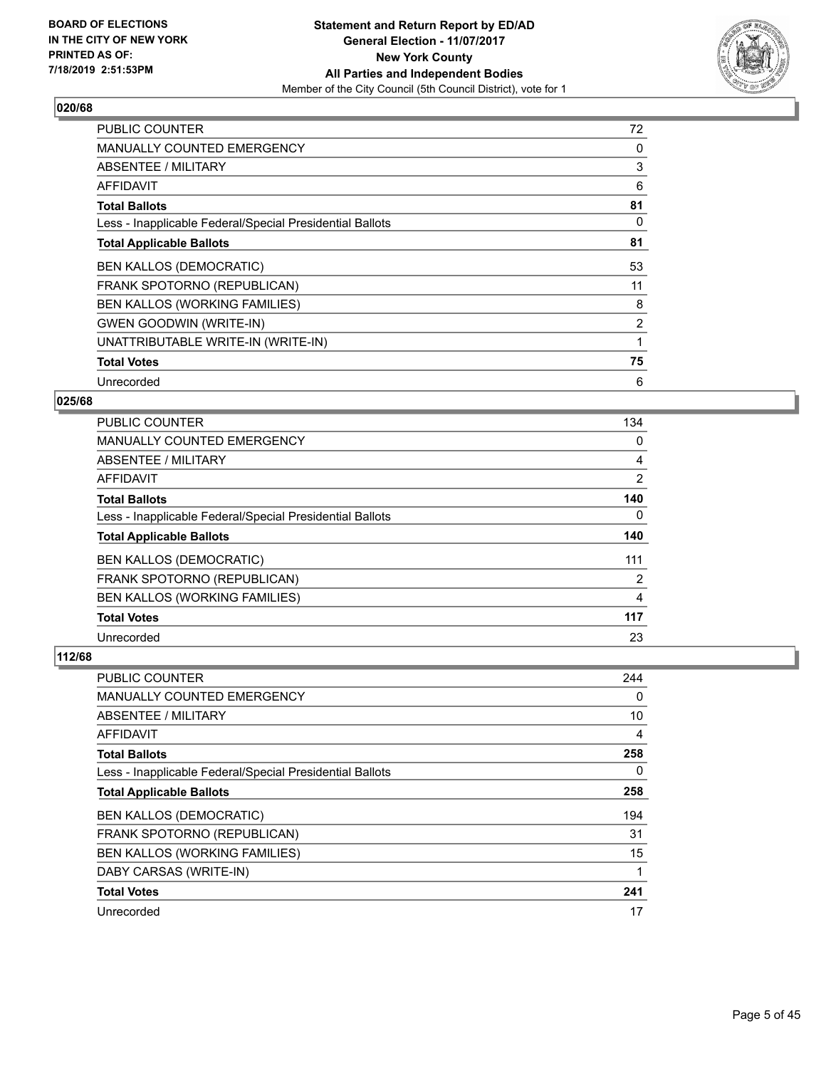**BOARD OF ELECTIONS IN THE CITY OF NEW YORK PRINTED AS OF: 7/18/2019 2:51:53PM**

**Statement and Return Report by ED/AD**
**General Election - 11/07/2017**
**New York County**
**All Parties and Independent Bodies**
Member of the City Council (5th Council District), vote for 1

### 020/68

| | |
|---|---|
| PUBLIC COUNTER | 72 |
| MANUALLY COUNTED EMERGENCY | 0 |
| ABSENTEE / MILITARY | 3 |
| AFFIDAVIT | 6 |
| **Total Ballots** | **81** |
| Less - Inapplicable Federal/Special Presidential Ballots | 0 |
| **Total Applicable Ballots** | **81** |
| BEN KALLOS (DEMOCRATIC) | 53 |
| FRANK SPOTORNO (REPUBLICAN) | 11 |
| BEN KALLOS (WORKING FAMILIES) | 8 |
| GWEN GOODWIN (WRITE-IN) | 2 |
| UNATTRIBUTABLE WRITE-IN (WRITE-IN) | 1 |
| **Total Votes** | **75** |
| Unrecorded | 6 |

### 025/68

| | |
|---|---|
| PUBLIC COUNTER | 134 |
| MANUALLY COUNTED EMERGENCY | 0 |
| ABSENTEE / MILITARY | 4 |
| AFFIDAVIT | 2 |
| **Total Ballots** | **140** |
| Less - Inapplicable Federal/Special Presidential Ballots | 0 |
| **Total Applicable Ballots** | **140** |
| BEN KALLOS (DEMOCRATIC) | 111 |
| FRANK SPOTORNO (REPUBLICAN) | 2 |
| BEN KALLOS (WORKING FAMILIES) | 4 |
| **Total Votes** | **117** |
| Unrecorded | 23 |

### 112/68

| | |
|---|---|
| PUBLIC COUNTER | 244 |
| MANUALLY COUNTED EMERGENCY | 0 |
| ABSENTEE / MILITARY | 10 |
| AFFIDAVIT | 4 |
| **Total Ballots** | **258** |
| Less - Inapplicable Federal/Special Presidential Ballots | 0 |
| **Total Applicable Ballots** | **258** |
| BEN KALLOS (DEMOCRATIC) | 194 |
| FRANK SPOTORNO (REPUBLICAN) | 31 |
| BEN KALLOS (WORKING FAMILIES) | 15 |
| DABY CARSAS (WRITE-IN) | 1 |
| **Total Votes** | **241** |
| Unrecorded | 17 |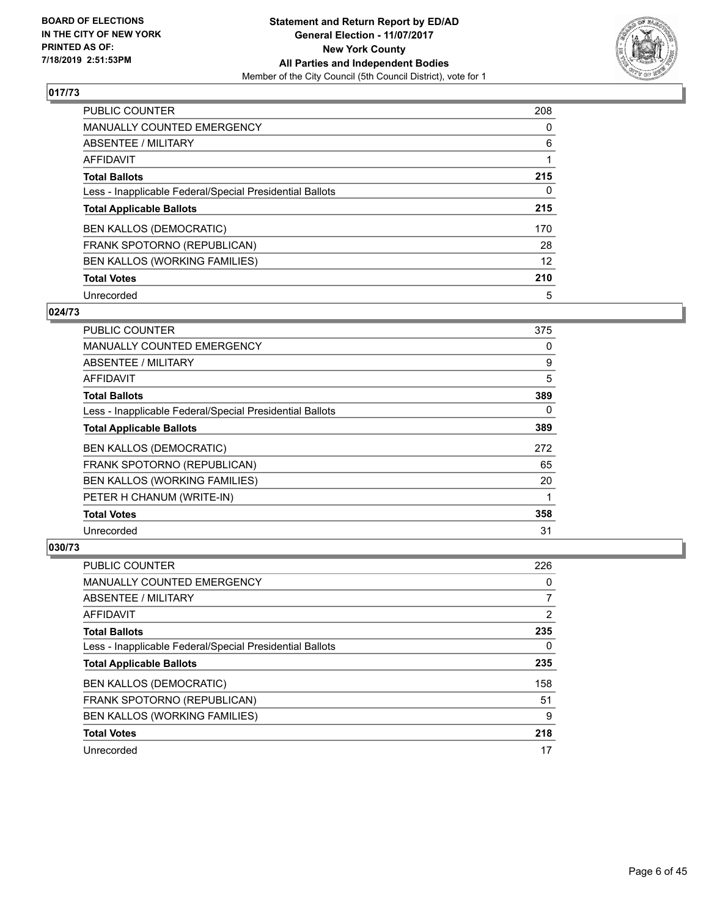## 017/73

| | |
|---|---|
| PUBLIC COUNTER | 208 |
| MANUALLY COUNTED EMERGENCY | 0 |
| ABSENTEE / MILITARY | 6 |
| AFFIDAVIT | 1 |
| **Total Ballots** | **215** |
| Less - Inapplicable Federal/Special Presidential Ballots | 0 |
| **Total Applicable Ballots** | **215** |
| BEN KALLOS (DEMOCRATIC) | 170 |
| FRANK SPOTORNO (REPUBLICAN) | 28 |
| BEN KALLOS (WORKING FAMILIES) | 12 |
| **Total Votes** | **210** |
| Unrecorded | 5 |

## 024/73

| | |
|---|---|
| PUBLIC COUNTER | 375 |
| MANUALLY COUNTED EMERGENCY | 0 |
| ABSENTEE / MILITARY | 9 |
| AFFIDAVIT | 5 |
| **Total Ballots** | **389** |
| Less - Inapplicable Federal/Special Presidential Ballots | 0 |
| **Total Applicable Ballots** | **389** |
| BEN KALLOS (DEMOCRATIC) | 272 |
| FRANK SPOTORNO (REPUBLICAN) | 65 |
| BEN KALLOS (WORKING FAMILIES) | 20 |
| PETER H CHANUM (WRITE-IN) | 1 |
| **Total Votes** | **358** |
| Unrecorded | 31 |

## 030/73

| | |
|---|---|
| PUBLIC COUNTER | 226 |
| MANUALLY COUNTED EMERGENCY | 0 |
| ABSENTEE / MILITARY | 7 |
| AFFIDAVIT | 2 |
| **Total Ballots** | **235** |
| Less - Inapplicable Federal/Special Presidential Ballots | 0 |
| **Total Applicable Ballots** | **235** |
| BEN KALLOS (DEMOCRATIC) | 158 |
| FRANK SPOTORNO (REPUBLICAN) | 51 |
| BEN KALLOS (WORKING FAMILIES) | 9 |
| **Total Votes** | **218** |
| Unrecorded | 17 |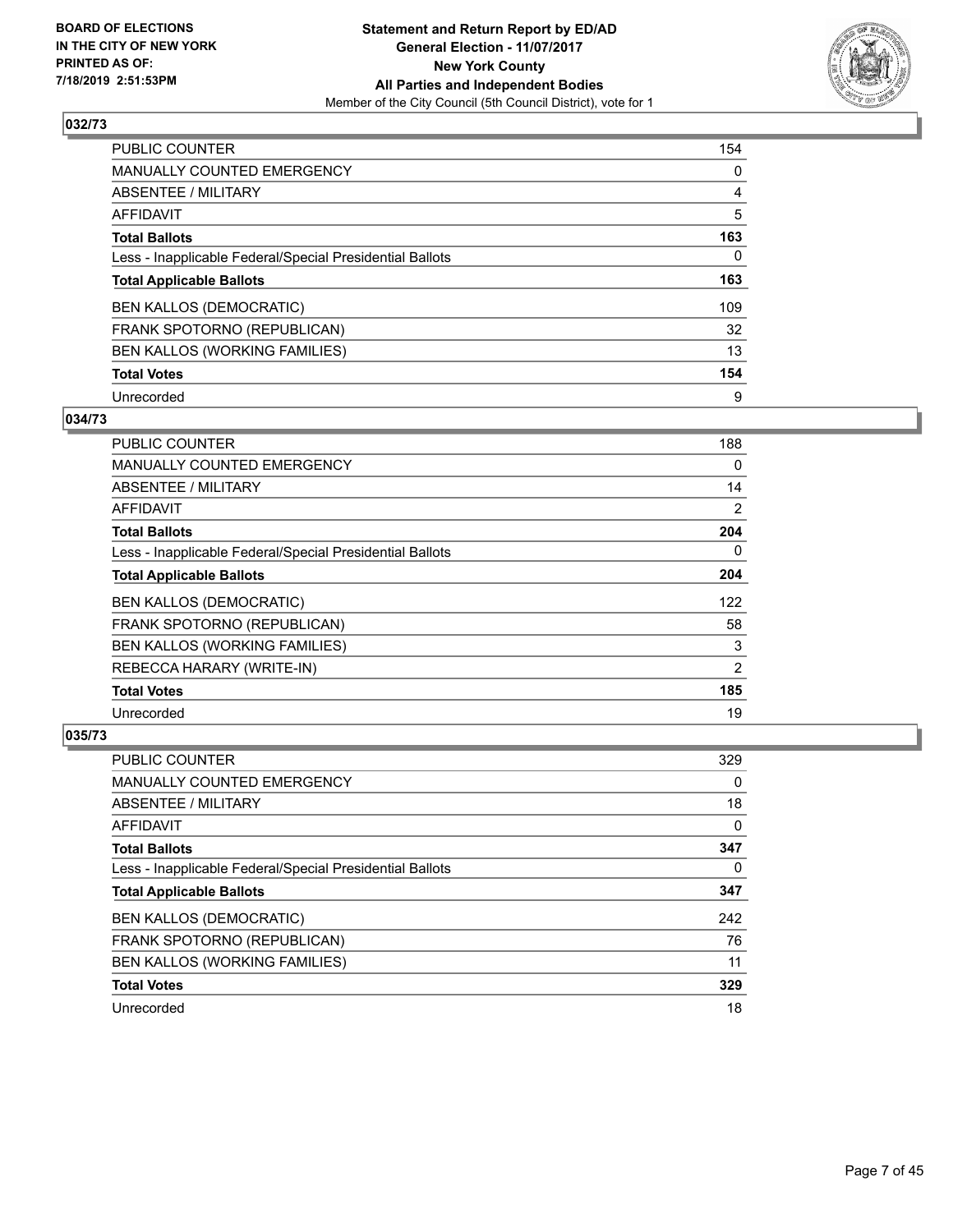BOARD OF ELECTIONS
IN THE CITY OF NEW YORK
PRINTED AS OF:
7/18/2019 2:51:53PM

**Statement and Return Report by ED/AD**
**General Election - 11/07/2017**
**New York County**
**All Parties and Independent Bodies**
Member of the City Council (5th Council District), vote for 1

### 032/73

| | |
|---|---|
| PUBLIC COUNTER | 154 |
| MANUALLY COUNTED EMERGENCY | 0 |
| ABSENTEE / MILITARY | 4 |
| AFFIDAVIT | 5 |
| **Total Ballots** | **163** |
| Less - Inapplicable Federal/Special Presidential Ballots | 0 |
| **Total Applicable Ballots** | **163** |
| BEN KALLOS (DEMOCRATIC) | 109 |
| FRANK SPOTORNO (REPUBLICAN) | 32 |
| BEN KALLOS (WORKING FAMILIES) | 13 |
| **Total Votes** | **154** |
| Unrecorded | 9 |

### 034/73

| | |
|---|---|
| PUBLIC COUNTER | 188 |
| MANUALLY COUNTED EMERGENCY | 0 |
| ABSENTEE / MILITARY | 14 |
| AFFIDAVIT | 2 |
| **Total Ballots** | **204** |
| Less - Inapplicable Federal/Special Presidential Ballots | 0 |
| **Total Applicable Ballots** | **204** |
| BEN KALLOS (DEMOCRATIC) | 122 |
| FRANK SPOTORNO (REPUBLICAN) | 58 |
| BEN KALLOS (WORKING FAMILIES) | 3 |
| REBECCA HARARY (WRITE-IN) | 2 |
| **Total Votes** | **185** |
| Unrecorded | 19 |

### 035/73

| | |
|---|---|
| PUBLIC COUNTER | 329 |
| MANUALLY COUNTED EMERGENCY | 0 |
| ABSENTEE / MILITARY | 18 |
| AFFIDAVIT | 0 |
| **Total Ballots** | **347** |
| Less - Inapplicable Federal/Special Presidential Ballots | 0 |
| **Total Applicable Ballots** | **347** |
| BEN KALLOS (DEMOCRATIC) | 242 |
| FRANK SPOTORNO (REPUBLICAN) | 76 |
| BEN KALLOS (WORKING FAMILIES) | 11 |
| **Total Votes** | **329** |
| Unrecorded | 18 |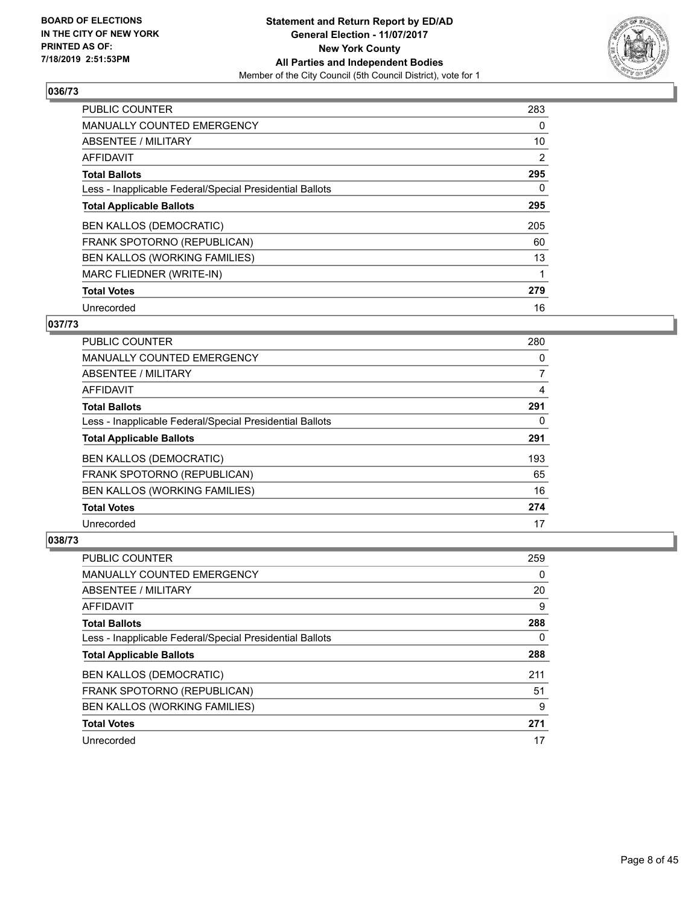**BOARD OF ELECTIONS IN THE CITY OF NEW YORK PRINTED AS OF: 7/18/2019 2:51:53PM**

**Statement and Return Report by ED/AD**
**General Election - 11/07/2017**
**New York County**
**All Parties and Independent Bodies**
Member of the City Council (5th Council District), vote for 1

### 036/73

| | |
|---|---|
| PUBLIC COUNTER | 283 |
| MANUALLY COUNTED EMERGENCY | 0 |
| ABSENTEE / MILITARY | 10 |
| AFFIDAVIT | 2 |
| **Total Ballots** | **295** |
| Less - Inapplicable Federal/Special Presidential Ballots | 0 |
| **Total Applicable Ballots** | **295** |
| BEN KALLOS (DEMOCRATIC) | 205 |
| FRANK SPOTORNO (REPUBLICAN) | 60 |
| BEN KALLOS (WORKING FAMILIES) | 13 |
| MARC FLIEDNER (WRITE-IN) | 1 |
| **Total Votes** | **279** |
| Unrecorded | 16 |

### 037/73

| | |
|---|---|
| PUBLIC COUNTER | 280 |
| MANUALLY COUNTED EMERGENCY | 0 |
| ABSENTEE / MILITARY | 7 |
| AFFIDAVIT | 4 |
| **Total Ballots** | **291** |
| Less - Inapplicable Federal/Special Presidential Ballots | 0 |
| **Total Applicable Ballots** | **291** |
| BEN KALLOS (DEMOCRATIC) | 193 |
| FRANK SPOTORNO (REPUBLICAN) | 65 |
| BEN KALLOS (WORKING FAMILIES) | 16 |
| **Total Votes** | **274** |
| Unrecorded | 17 |

### 038/73

| | |
|---|---|
| PUBLIC COUNTER | 259 |
| MANUALLY COUNTED EMERGENCY | 0 |
| ABSENTEE / MILITARY | 20 |
| AFFIDAVIT | 9 |
| **Total Ballots** | **288** |
| Less - Inapplicable Federal/Special Presidential Ballots | 0 |
| **Total Applicable Ballots** | **288** |
| BEN KALLOS (DEMOCRATIC) | 211 |
| FRANK SPOTORNO (REPUBLICAN) | 51 |
| BEN KALLOS (WORKING FAMILIES) | 9 |
| **Total Votes** | **271** |
| Unrecorded | 17 |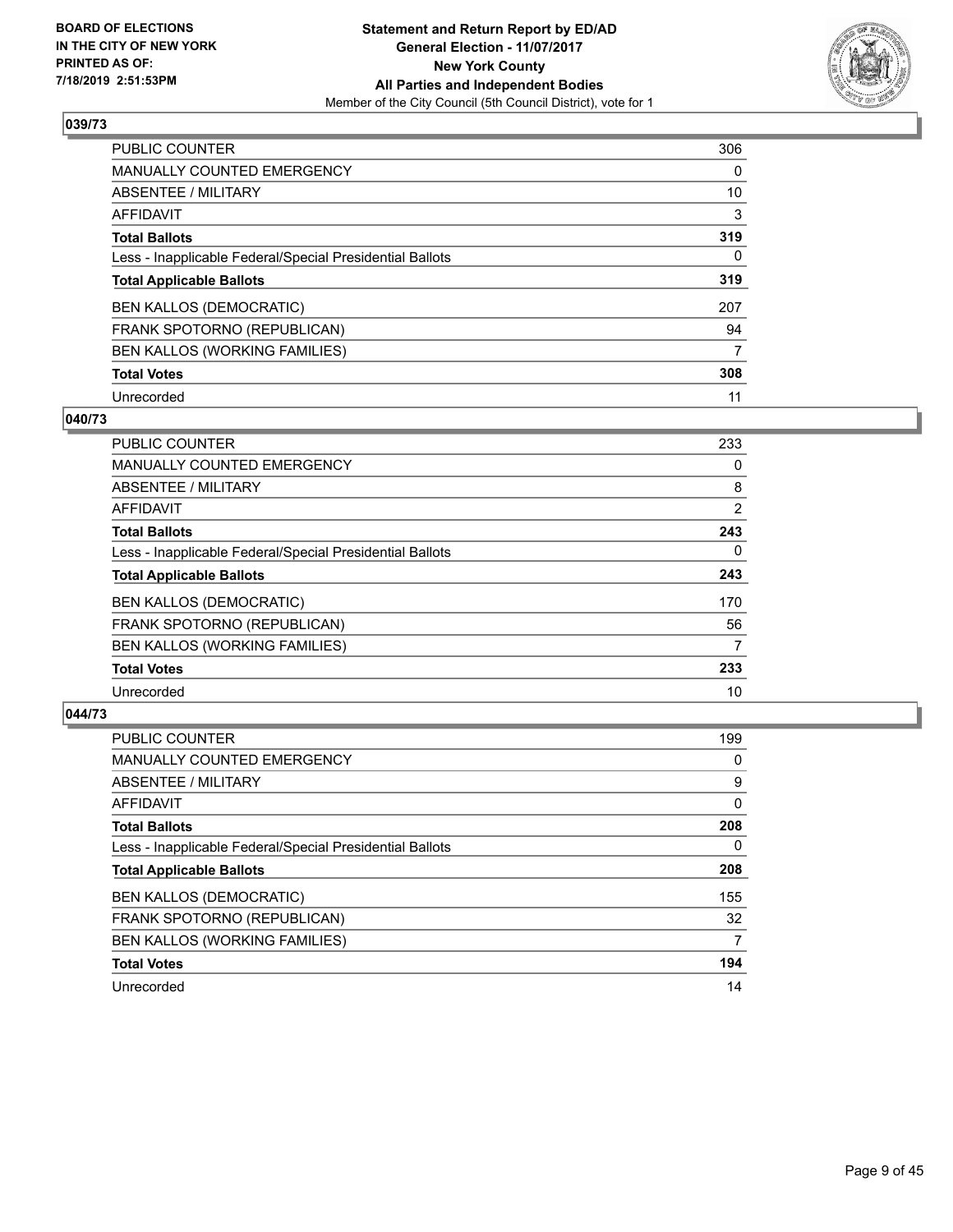## 039/73

| | |
|---|---|
| PUBLIC COUNTER | 306 |
| MANUALLY COUNTED EMERGENCY | 0 |
| ABSENTEE / MILITARY | 10 |
| AFFIDAVIT | 3 |
| **Total Ballots** | **319** |
| Less - Inapplicable Federal/Special Presidential Ballots | 0 |
| **Total Applicable Ballots** | **319** |
| BEN KALLOS (DEMOCRATIC) | 207 |
| FRANK SPOTORNO (REPUBLICAN) | 94 |
| BEN KALLOS (WORKING FAMILIES) | 7 |
| **Total Votes** | **308** |
| Unrecorded | 11 |

## 040/73

| | |
|---|---|
| PUBLIC COUNTER | 233 |
| MANUALLY COUNTED EMERGENCY | 0 |
| ABSENTEE / MILITARY | 8 |
| AFFIDAVIT | 2 |
| **Total Ballots** | **243** |
| Less - Inapplicable Federal/Special Presidential Ballots | 0 |
| **Total Applicable Ballots** | **243** |
| BEN KALLOS (DEMOCRATIC) | 170 |
| FRANK SPOTORNO (REPUBLICAN) | 56 |
| BEN KALLOS (WORKING FAMILIES) | 7 |
| **Total Votes** | **233** |
| Unrecorded | 10 |

## 044/73

| | |
|---|---|
| PUBLIC COUNTER | 199 |
| MANUALLY COUNTED EMERGENCY | 0 |
| ABSENTEE / MILITARY | 9 |
| AFFIDAVIT | 0 |
| **Total Ballots** | **208** |
| Less - Inapplicable Federal/Special Presidential Ballots | 0 |
| **Total Applicable Ballots** | **208** |
| BEN KALLOS (DEMOCRATIC) | 155 |
| FRANK SPOTORNO (REPUBLICAN) | 32 |
| BEN KALLOS (WORKING FAMILIES) | 7 |
| **Total Votes** | **194** |
| Unrecorded | 14 |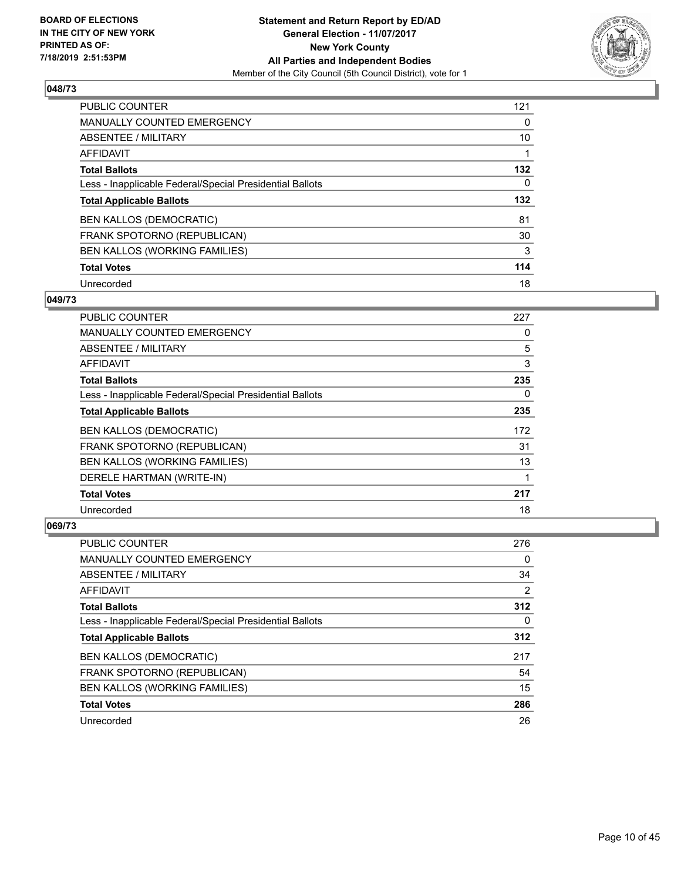**Statement and Return Report by ED/AD**
**General Election - 11/07/2017**
**New York County**
**All Parties and Independent Bodies**
Member of the City Council (5th Council District), vote for 1

BOARD OF ELECTIONS IN THE CITY OF NEW YORK PRINTED AS OF: 7/18/2019 2:51:53PM

## 048/73

| | |
|---|---|
| PUBLIC COUNTER | 121 |
| MANUALLY COUNTED EMERGENCY | 0 |
| ABSENTEE / MILITARY | 10 |
| AFFIDAVIT | 1 |
| **Total Ballots** | **132** |
| Less - Inapplicable Federal/Special Presidential Ballots | 0 |
| **Total Applicable Ballots** | **132** |
| BEN KALLOS (DEMOCRATIC) | 81 |
| FRANK SPOTORNO (REPUBLICAN) | 30 |
| BEN KALLOS (WORKING FAMILIES) | 3 |
| **Total Votes** | **114** |
| Unrecorded | 18 |

## 049/73

| | |
|---|---|
| PUBLIC COUNTER | 227 |
| MANUALLY COUNTED EMERGENCY | 0 |
| ABSENTEE / MILITARY | 5 |
| AFFIDAVIT | 3 |
| **Total Ballots** | **235** |
| Less - Inapplicable Federal/Special Presidential Ballots | 0 |
| **Total Applicable Ballots** | **235** |
| BEN KALLOS (DEMOCRATIC) | 172 |
| FRANK SPOTORNO (REPUBLICAN) | 31 |
| BEN KALLOS (WORKING FAMILIES) | 13 |
| DERELE HARTMAN (WRITE-IN) | 1 |
| **Total Votes** | **217** |
| Unrecorded | 18 |

## 069/73

| | |
|---|---|
| PUBLIC COUNTER | 276 |
| MANUALLY COUNTED EMERGENCY | 0 |
| ABSENTEE / MILITARY | 34 |
| AFFIDAVIT | 2 |
| **Total Ballots** | **312** |
| Less - Inapplicable Federal/Special Presidential Ballots | 0 |
| **Total Applicable Ballots** | **312** |
| BEN KALLOS (DEMOCRATIC) | 217 |
| FRANK SPOTORNO (REPUBLICAN) | 54 |
| BEN KALLOS (WORKING FAMILIES) | 15 |
| **Total Votes** | **286** |
| Unrecorded | 26 |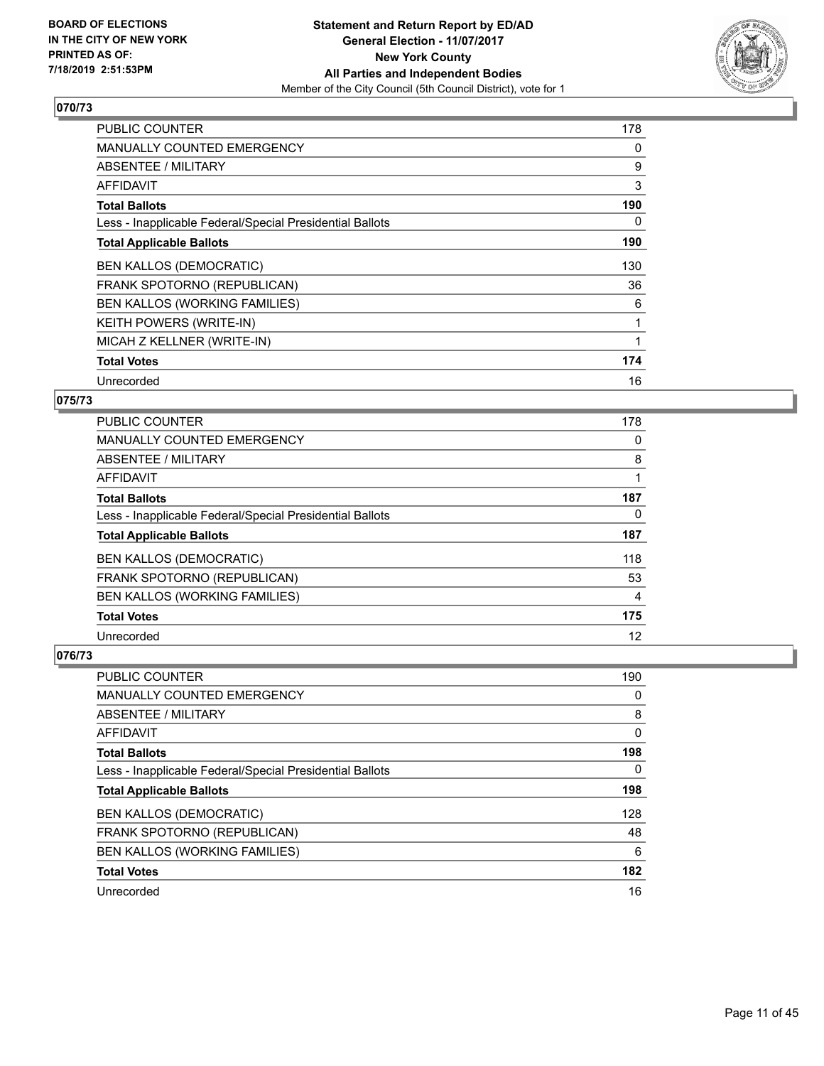## 070/73

| | |
|---|---|
| PUBLIC COUNTER | 178 |
| MANUALLY COUNTED EMERGENCY | 0 |
| ABSENTEE / MILITARY | 9 |
| AFFIDAVIT | 3 |
| **Total Ballots** | **190** |
| Less - Inapplicable Federal/Special Presidential Ballots | 0 |
| **Total Applicable Ballots** | **190** |
| BEN KALLOS (DEMOCRATIC) | 130 |
| FRANK SPOTORNO (REPUBLICAN) | 36 |
| BEN KALLOS (WORKING FAMILIES) | 6 |
| KEITH POWERS (WRITE-IN) | 1 |
| MICAH Z KELLNER (WRITE-IN) | 1 |
| **Total Votes** | **174** |
| Unrecorded | 16 |

## 075/73

| | |
|---|---|
| PUBLIC COUNTER | 178 |
| MANUALLY COUNTED EMERGENCY | 0 |
| ABSENTEE / MILITARY | 8 |
| AFFIDAVIT | 1 |
| **Total Ballots** | **187** |
| Less - Inapplicable Federal/Special Presidential Ballots | 0 |
| **Total Applicable Ballots** | **187** |
| BEN KALLOS (DEMOCRATIC) | 118 |
| FRANK SPOTORNO (REPUBLICAN) | 53 |
| BEN KALLOS (WORKING FAMILIES) | 4 |
| **Total Votes** | **175** |
| Unrecorded | 12 |

## 076/73

| | |
|---|---|
| PUBLIC COUNTER | 190 |
| MANUALLY COUNTED EMERGENCY | 0 |
| ABSENTEE / MILITARY | 8 |
| AFFIDAVIT | 0 |
| **Total Ballots** | **198** |
| Less - Inapplicable Federal/Special Presidential Ballots | 0 |
| **Total Applicable Ballots** | **198** |
| BEN KALLOS (DEMOCRATIC) | 128 |
| FRANK SPOTORNO (REPUBLICAN) | 48 |
| BEN KALLOS (WORKING FAMILIES) | 6 |
| **Total Votes** | **182** |
| Unrecorded | 16 |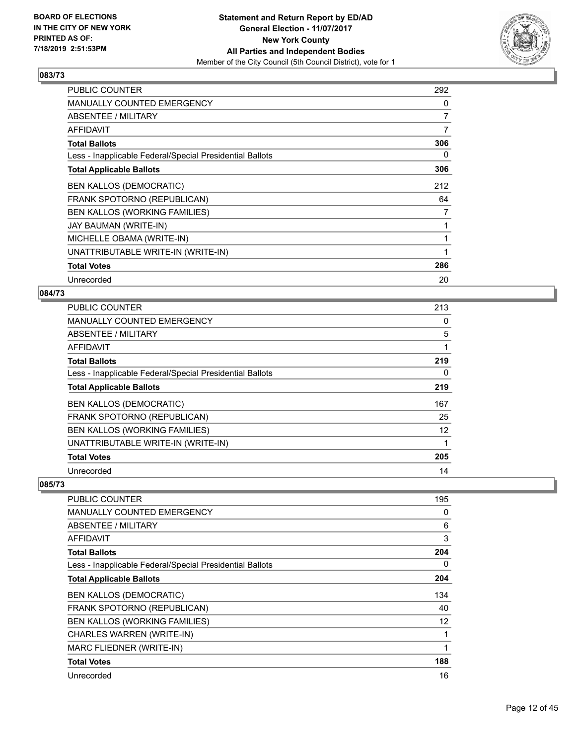BOARD OF ELECTIONS
IN THE CITY OF NEW YORK
PRINTED AS OF:
7/18/2019 2:51:53PM

**Statement and Return Report by ED/AD**
**General Election - 11/07/2017**
**New York County**
**All Parties and Independent Bodies**
Member of the City Council (5th Council District), vote for 1

### 083/73

| | |
|---|---|
| PUBLIC COUNTER | 292 |
| MANUALLY COUNTED EMERGENCY | 0 |
| ABSENTEE / MILITARY | 7 |
| AFFIDAVIT | 7 |
| **Total Ballots** | **306** |
| Less - Inapplicable Federal/Special Presidential Ballots | 0 |
| **Total Applicable Ballots** | **306** |
| BEN KALLOS (DEMOCRATIC) | 212 |
| FRANK SPOTORNO (REPUBLICAN) | 64 |
| BEN KALLOS (WORKING FAMILIES) | 7 |
| JAY BAUMAN (WRITE-IN) | 1 |
| MICHELLE OBAMA (WRITE-IN) | 1 |
| UNATTRIBUTABLE WRITE-IN (WRITE-IN) | 1 |
| **Total Votes** | **286** |
| Unrecorded | 20 |

### 084/73

| | |
|---|---|
| PUBLIC COUNTER | 213 |
| MANUALLY COUNTED EMERGENCY | 0 |
| ABSENTEE / MILITARY | 5 |
| AFFIDAVIT | 1 |
| **Total Ballots** | **219** |
| Less - Inapplicable Federal/Special Presidential Ballots | 0 |
| **Total Applicable Ballots** | **219** |
| BEN KALLOS (DEMOCRATIC) | 167 |
| FRANK SPOTORNO (REPUBLICAN) | 25 |
| BEN KALLOS (WORKING FAMILIES) | 12 |
| UNATTRIBUTABLE WRITE-IN (WRITE-IN) | 1 |
| **Total Votes** | **205** |
| Unrecorded | 14 |

### 085/73

| | |
|---|---|
| PUBLIC COUNTER | 195 |
| MANUALLY COUNTED EMERGENCY | 0 |
| ABSENTEE / MILITARY | 6 |
| AFFIDAVIT | 3 |
| **Total Ballots** | **204** |
| Less - Inapplicable Federal/Special Presidential Ballots | 0 |
| **Total Applicable Ballots** | **204** |
| BEN KALLOS (DEMOCRATIC) | 134 |
| FRANK SPOTORNO (REPUBLICAN) | 40 |
| BEN KALLOS (WORKING FAMILIES) | 12 |
| CHARLES WARREN (WRITE-IN) | 1 |
| MARC FLIEDNER (WRITE-IN) | 1 |
| **Total Votes** | **188** |
| Unrecorded | 16 |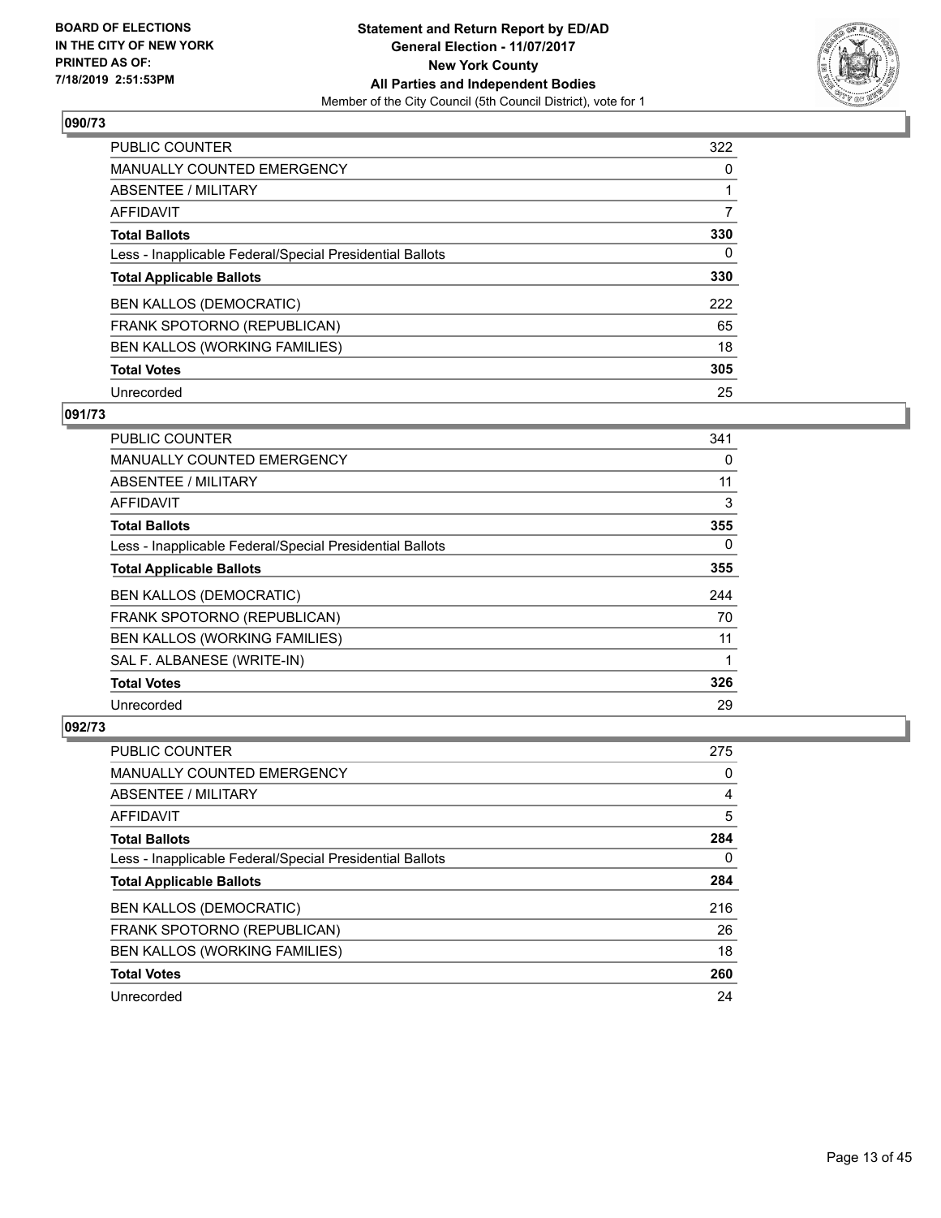**BOARD OF ELECTIONS IN THE CITY OF NEW YORK PRINTED AS OF: 7/18/2019 2:51:53PM**

**Statement and Return Report by ED/AD**
**General Election - 11/07/2017**
**New York County**
**All Parties and Independent Bodies**
Member of the City Council (5th Council District), vote for 1

## 090/73

| | |
|---|---|
| PUBLIC COUNTER | 322 |
| MANUALLY COUNTED EMERGENCY | 0 |
| ABSENTEE / MILITARY | 1 |
| AFFIDAVIT | 7 |
| **Total Ballots** | **330** |
| Less - Inapplicable Federal/Special Presidential Ballots | 0 |
| **Total Applicable Ballots** | **330** |
| BEN KALLOS (DEMOCRATIC) | 222 |
| FRANK SPOTORNO (REPUBLICAN) | 65 |
| BEN KALLOS (WORKING FAMILIES) | 18 |
| **Total Votes** | **305** |
| Unrecorded | 25 |

## 091/73

| | |
|---|---|
| PUBLIC COUNTER | 341 |
| MANUALLY COUNTED EMERGENCY | 0 |
| ABSENTEE / MILITARY | 11 |
| AFFIDAVIT | 3 |
| **Total Ballots** | **355** |
| Less - Inapplicable Federal/Special Presidential Ballots | 0 |
| **Total Applicable Ballots** | **355** |
| BEN KALLOS (DEMOCRATIC) | 244 |
| FRANK SPOTORNO (REPUBLICAN) | 70 |
| BEN KALLOS (WORKING FAMILIES) | 11 |
| SAL F. ALBANESE (WRITE-IN) | 1 |
| **Total Votes** | **326** |
| Unrecorded | 29 |

## 092/73

| | |
|---|---|
| PUBLIC COUNTER | 275 |
| MANUALLY COUNTED EMERGENCY | 0 |
| ABSENTEE / MILITARY | 4 |
| AFFIDAVIT | 5 |
| **Total Ballots** | **284** |
| Less - Inapplicable Federal/Special Presidential Ballots | 0 |
| **Total Applicable Ballots** | **284** |
| BEN KALLOS (DEMOCRATIC) | 216 |
| FRANK SPOTORNO (REPUBLICAN) | 26 |
| BEN KALLOS (WORKING FAMILIES) | 18 |
| **Total Votes** | **260** |
| Unrecorded | 24 |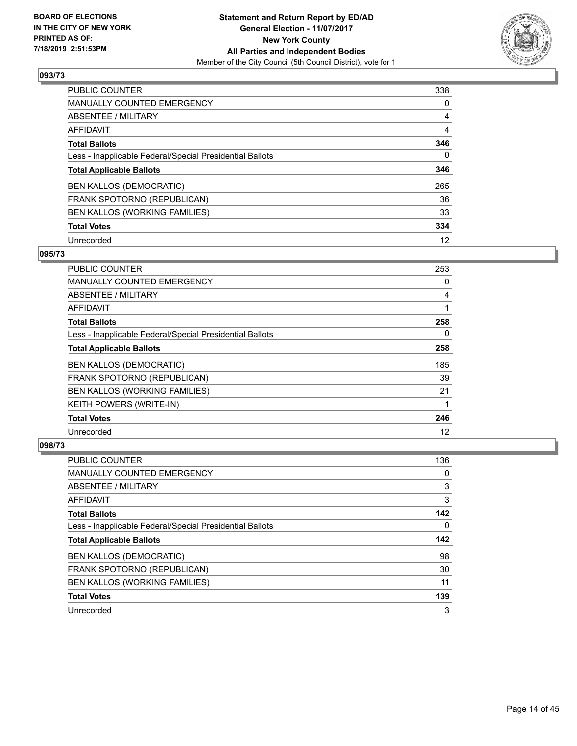BOARD OF ELECTIONS
IN THE CITY OF NEW YORK
PRINTED AS OF:
7/18/2019 2:51:53PM

**Statement and Return Report by ED/AD**
**General Election - 11/07/2017**
**New York County**
**All Parties and Independent Bodies**
Member of the City Council (5th Council District), vote for 1

### 093/73

| | |
|---|---|
| PUBLIC COUNTER | 338 |
| MANUALLY COUNTED EMERGENCY | 0 |
| ABSENTEE / MILITARY | 4 |
| AFFIDAVIT | 4 |
| **Total Ballots** | **346** |
| Less - Inapplicable Federal/Special Presidential Ballots | 0 |
| **Total Applicable Ballots** | **346** |
| BEN KALLOS (DEMOCRATIC) | 265 |
| FRANK SPOTORNO (REPUBLICAN) | 36 |
| BEN KALLOS (WORKING FAMILIES) | 33 |
| **Total Votes** | **334** |
| Unrecorded | 12 |

### 095/73

| | |
|---|---|
| PUBLIC COUNTER | 253 |
| MANUALLY COUNTED EMERGENCY | 0 |
| ABSENTEE / MILITARY | 4 |
| AFFIDAVIT | 1 |
| **Total Ballots** | **258** |
| Less - Inapplicable Federal/Special Presidential Ballots | 0 |
| **Total Applicable Ballots** | **258** |
| BEN KALLOS (DEMOCRATIC) | 185 |
| FRANK SPOTORNO (REPUBLICAN) | 39 |
| BEN KALLOS (WORKING FAMILIES) | 21 |
| KEITH POWERS (WRITE-IN) | 1 |
| **Total Votes** | **246** |
| Unrecorded | 12 |

### 098/73

| | |
|---|---|
| PUBLIC COUNTER | 136 |
| MANUALLY COUNTED EMERGENCY | 0 |
| ABSENTEE / MILITARY | 3 |
| AFFIDAVIT | 3 |
| **Total Ballots** | **142** |
| Less - Inapplicable Federal/Special Presidential Ballots | 0 |
| **Total Applicable Ballots** | **142** |
| BEN KALLOS (DEMOCRATIC) | 98 |
| FRANK SPOTORNO (REPUBLICAN) | 30 |
| BEN KALLOS (WORKING FAMILIES) | 11 |
| **Total Votes** | **139** |
| Unrecorded | 3 |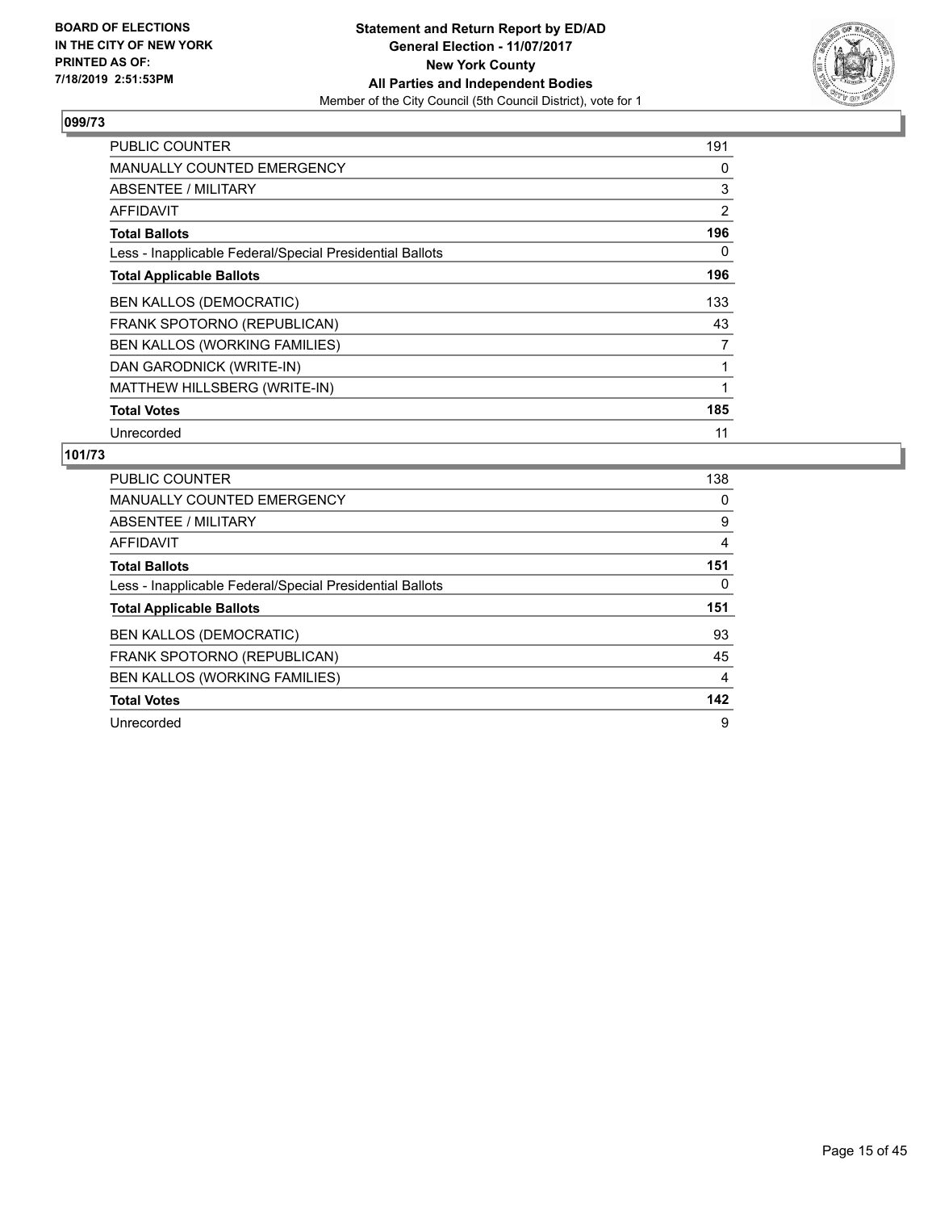**BOARD OF ELECTIONS IN THE CITY OF NEW YORK PRINTED AS OF: 7/18/2019 2:51:53PM**

**Statement and Return Report by ED/AD General Election - 11/07/2017 New York County All Parties and Independent Bodies**
Member of the City Council (5th Council District), vote for 1

### 099/73

| | |
|---|---|
| PUBLIC COUNTER | 191 |
| MANUALLY COUNTED EMERGENCY | 0 |
| ABSENTEE / MILITARY | 3 |
| AFFIDAVIT | 2 |
| **Total Ballots** | **196** |
| Less - Inapplicable Federal/Special Presidential Ballots | 0 |
| **Total Applicable Ballots** | **196** |
| BEN KALLOS (DEMOCRATIC) | 133 |
| FRANK SPOTORNO (REPUBLICAN) | 43 |
| BEN KALLOS (WORKING FAMILIES) | 7 |
| DAN GARODNICK (WRITE-IN) | 1 |
| MATTHEW HILLSBERG (WRITE-IN) | 1 |
| **Total Votes** | **185** |
| Unrecorded | 11 |

### 101/73

| | |
|---|---|
| PUBLIC COUNTER | 138 |
| MANUALLY COUNTED EMERGENCY | 0 |
| ABSENTEE / MILITARY | 9 |
| AFFIDAVIT | 4 |
| **Total Ballots** | **151** |
| Less - Inapplicable Federal/Special Presidential Ballots | 0 |
| **Total Applicable Ballots** | **151** |
| BEN KALLOS (DEMOCRATIC) | 93 |
| FRANK SPOTORNO (REPUBLICAN) | 45 |
| BEN KALLOS (WORKING FAMILIES) | 4 |
| **Total Votes** | **142** |
| Unrecorded | 9 |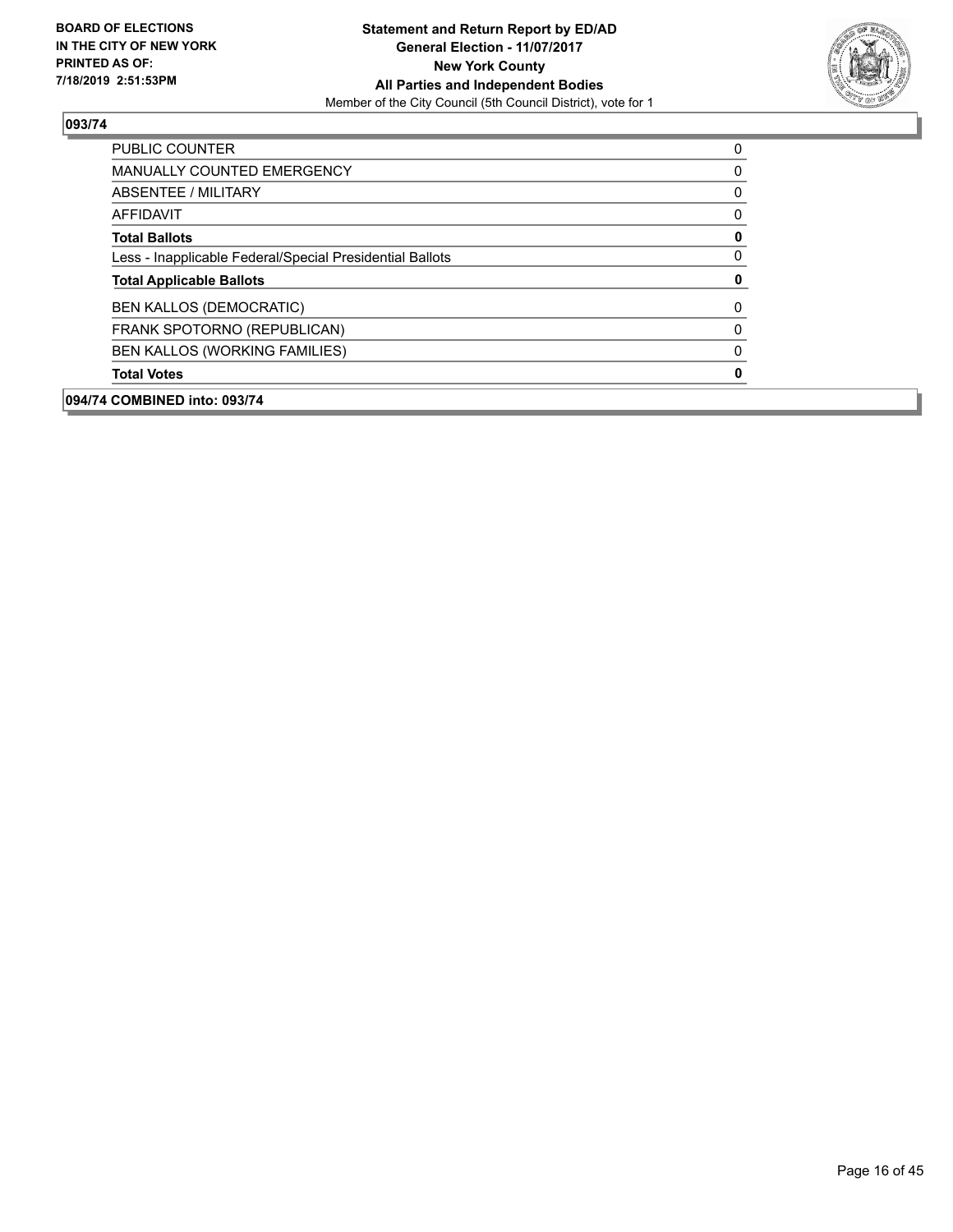## 093/74

| | |
|---|---|
| PUBLIC COUNTER | 0 |
| MANUALLY COUNTED EMERGENCY | 0 |
| ABSENTEE / MILITARY | 0 |
| AFFIDAVIT | 0 |
| **Total Ballots** | **0** |
| Less - Inapplicable Federal/Special Presidential Ballots | 0 |
| **Total Applicable Ballots** | **0** |
| BEN KALLOS (DEMOCRATIC) | 0 |
| FRANK SPOTORNO (REPUBLICAN) | 0 |
| BEN KALLOS (WORKING FAMILIES) | 0 |
| **Total Votes** | **0** |

**094/74 COMBINED into: 093/74**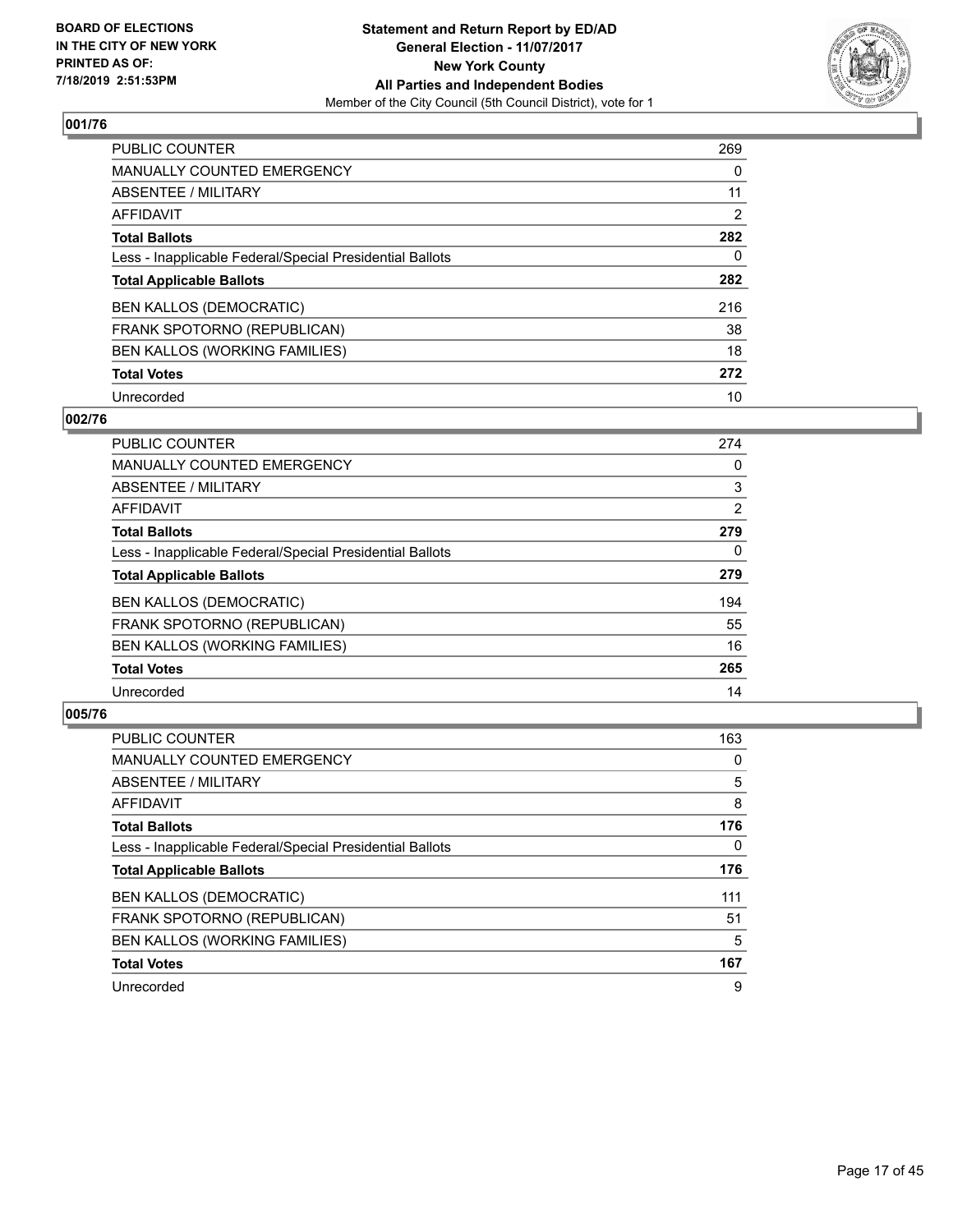**BOARD OF ELECTIONS IN THE CITY OF NEW YORK PRINTED AS OF: 7/18/2019 2:51:53PM**

**Statement and Return Report by ED/AD**
**General Election - 11/07/2017**
**New York County**
**All Parties and Independent Bodies**
Member of the City Council (5th Council District), vote for 1

### 001/76

| | |
|---|---|
| PUBLIC COUNTER | 269 |
| MANUALLY COUNTED EMERGENCY | 0 |
| ABSENTEE / MILITARY | 11 |
| AFFIDAVIT | 2 |
| **Total Ballots** | **282** |
| Less - Inapplicable Federal/Special Presidential Ballots | 0 |
| **Total Applicable Ballots** | **282** |
| BEN KALLOS (DEMOCRATIC) | 216 |
| FRANK SPOTORNO (REPUBLICAN) | 38 |
| BEN KALLOS (WORKING FAMILIES) | 18 |
| **Total Votes** | **272** |
| Unrecorded | 10 |

### 002/76

| | |
|---|---|
| PUBLIC COUNTER | 274 |
| MANUALLY COUNTED EMERGENCY | 0 |
| ABSENTEE / MILITARY | 3 |
| AFFIDAVIT | 2 |
| **Total Ballots** | **279** |
| Less - Inapplicable Federal/Special Presidential Ballots | 0 |
| **Total Applicable Ballots** | **279** |
| BEN KALLOS (DEMOCRATIC) | 194 |
| FRANK SPOTORNO (REPUBLICAN) | 55 |
| BEN KALLOS (WORKING FAMILIES) | 16 |
| **Total Votes** | **265** |
| Unrecorded | 14 |

### 005/76

| | |
|---|---|
| PUBLIC COUNTER | 163 |
| MANUALLY COUNTED EMERGENCY | 0 |
| ABSENTEE / MILITARY | 5 |
| AFFIDAVIT | 8 |
| **Total Ballots** | **176** |
| Less - Inapplicable Federal/Special Presidential Ballots | 0 |
| **Total Applicable Ballots** | **176** |
| BEN KALLOS (DEMOCRATIC) | 111 |
| FRANK SPOTORNO (REPUBLICAN) | 51 |
| BEN KALLOS (WORKING FAMILIES) | 5 |
| **Total Votes** | **167** |
| Unrecorded | 9 |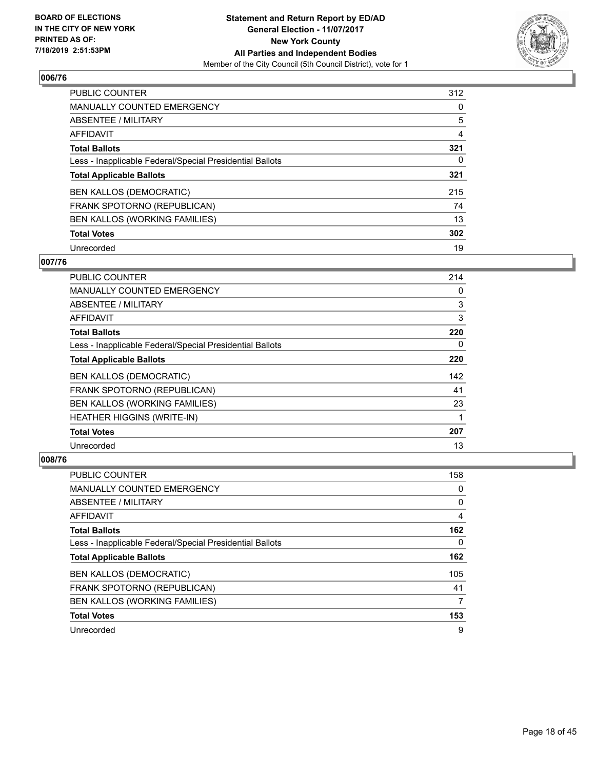BOARD OF ELECTIONS
IN THE CITY OF NEW YORK
PRINTED AS OF:
7/18/2019 2:51:53PM

**Statement and Return Report by ED/AD**
**General Election - 11/07/2017**
**New York County**
**All Parties and Independent Bodies**
Member of the City Council (5th Council District), vote for 1

## 006/76

| | |
|---|---|
| PUBLIC COUNTER | 312 |
| MANUALLY COUNTED EMERGENCY | 0 |
| ABSENTEE / MILITARY | 5 |
| AFFIDAVIT | 4 |
| **Total Ballots** | **321** |
| Less - Inapplicable Federal/Special Presidential Ballots | 0 |
| **Total Applicable Ballots** | **321** |
| BEN KALLOS (DEMOCRATIC) | 215 |
| FRANK SPOTORNO (REPUBLICAN) | 74 |
| BEN KALLOS (WORKING FAMILIES) | 13 |
| **Total Votes** | **302** |
| Unrecorded | 19 |

## 007/76

| | |
|---|---|
| PUBLIC COUNTER | 214 |
| MANUALLY COUNTED EMERGENCY | 0 |
| ABSENTEE / MILITARY | 3 |
| AFFIDAVIT | 3 |
| **Total Ballots** | **220** |
| Less - Inapplicable Federal/Special Presidential Ballots | 0 |
| **Total Applicable Ballots** | **220** |
| BEN KALLOS (DEMOCRATIC) | 142 |
| FRANK SPOTORNO (REPUBLICAN) | 41 |
| BEN KALLOS (WORKING FAMILIES) | 23 |
| HEATHER HIGGINS (WRITE-IN) | 1 |
| **Total Votes** | **207** |
| Unrecorded | 13 |

## 008/76

| | |
|---|---|
| PUBLIC COUNTER | 158 |
| MANUALLY COUNTED EMERGENCY | 0 |
| ABSENTEE / MILITARY | 0 |
| AFFIDAVIT | 4 |
| **Total Ballots** | **162** |
| Less - Inapplicable Federal/Special Presidential Ballots | 0 |
| **Total Applicable Ballots** | **162** |
| BEN KALLOS (DEMOCRATIC) | 105 |
| FRANK SPOTORNO (REPUBLICAN) | 41 |
| BEN KALLOS (WORKING FAMILIES) | 7 |
| **Total Votes** | **153** |
| Unrecorded | 9 |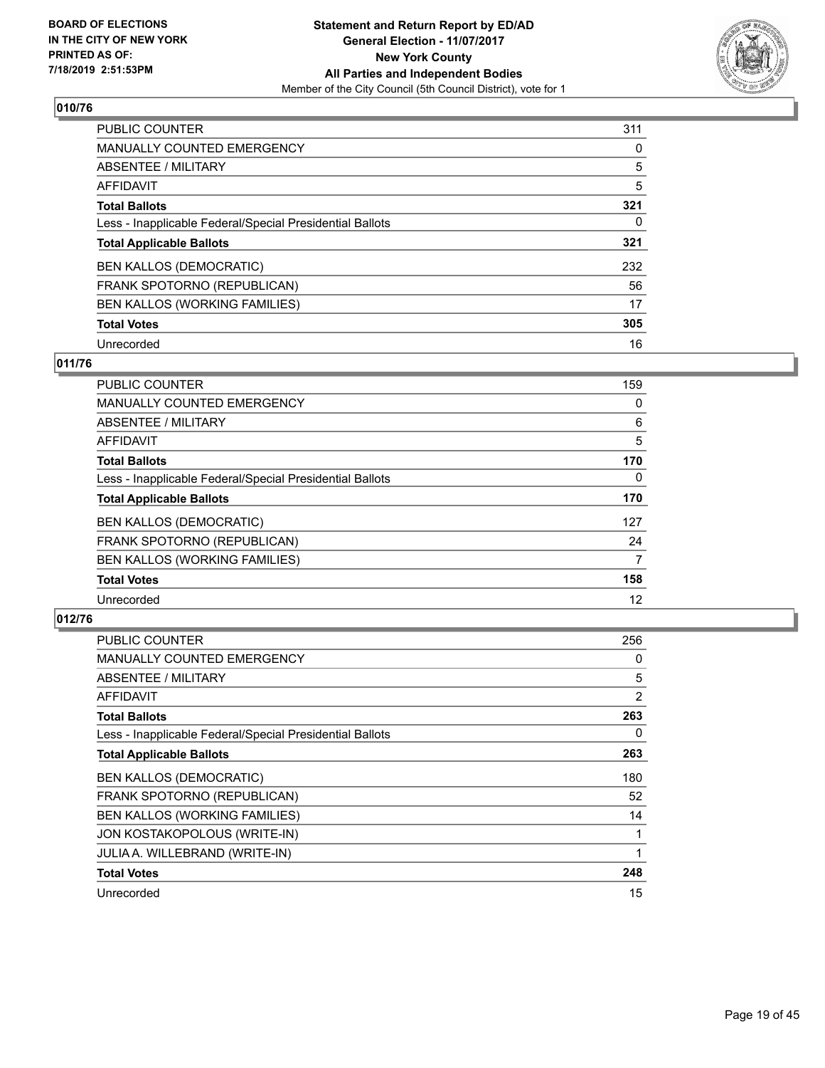**BOARD OF ELECTIONS IN THE CITY OF NEW YORK PRINTED AS OF: 7/18/2019 2:51:53PM**

**Statement and Return Report by ED/AD**
**General Election - 11/07/2017**
**New York County**
**All Parties and Independent Bodies**
Member of the City Council (5th Council District), vote for 1

### 010/76

| | |
|---|---|
| PUBLIC COUNTER | 311 |
| MANUALLY COUNTED EMERGENCY | 0 |
| ABSENTEE / MILITARY | 5 |
| AFFIDAVIT | 5 |
| **Total Ballots** | **321** |
| Less - Inapplicable Federal/Special Presidential Ballots | 0 |
| **Total Applicable Ballots** | **321** |
| BEN KALLOS (DEMOCRATIC) | 232 |
| FRANK SPOTORNO (REPUBLICAN) | 56 |
| BEN KALLOS (WORKING FAMILIES) | 17 |
| **Total Votes** | **305** |
| Unrecorded | 16 |

### 011/76

| | |
|---|---|
| PUBLIC COUNTER | 159 |
| MANUALLY COUNTED EMERGENCY | 0 |
| ABSENTEE / MILITARY | 6 |
| AFFIDAVIT | 5 |
| **Total Ballots** | **170** |
| Less - Inapplicable Federal/Special Presidential Ballots | 0 |
| **Total Applicable Ballots** | **170** |
| BEN KALLOS (DEMOCRATIC) | 127 |
| FRANK SPOTORNO (REPUBLICAN) | 24 |
| BEN KALLOS (WORKING FAMILIES) | 7 |
| **Total Votes** | **158** |
| Unrecorded | 12 |

### 012/76

| | |
|---|---|
| PUBLIC COUNTER | 256 |
| MANUALLY COUNTED EMERGENCY | 0 |
| ABSENTEE / MILITARY | 5 |
| AFFIDAVIT | 2 |
| **Total Ballots** | **263** |
| Less - Inapplicable Federal/Special Presidential Ballots | 0 |
| **Total Applicable Ballots** | **263** |
| BEN KALLOS (DEMOCRATIC) | 180 |
| FRANK SPOTORNO (REPUBLICAN) | 52 |
| BEN KALLOS (WORKING FAMILIES) | 14 |
| JON KOSTAKOPOLOUS (WRITE-IN) | 1 |
| JULIA A. WILLEBRAND (WRITE-IN) | 1 |
| **Total Votes** | **248** |
| Unrecorded | 15 |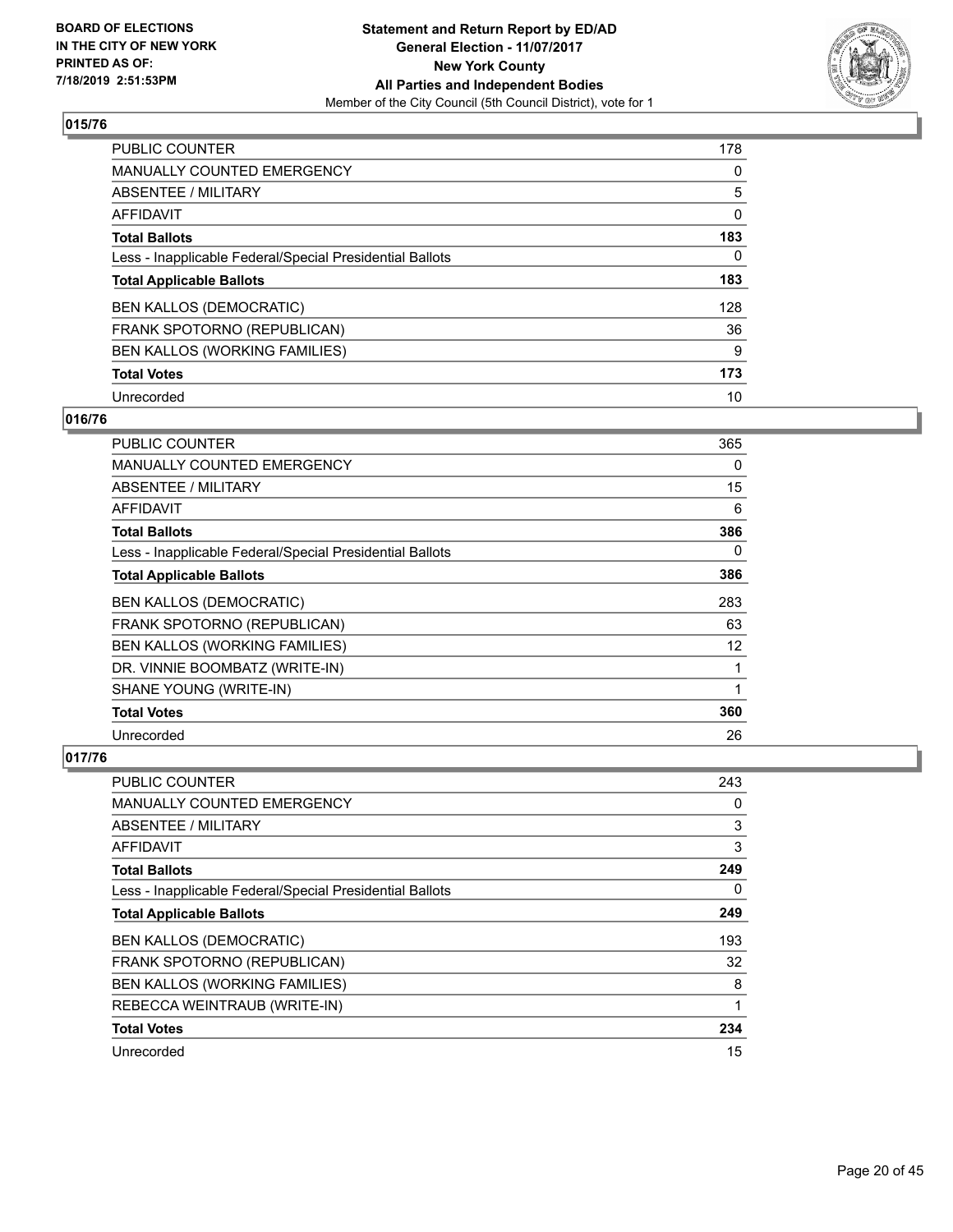## 015/76

| | |
|---|---|
| PUBLIC COUNTER | 178 |
| MANUALLY COUNTED EMERGENCY | 0 |
| ABSENTEE / MILITARY | 5 |
| AFFIDAVIT | 0 |
| **Total Ballots** | **183** |
| Less - Inapplicable Federal/Special Presidential Ballots | 0 |
| **Total Applicable Ballots** | **183** |
| BEN KALLOS (DEMOCRATIC) | 128 |
| FRANK SPOTORNO (REPUBLICAN) | 36 |
| BEN KALLOS (WORKING FAMILIES) | 9 |
| **Total Votes** | **173** |
| Unrecorded | 10 |

## 016/76

| | |
|---|---|
| PUBLIC COUNTER | 365 |
| MANUALLY COUNTED EMERGENCY | 0 |
| ABSENTEE / MILITARY | 15 |
| AFFIDAVIT | 6 |
| **Total Ballots** | **386** |
| Less - Inapplicable Federal/Special Presidential Ballots | 0 |
| **Total Applicable Ballots** | **386** |
| BEN KALLOS (DEMOCRATIC) | 283 |
| FRANK SPOTORNO (REPUBLICAN) | 63 |
| BEN KALLOS (WORKING FAMILIES) | 12 |
| DR. VINNIE BOOMBATZ (WRITE-IN) | 1 |
| SHANE YOUNG (WRITE-IN) | 1 |
| **Total Votes** | **360** |
| Unrecorded | 26 |

## 017/76

| | |
|---|---|
| PUBLIC COUNTER | 243 |
| MANUALLY COUNTED EMERGENCY | 0 |
| ABSENTEE / MILITARY | 3 |
| AFFIDAVIT | 3 |
| **Total Ballots** | **249** |
| Less - Inapplicable Federal/Special Presidential Ballots | 0 |
| **Total Applicable Ballots** | **249** |
| BEN KALLOS (DEMOCRATIC) | 193 |
| FRANK SPOTORNO (REPUBLICAN) | 32 |
| BEN KALLOS (WORKING FAMILIES) | 8 |
| REBECCA WEINTRAUB (WRITE-IN) | 1 |
| **Total Votes** | **234** |
| Unrecorded | 15 |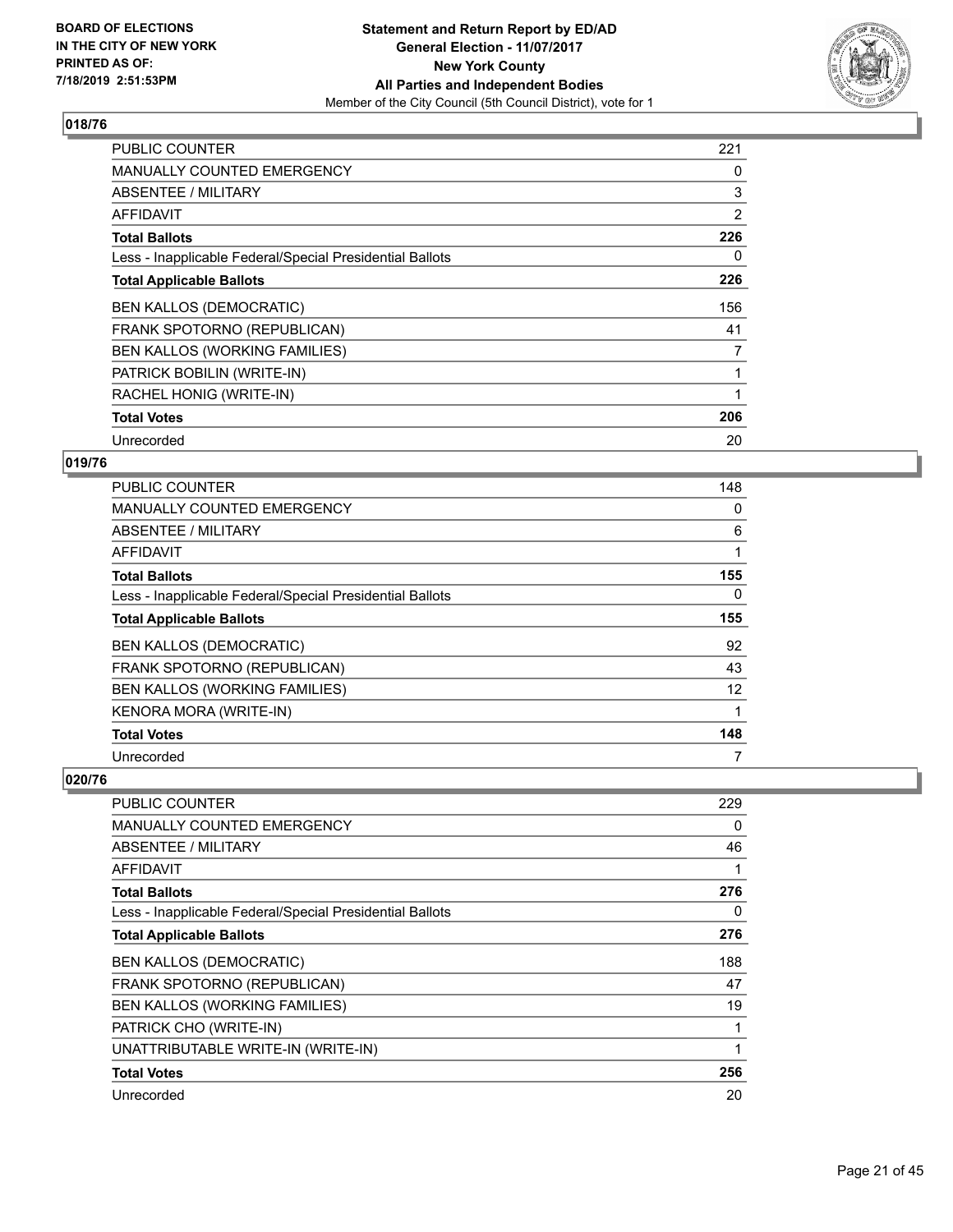### 018/76

| | |
|---|---|
| PUBLIC COUNTER | 221 |
| MANUALLY COUNTED EMERGENCY | 0 |
| ABSENTEE / MILITARY | 3 |
| AFFIDAVIT | 2 |
| **Total Ballots** | **226** |
| Less - Inapplicable Federal/Special Presidential Ballots | 0 |
| **Total Applicable Ballots** | **226** |
| BEN KALLOS (DEMOCRATIC) | 156 |
| FRANK SPOTORNO (REPUBLICAN) | 41 |
| BEN KALLOS (WORKING FAMILIES) | 7 |
| PATRICK BOBILIN (WRITE-IN) | 1 |
| RACHEL HONIG (WRITE-IN) | 1 |
| **Total Votes** | **206** |
| Unrecorded | 20 |

### 019/76

| | |
|---|---|
| PUBLIC COUNTER | 148 |
| MANUALLY COUNTED EMERGENCY | 0 |
| ABSENTEE / MILITARY | 6 |
| AFFIDAVIT | 1 |
| **Total Ballots** | **155** |
| Less - Inapplicable Federal/Special Presidential Ballots | 0 |
| **Total Applicable Ballots** | **155** |
| BEN KALLOS (DEMOCRATIC) | 92 |
| FRANK SPOTORNO (REPUBLICAN) | 43 |
| BEN KALLOS (WORKING FAMILIES) | 12 |
| KENORA MORA (WRITE-IN) | 1 |
| **Total Votes** | **148** |
| Unrecorded | 7 |

### 020/76

| | |
|---|---|
| PUBLIC COUNTER | 229 |
| MANUALLY COUNTED EMERGENCY | 0 |
| ABSENTEE / MILITARY | 46 |
| AFFIDAVIT | 1 |
| **Total Ballots** | **276** |
| Less - Inapplicable Federal/Special Presidential Ballots | 0 |
| **Total Applicable Ballots** | **276** |
| BEN KALLOS (DEMOCRATIC) | 188 |
| FRANK SPOTORNO (REPUBLICAN) | 47 |
| BEN KALLOS (WORKING FAMILIES) | 19 |
| PATRICK CHO (WRITE-IN) | 1 |
| UNATTRIBUTABLE WRITE-IN (WRITE-IN) | 1 |
| **Total Votes** | **256** |
| Unrecorded | 20 |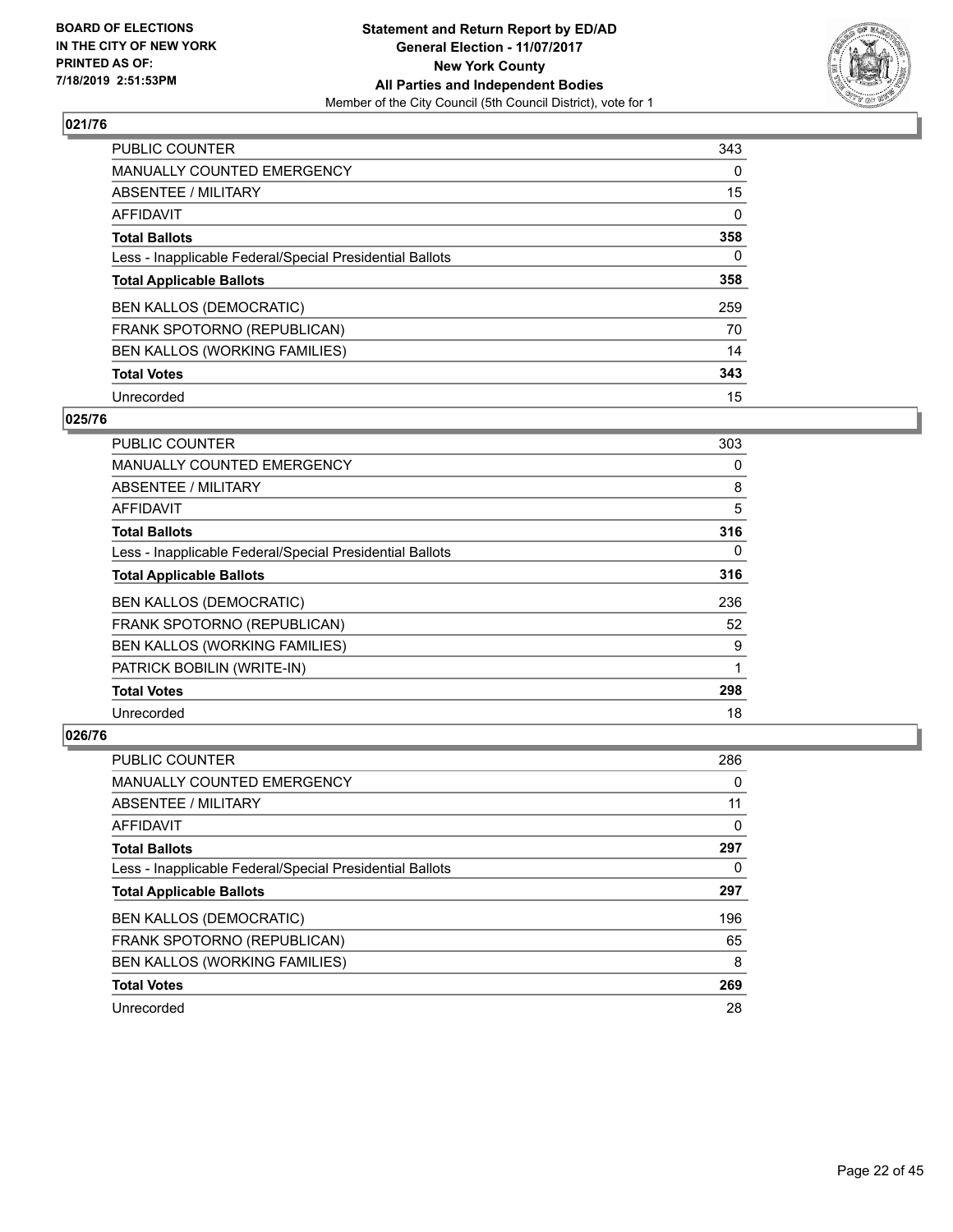**BOARD OF ELECTIONS IN THE CITY OF NEW YORK PRINTED AS OF: 7/18/2019 2:51:53PM**

**Statement and Return Report by ED/AD General Election - 11/07/2017 New York County All Parties and Independent Bodies**
Member of the City Council (5th Council District), vote for 1

### 021/76

| | |
|---|---|
| PUBLIC COUNTER | 343 |
| MANUALLY COUNTED EMERGENCY | 0 |
| ABSENTEE / MILITARY | 15 |
| AFFIDAVIT | 0 |
| **Total Ballots** | **358** |
| Less - Inapplicable Federal/Special Presidential Ballots | 0 |
| **Total Applicable Ballots** | **358** |
| BEN KALLOS (DEMOCRATIC) | 259 |
| FRANK SPOTORNO (REPUBLICAN) | 70 |
| BEN KALLOS (WORKING FAMILIES) | 14 |
| **Total Votes** | **343** |
| Unrecorded | 15 |

### 025/76

| | |
|---|---|
| PUBLIC COUNTER | 303 |
| MANUALLY COUNTED EMERGENCY | 0 |
| ABSENTEE / MILITARY | 8 |
| AFFIDAVIT | 5 |
| **Total Ballots** | **316** |
| Less - Inapplicable Federal/Special Presidential Ballots | 0 |
| **Total Applicable Ballots** | **316** |
| BEN KALLOS (DEMOCRATIC) | 236 |
| FRANK SPOTORNO (REPUBLICAN) | 52 |
| BEN KALLOS (WORKING FAMILIES) | 9 |
| PATRICK BOBILIN (WRITE-IN) | 1 |
| **Total Votes** | **298** |
| Unrecorded | 18 |

### 026/76

| | |
|---|---|
| PUBLIC COUNTER | 286 |
| MANUALLY COUNTED EMERGENCY | 0 |
| ABSENTEE / MILITARY | 11 |
| AFFIDAVIT | 0 |
| **Total Ballots** | **297** |
| Less - Inapplicable Federal/Special Presidential Ballots | 0 |
| **Total Applicable Ballots** | **297** |
| BEN KALLOS (DEMOCRATIC) | 196 |
| FRANK SPOTORNO (REPUBLICAN) | 65 |
| BEN KALLOS (WORKING FAMILIES) | 8 |
| **Total Votes** | **269** |
| Unrecorded | 28 |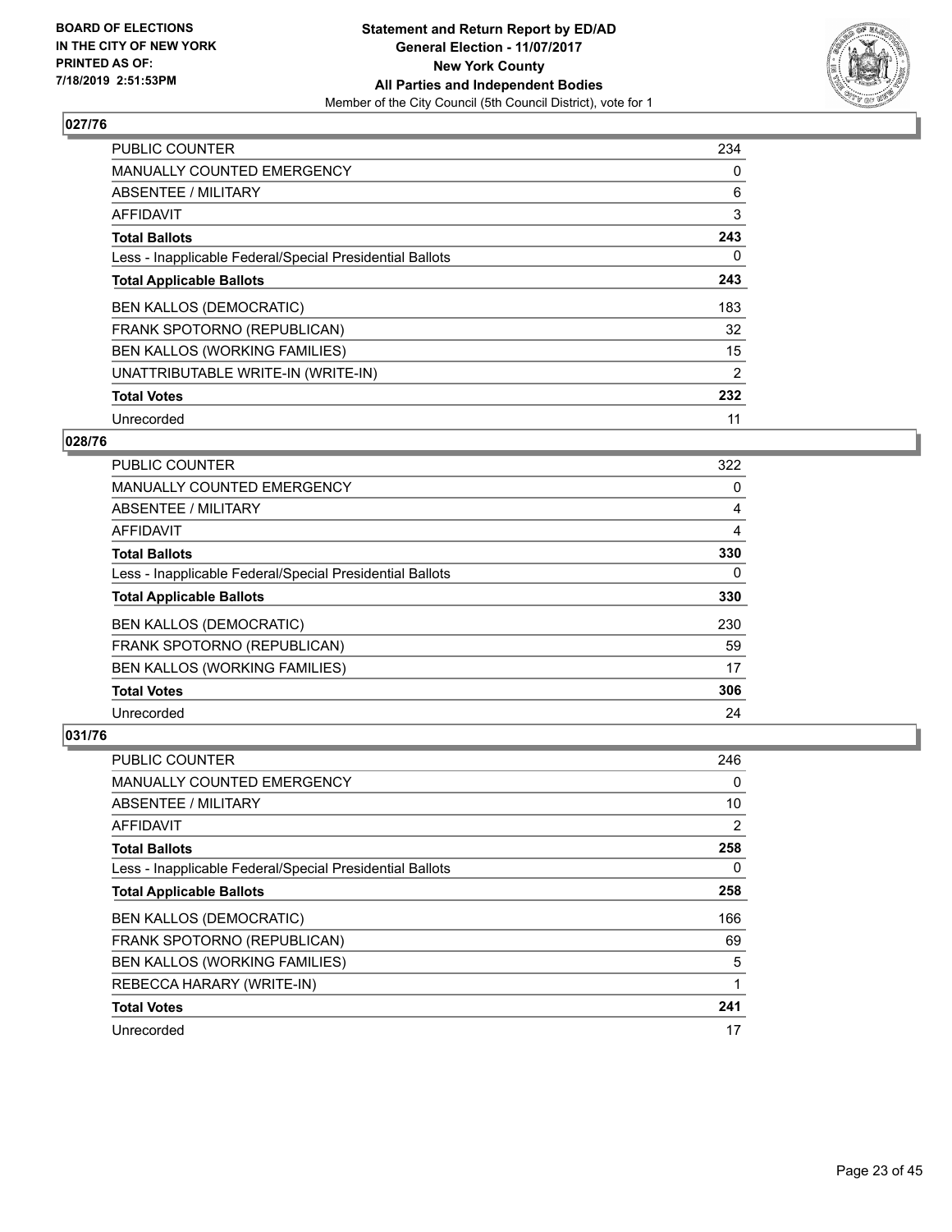## 027/76

| | |
|---|---|
| PUBLIC COUNTER | 234 |
| MANUALLY COUNTED EMERGENCY | 0 |
| ABSENTEE / MILITARY | 6 |
| AFFIDAVIT | 3 |
| **Total Ballots** | **243** |
| Less - Inapplicable Federal/Special Presidential Ballots | 0 |
| **Total Applicable Ballots** | **243** |
| BEN KALLOS (DEMOCRATIC) | 183 |
| FRANK SPOTORNO (REPUBLICAN) | 32 |
| BEN KALLOS (WORKING FAMILIES) | 15 |
| UNATTRIBUTABLE WRITE-IN (WRITE-IN) | 2 |
| **Total Votes** | **232** |
| Unrecorded | 11 |

## 028/76

| | |
|---|---|
| PUBLIC COUNTER | 322 |
| MANUALLY COUNTED EMERGENCY | 0 |
| ABSENTEE / MILITARY | 4 |
| AFFIDAVIT | 4 |
| **Total Ballots** | **330** |
| Less - Inapplicable Federal/Special Presidential Ballots | 0 |
| **Total Applicable Ballots** | **330** |
| BEN KALLOS (DEMOCRATIC) | 230 |
| FRANK SPOTORNO (REPUBLICAN) | 59 |
| BEN KALLOS (WORKING FAMILIES) | 17 |
| **Total Votes** | **306** |
| Unrecorded | 24 |

## 031/76

| | |
|---|---|
| PUBLIC COUNTER | 246 |
| MANUALLY COUNTED EMERGENCY | 0 |
| ABSENTEE / MILITARY | 10 |
| AFFIDAVIT | 2 |
| **Total Ballots** | **258** |
| Less - Inapplicable Federal/Special Presidential Ballots | 0 |
| **Total Applicable Ballots** | **258** |
| BEN KALLOS (DEMOCRATIC) | 166 |
| FRANK SPOTORNO (REPUBLICAN) | 69 |
| BEN KALLOS (WORKING FAMILIES) | 5 |
| REBECCA HARARY (WRITE-IN) | 1 |
| **Total Votes** | **241** |
| Unrecorded | 17 |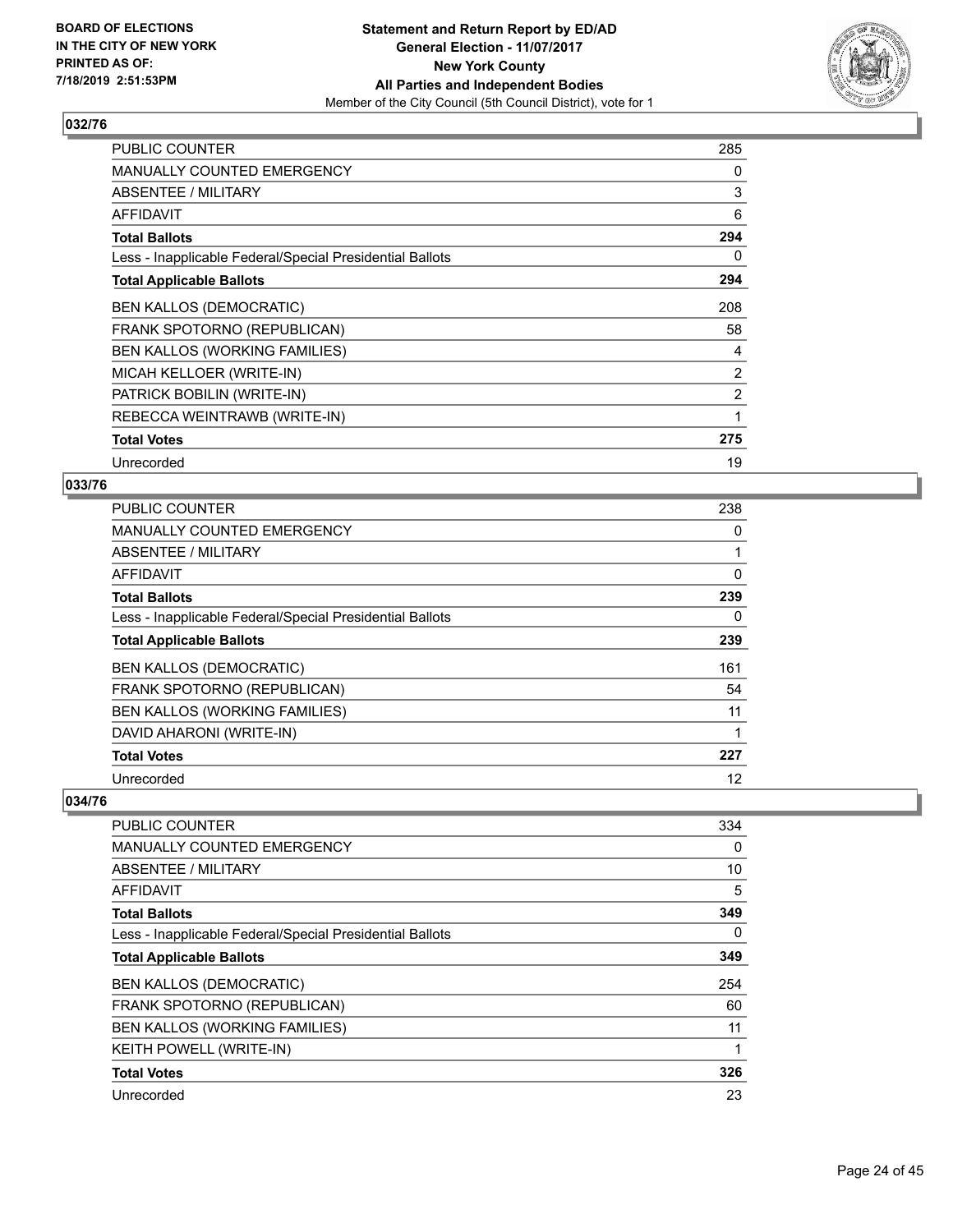## 032/76

| | |
|---|---|
| PUBLIC COUNTER | 285 |
| MANUALLY COUNTED EMERGENCY | 0 |
| ABSENTEE / MILITARY | 3 |
| AFFIDAVIT | 6 |
| **Total Ballots** | **294** |
| Less - Inapplicable Federal/Special Presidential Ballots | 0 |
| **Total Applicable Ballots** | **294** |
| BEN KALLOS (DEMOCRATIC) | 208 |
| FRANK SPOTORNO (REPUBLICAN) | 58 |
| BEN KALLOS (WORKING FAMILIES) | 4 |
| MICAH KELLOER (WRITE-IN) | 2 |
| PATRICK BOBILIN (WRITE-IN) | 2 |
| REBECCA WEINTRAWB (WRITE-IN) | 1 |
| **Total Votes** | **275** |
| Unrecorded | 19 |

## 033/76

| | |
|---|---|
| PUBLIC COUNTER | 238 |
| MANUALLY COUNTED EMERGENCY | 0 |
| ABSENTEE / MILITARY | 1 |
| AFFIDAVIT | 0 |
| **Total Ballots** | **239** |
| Less - Inapplicable Federal/Special Presidential Ballots | 0 |
| **Total Applicable Ballots** | **239** |
| BEN KALLOS (DEMOCRATIC) | 161 |
| FRANK SPOTORNO (REPUBLICAN) | 54 |
| BEN KALLOS (WORKING FAMILIES) | 11 |
| DAVID AHARONI (WRITE-IN) | 1 |
| **Total Votes** | **227** |
| Unrecorded | 12 |

## 034/76

| | |
|---|---|
| PUBLIC COUNTER | 334 |
| MANUALLY COUNTED EMERGENCY | 0 |
| ABSENTEE / MILITARY | 10 |
| AFFIDAVIT | 5 |
| **Total Ballots** | **349** |
| Less - Inapplicable Federal/Special Presidential Ballots | 0 |
| **Total Applicable Ballots** | **349** |
| BEN KALLOS (DEMOCRATIC) | 254 |
| FRANK SPOTORNO (REPUBLICAN) | 60 |
| BEN KALLOS (WORKING FAMILIES) | 11 |
| KEITH POWELL (WRITE-IN) | 1 |
| **Total Votes** | **326** |
| Unrecorded | 23 |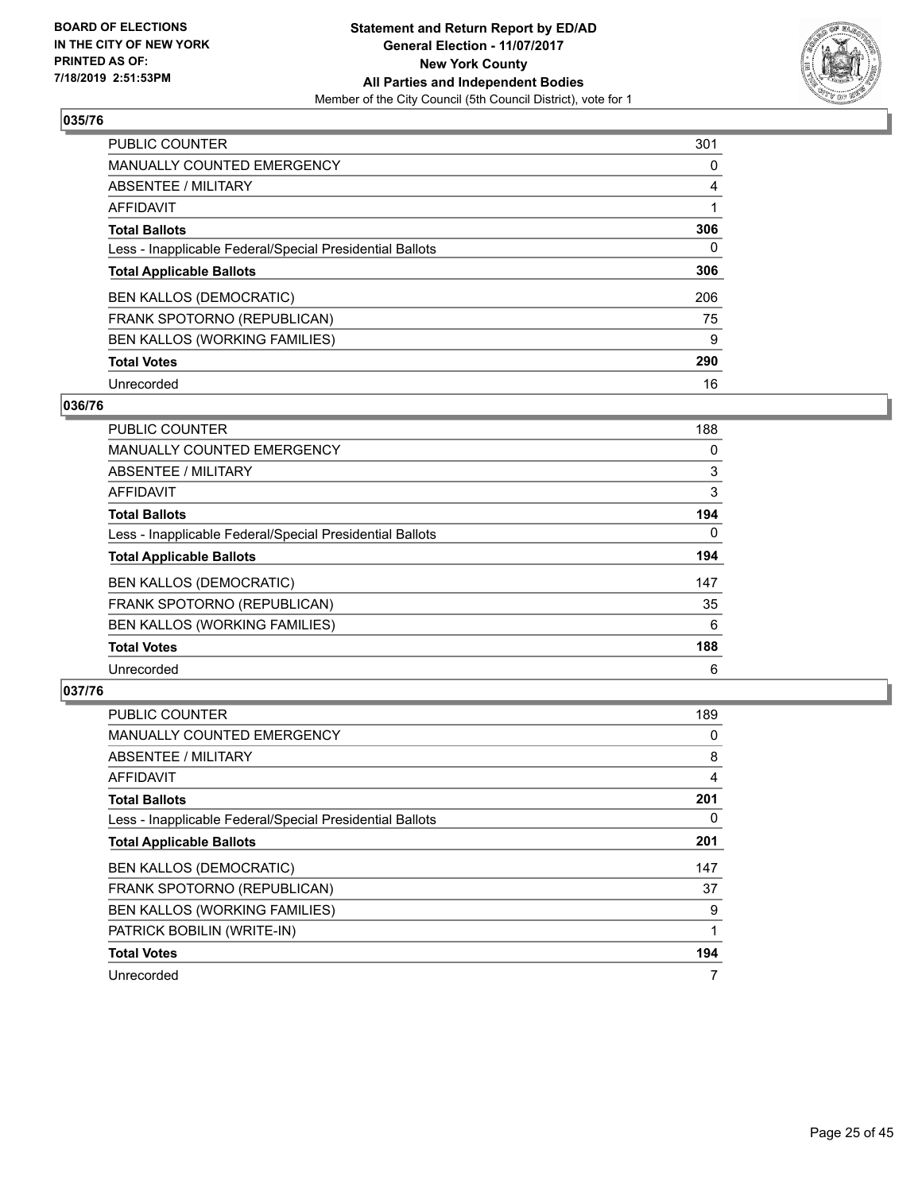**Statement and Return Report by ED/AD**
**General Election - 11/07/2017**
**New York County**
**All Parties and Independent Bodies**
Member of the City Council (5th Council District), vote for 1

BOARD OF ELECTIONS
IN THE CITY OF NEW YORK
PRINTED AS OF:
7/18/2019 2:51:53PM

## 035/76

| | |
|---|---|
| PUBLIC COUNTER | 301 |
| MANUALLY COUNTED EMERGENCY | 0 |
| ABSENTEE / MILITARY | 4 |
| AFFIDAVIT | 1 |
| **Total Ballots** | **306** |
| Less - Inapplicable Federal/Special Presidential Ballots | 0 |
| **Total Applicable Ballots** | **306** |
| BEN KALLOS (DEMOCRATIC) | 206 |
| FRANK SPOTORNO (REPUBLICAN) | 75 |
| BEN KALLOS (WORKING FAMILIES) | 9 |
| **Total Votes** | **290** |
| Unrecorded | 16 |

## 036/76

| | |
|---|---|
| PUBLIC COUNTER | 188 |
| MANUALLY COUNTED EMERGENCY | 0 |
| ABSENTEE / MILITARY | 3 |
| AFFIDAVIT | 3 |
| **Total Ballots** | **194** |
| Less - Inapplicable Federal/Special Presidential Ballots | 0 |
| **Total Applicable Ballots** | **194** |
| BEN KALLOS (DEMOCRATIC) | 147 |
| FRANK SPOTORNO (REPUBLICAN) | 35 |
| BEN KALLOS (WORKING FAMILIES) | 6 |
| **Total Votes** | **188** |
| Unrecorded | 6 |

## 037/76

| | |
|---|---|
| PUBLIC COUNTER | 189 |
| MANUALLY COUNTED EMERGENCY | 0 |
| ABSENTEE / MILITARY | 8 |
| AFFIDAVIT | 4 |
| **Total Ballots** | **201** |
| Less - Inapplicable Federal/Special Presidential Ballots | 0 |
| **Total Applicable Ballots** | **201** |
| BEN KALLOS (DEMOCRATIC) | 147 |
| FRANK SPOTORNO (REPUBLICAN) | 37 |
| BEN KALLOS (WORKING FAMILIES) | 9 |
| PATRICK BOBILIN (WRITE-IN) | 1 |
| **Total Votes** | **194** |
| Unrecorded | 7 |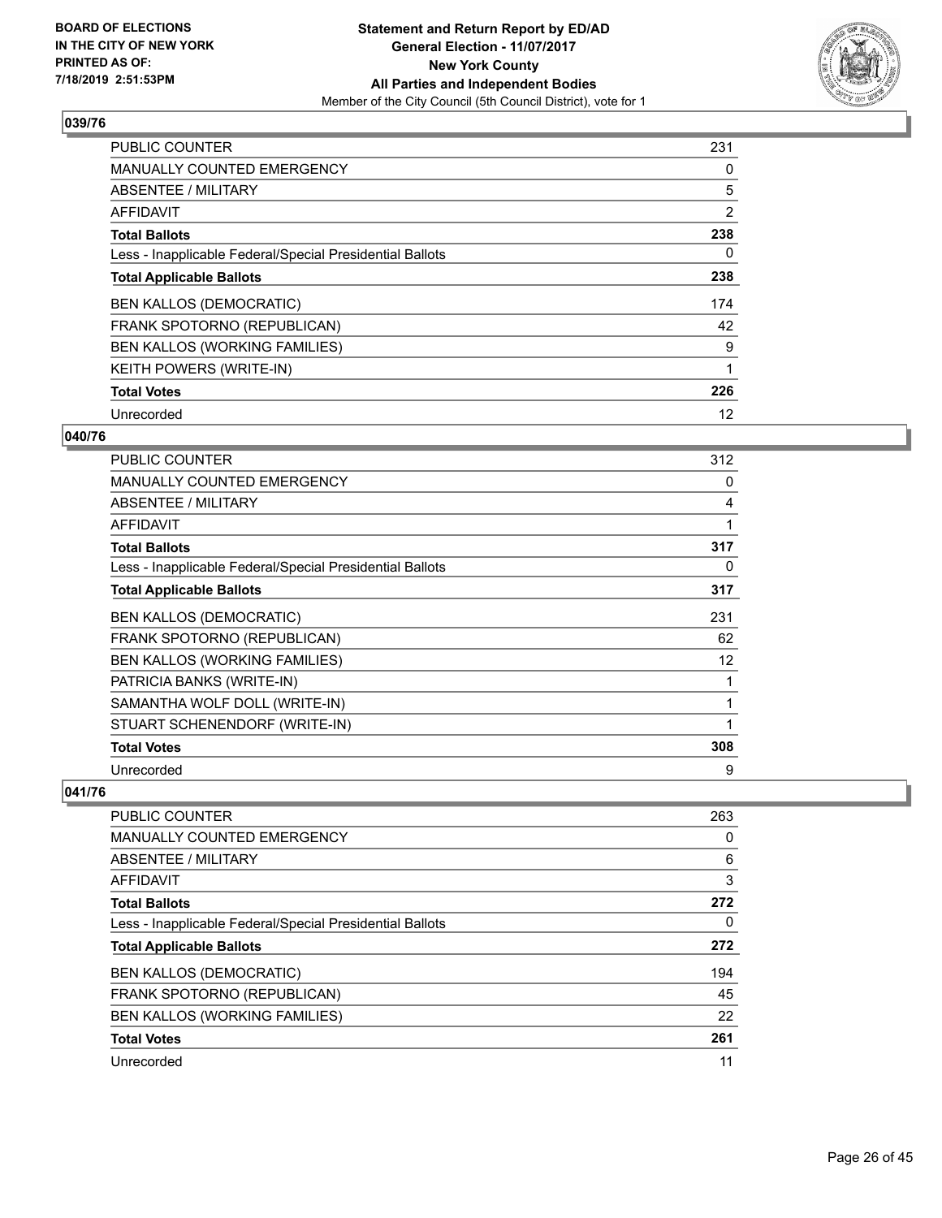## 039/76

| | |
|---|---|
| PUBLIC COUNTER | 231 |
| MANUALLY COUNTED EMERGENCY | 0 |
| ABSENTEE / MILITARY | 5 |
| AFFIDAVIT | 2 |
| **Total Ballots** | **238** |
| Less - Inapplicable Federal/Special Presidential Ballots | 0 |
| **Total Applicable Ballots** | **238** |
| BEN KALLOS (DEMOCRATIC) | 174 |
| FRANK SPOTORNO (REPUBLICAN) | 42 |
| BEN KALLOS (WORKING FAMILIES) | 9 |
| KEITH POWERS (WRITE-IN) | 1 |
| **Total Votes** | **226** |
| Unrecorded | 12 |

## 040/76

| | |
|---|---|
| PUBLIC COUNTER | 312 |
| MANUALLY COUNTED EMERGENCY | 0 |
| ABSENTEE / MILITARY | 4 |
| AFFIDAVIT | 1 |
| **Total Ballots** | **317** |
| Less - Inapplicable Federal/Special Presidential Ballots | 0 |
| **Total Applicable Ballots** | **317** |
| BEN KALLOS (DEMOCRATIC) | 231 |
| FRANK SPOTORNO (REPUBLICAN) | 62 |
| BEN KALLOS (WORKING FAMILIES) | 12 |
| PATRICIA BANKS (WRITE-IN) | 1 |
| SAMANTHA WOLF DOLL (WRITE-IN) | 1 |
| STUART SCHENENDORF (WRITE-IN) | 1 |
| **Total Votes** | **308** |
| Unrecorded | 9 |

## 041/76

| | |
|---|---|
| PUBLIC COUNTER | 263 |
| MANUALLY COUNTED EMERGENCY | 0 |
| ABSENTEE / MILITARY | 6 |
| AFFIDAVIT | 3 |
| **Total Ballots** | **272** |
| Less - Inapplicable Federal/Special Presidential Ballots | 0 |
| **Total Applicable Ballots** | **272** |
| BEN KALLOS (DEMOCRATIC) | 194 |
| FRANK SPOTORNO (REPUBLICAN) | 45 |
| BEN KALLOS (WORKING FAMILIES) | 22 |
| **Total Votes** | **261** |
| Unrecorded | 11 |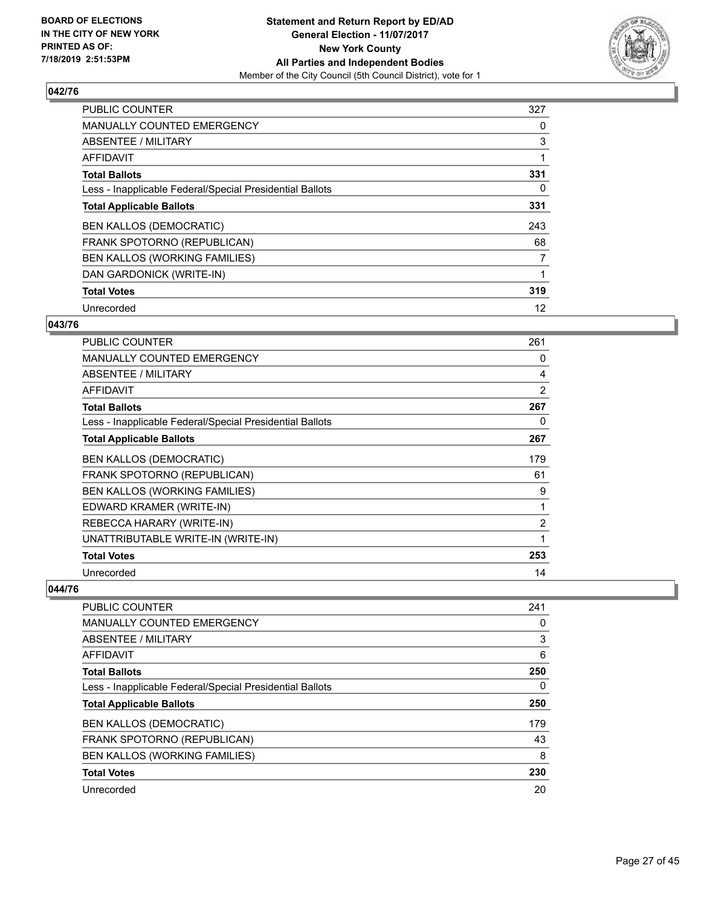## 042/76

| | |
|---|---|
| PUBLIC COUNTER | 327 |
| MANUALLY COUNTED EMERGENCY | 0 |
| ABSENTEE / MILITARY | 3 |
| AFFIDAVIT | 1 |
| **Total Ballots** | **331** |
| Less - Inapplicable Federal/Special Presidential Ballots | 0 |
| **Total Applicable Ballots** | **331** |
| BEN KALLOS (DEMOCRATIC) | 243 |
| FRANK SPOTORNO (REPUBLICAN) | 68 |
| BEN KALLOS (WORKING FAMILIES) | 7 |
| DAN GARDONICK (WRITE-IN) | 1 |
| **Total Votes** | **319** |
| Unrecorded | 12 |

## 043/76

| | |
|---|---|
| PUBLIC COUNTER | 261 |
| MANUALLY COUNTED EMERGENCY | 0 |
| ABSENTEE / MILITARY | 4 |
| AFFIDAVIT | 2 |
| **Total Ballots** | **267** |
| Less - Inapplicable Federal/Special Presidential Ballots | 0 |
| **Total Applicable Ballots** | **267** |
| BEN KALLOS (DEMOCRATIC) | 179 |
| FRANK SPOTORNO (REPUBLICAN) | 61 |
| BEN KALLOS (WORKING FAMILIES) | 9 |
| EDWARD KRAMER (WRITE-IN) | 1 |
| REBECCA HARARY (WRITE-IN) | 2 |
| UNATTRIBUTABLE WRITE-IN (WRITE-IN) | 1 |
| **Total Votes** | **253** |
| Unrecorded | 14 |

## 044/76

| | |
|---|---|
| PUBLIC COUNTER | 241 |
| MANUALLY COUNTED EMERGENCY | 0 |
| ABSENTEE / MILITARY | 3 |
| AFFIDAVIT | 6 |
| **Total Ballots** | **250** |
| Less - Inapplicable Federal/Special Presidential Ballots | 0 |
| **Total Applicable Ballots** | **250** |
| BEN KALLOS (DEMOCRATIC) | 179 |
| FRANK SPOTORNO (REPUBLICAN) | 43 |
| BEN KALLOS (WORKING FAMILIES) | 8 |
| **Total Votes** | **230** |
| Unrecorded | 20 |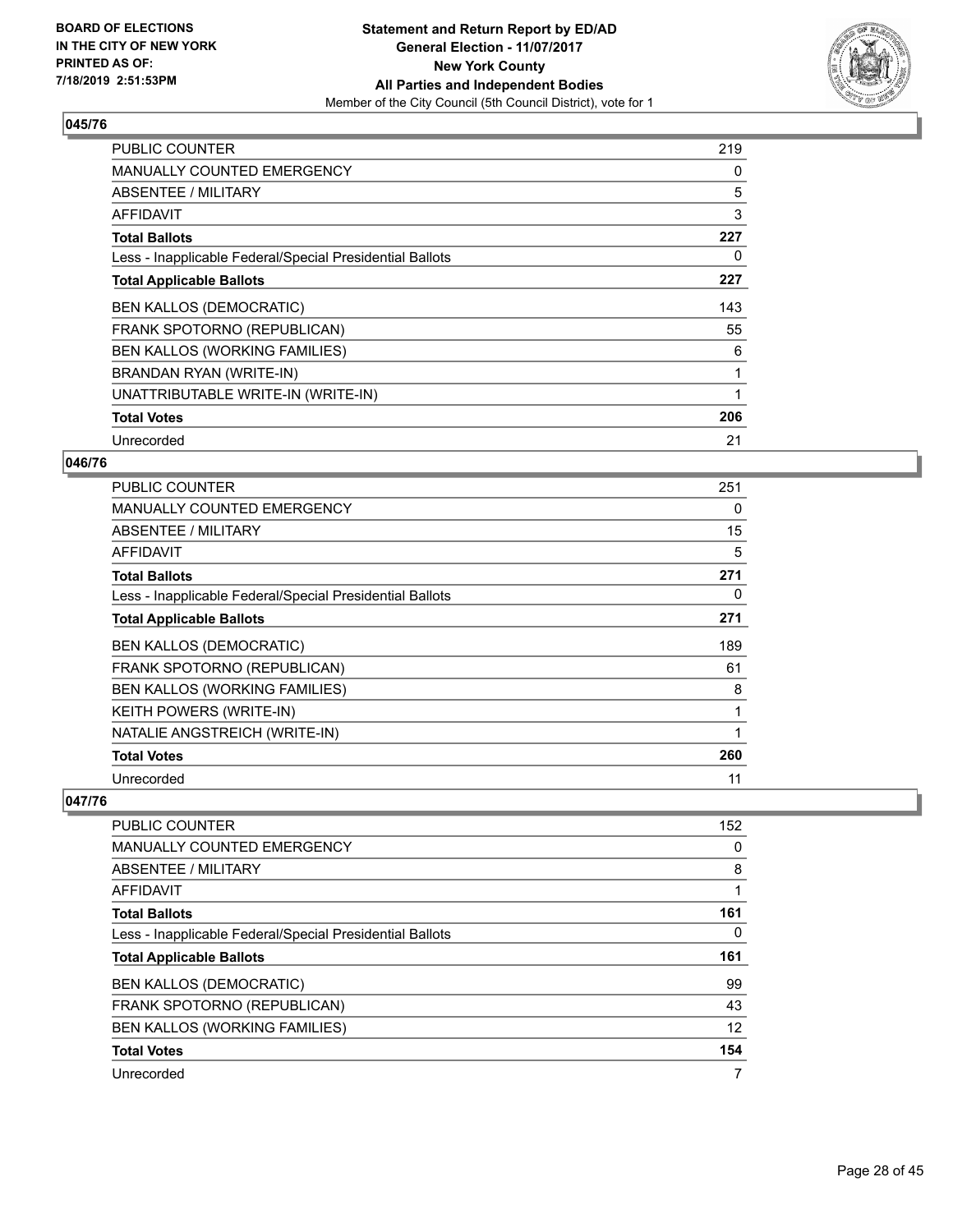## 045/76

| | |
|---|---|
| PUBLIC COUNTER | 219 |
| MANUALLY COUNTED EMERGENCY | 0 |
| ABSENTEE / MILITARY | 5 |
| AFFIDAVIT | 3 |
| **Total Ballots** | **227** |
| Less - Inapplicable Federal/Special Presidential Ballots | 0 |
| **Total Applicable Ballots** | **227** |
| BEN KALLOS (DEMOCRATIC) | 143 |
| FRANK SPOTORNO (REPUBLICAN) | 55 |
| BEN KALLOS (WORKING FAMILIES) | 6 |
| BRANDAN RYAN (WRITE-IN) | 1 |
| UNATTRIBUTABLE WRITE-IN (WRITE-IN) | 1 |
| **Total Votes** | **206** |
| Unrecorded | 21 |

## 046/76

| | |
|---|---|
| PUBLIC COUNTER | 251 |
| MANUALLY COUNTED EMERGENCY | 0 |
| ABSENTEE / MILITARY | 15 |
| AFFIDAVIT | 5 |
| **Total Ballots** | **271** |
| Less - Inapplicable Federal/Special Presidential Ballots | 0 |
| **Total Applicable Ballots** | **271** |
| BEN KALLOS (DEMOCRATIC) | 189 |
| FRANK SPOTORNO (REPUBLICAN) | 61 |
| BEN KALLOS (WORKING FAMILIES) | 8 |
| KEITH POWERS (WRITE-IN) | 1 |
| NATALIE ANGSTREICH (WRITE-IN) | 1 |
| **Total Votes** | **260** |
| Unrecorded | 11 |

## 047/76

| | |
|---|---|
| PUBLIC COUNTER | 152 |
| MANUALLY COUNTED EMERGENCY | 0 |
| ABSENTEE / MILITARY | 8 |
| AFFIDAVIT | 1 |
| **Total Ballots** | **161** |
| Less - Inapplicable Federal/Special Presidential Ballots | 0 |
| **Total Applicable Ballots** | **161** |
| BEN KALLOS (DEMOCRATIC) | 99 |
| FRANK SPOTORNO (REPUBLICAN) | 43 |
| BEN KALLOS (WORKING FAMILIES) | 12 |
| **Total Votes** | **154** |
| Unrecorded | 7 |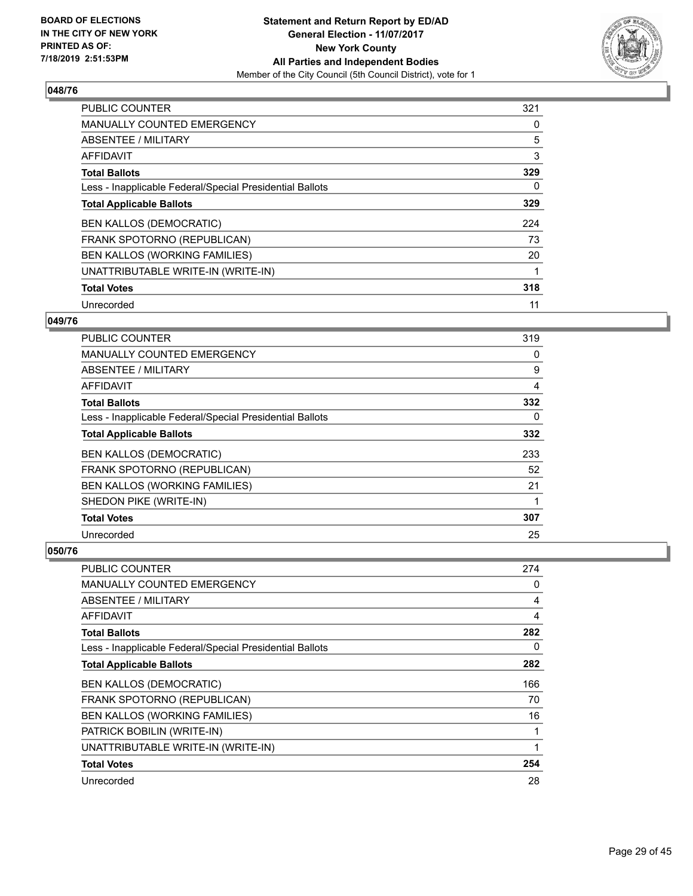## 048/76

| | |
|---|---|
| PUBLIC COUNTER | 321 |
| MANUALLY COUNTED EMERGENCY | 0 |
| ABSENTEE / MILITARY | 5 |
| AFFIDAVIT | 3 |
| **Total Ballots** | **329** |
| Less - Inapplicable Federal/Special Presidential Ballots | 0 |
| **Total Applicable Ballots** | **329** |
| BEN KALLOS (DEMOCRATIC) | 224 |
| FRANK SPOTORNO (REPUBLICAN) | 73 |
| BEN KALLOS (WORKING FAMILIES) | 20 |
| UNATTRIBUTABLE WRITE-IN (WRITE-IN) | 1 |
| **Total Votes** | **318** |
| Unrecorded | 11 |

## 049/76

| | |
|---|---|
| PUBLIC COUNTER | 319 |
| MANUALLY COUNTED EMERGENCY | 0 |
| ABSENTEE / MILITARY | 9 |
| AFFIDAVIT | 4 |
| **Total Ballots** | **332** |
| Less - Inapplicable Federal/Special Presidential Ballots | 0 |
| **Total Applicable Ballots** | **332** |
| BEN KALLOS (DEMOCRATIC) | 233 |
| FRANK SPOTORNO (REPUBLICAN) | 52 |
| BEN KALLOS (WORKING FAMILIES) | 21 |
| SHEDON PIKE (WRITE-IN) | 1 |
| **Total Votes** | **307** |
| Unrecorded | 25 |

## 050/76

| | |
|---|---|
| PUBLIC COUNTER | 274 |
| MANUALLY COUNTED EMERGENCY | 0 |
| ABSENTEE / MILITARY | 4 |
| AFFIDAVIT | 4 |
| **Total Ballots** | **282** |
| Less - Inapplicable Federal/Special Presidential Ballots | 0 |
| **Total Applicable Ballots** | **282** |
| BEN KALLOS (DEMOCRATIC) | 166 |
| FRANK SPOTORNO (REPUBLICAN) | 70 |
| BEN KALLOS (WORKING FAMILIES) | 16 |
| PATRICK BOBILIN (WRITE-IN) | 1 |
| UNATTRIBUTABLE WRITE-IN (WRITE-IN) | 1 |
| **Total Votes** | **254** |
| Unrecorded | 28 |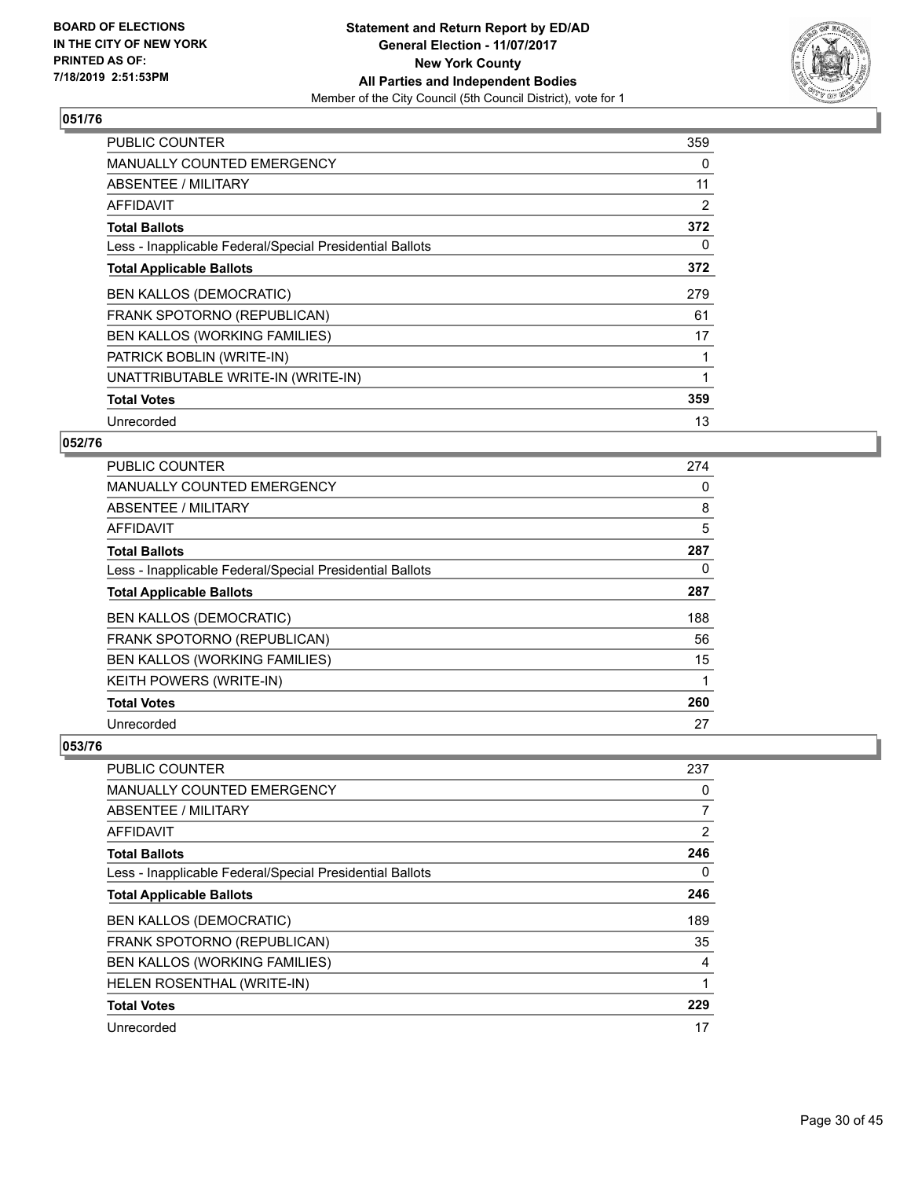### 051/76

| | |
|---|---|
| PUBLIC COUNTER | 359 |
| MANUALLY COUNTED EMERGENCY | 0 |
| ABSENTEE / MILITARY | 11 |
| AFFIDAVIT | 2 |
| **Total Ballots** | **372** |
| Less - Inapplicable Federal/Special Presidential Ballots | 0 |
| **Total Applicable Ballots** | **372** |
| BEN KALLOS (DEMOCRATIC) | 279 |
| FRANK SPOTORNO (REPUBLICAN) | 61 |
| BEN KALLOS (WORKING FAMILIES) | 17 |
| PATRICK BOBLIN (WRITE-IN) | 1 |
| UNATTRIBUTABLE WRITE-IN (WRITE-IN) | 1 |
| **Total Votes** | **359** |
| Unrecorded | 13 |

### 052/76

| | |
|---|---|
| PUBLIC COUNTER | 274 |
| MANUALLY COUNTED EMERGENCY | 0 |
| ABSENTEE / MILITARY | 8 |
| AFFIDAVIT | 5 |
| **Total Ballots** | **287** |
| Less - Inapplicable Federal/Special Presidential Ballots | 0 |
| **Total Applicable Ballots** | **287** |
| BEN KALLOS (DEMOCRATIC) | 188 |
| FRANK SPOTORNO (REPUBLICAN) | 56 |
| BEN KALLOS (WORKING FAMILIES) | 15 |
| KEITH POWERS (WRITE-IN) | 1 |
| **Total Votes** | **260** |
| Unrecorded | 27 |

### 053/76

| | |
|---|---|
| PUBLIC COUNTER | 237 |
| MANUALLY COUNTED EMERGENCY | 0 |
| ABSENTEE / MILITARY | 7 |
| AFFIDAVIT | 2 |
| **Total Ballots** | **246** |
| Less - Inapplicable Federal/Special Presidential Ballots | 0 |
| **Total Applicable Ballots** | **246** |
| BEN KALLOS (DEMOCRATIC) | 189 |
| FRANK SPOTORNO (REPUBLICAN) | 35 |
| BEN KALLOS (WORKING FAMILIES) | 4 |
| HELEN ROSENTHAL (WRITE-IN) | 1 |
| **Total Votes** | **229** |
| Unrecorded | 17 |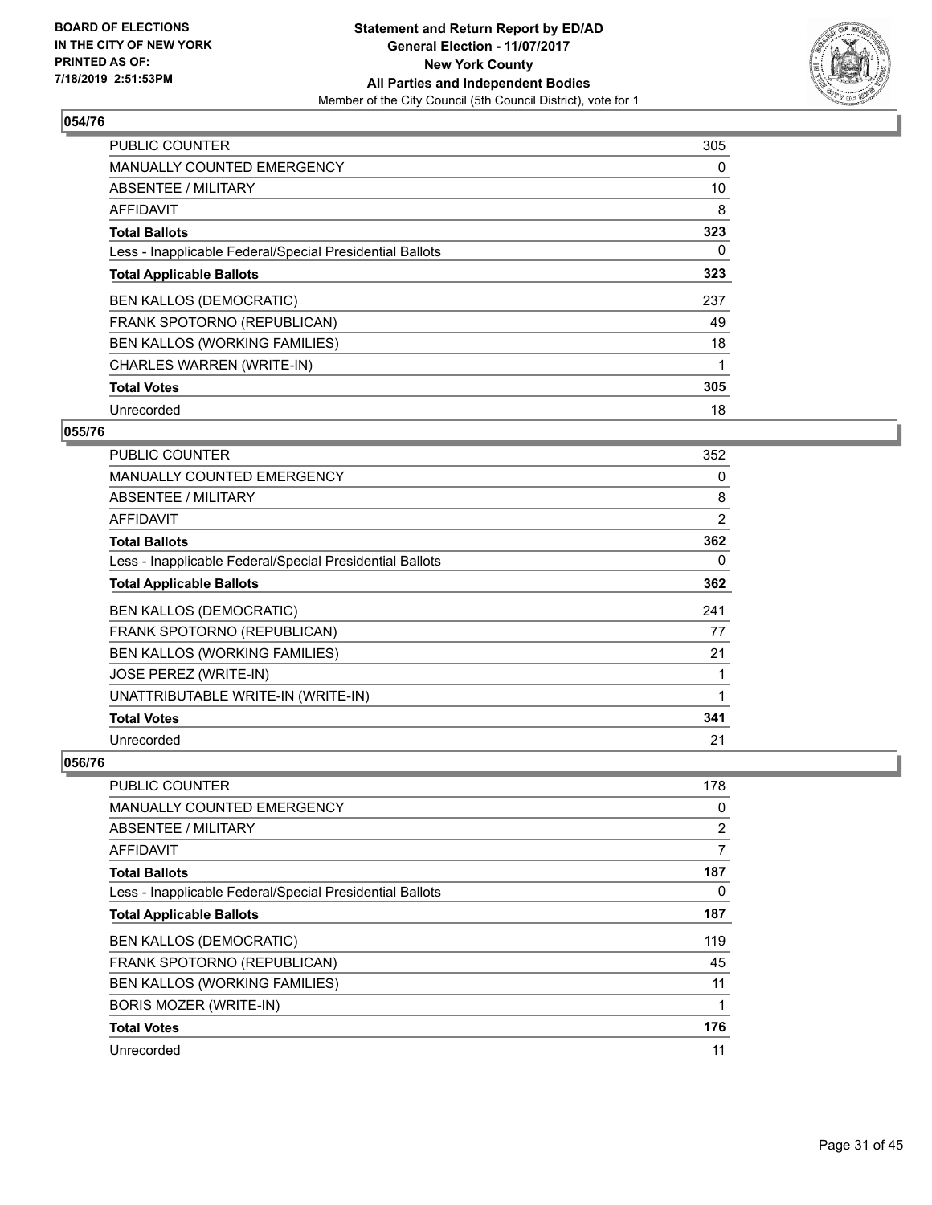**BOARD OF ELECTIONS IN THE CITY OF NEW YORK PRINTED AS OF: 7/18/2019 2:51:53PM**

**Statement and Return Report by ED/AD**
**General Election - 11/07/2017**
**New York County**
**All Parties and Independent Bodies**
Member of the City Council (5th Council District), vote for 1

### 054/76

| | |
|---|---|
| PUBLIC COUNTER | 305 |
| MANUALLY COUNTED EMERGENCY | 0 |
| ABSENTEE / MILITARY | 10 |
| AFFIDAVIT | 8 |
| **Total Ballots** | **323** |
| Less - Inapplicable Federal/Special Presidential Ballots | 0 |
| **Total Applicable Ballots** | **323** |
| BEN KALLOS (DEMOCRATIC) | 237 |
| FRANK SPOTORNO (REPUBLICAN) | 49 |
| BEN KALLOS (WORKING FAMILIES) | 18 |
| CHARLES WARREN (WRITE-IN) | 1 |
| **Total Votes** | **305** |
| Unrecorded | 18 |

### 055/76

| | |
|---|---|
| PUBLIC COUNTER | 352 |
| MANUALLY COUNTED EMERGENCY | 0 |
| ABSENTEE / MILITARY | 8 |
| AFFIDAVIT | 2 |
| **Total Ballots** | **362** |
| Less - Inapplicable Federal/Special Presidential Ballots | 0 |
| **Total Applicable Ballots** | **362** |
| BEN KALLOS (DEMOCRATIC) | 241 |
| FRANK SPOTORNO (REPUBLICAN) | 77 |
| BEN KALLOS (WORKING FAMILIES) | 21 |
| JOSE PEREZ (WRITE-IN) | 1 |
| UNATTRIBUTABLE WRITE-IN (WRITE-IN) | 1 |
| **Total Votes** | **341** |
| Unrecorded | 21 |

### 056/76

| | |
|---|---|
| PUBLIC COUNTER | 178 |
| MANUALLY COUNTED EMERGENCY | 0 |
| ABSENTEE / MILITARY | 2 |
| AFFIDAVIT | 7 |
| **Total Ballots** | **187** |
| Less - Inapplicable Federal/Special Presidential Ballots | 0 |
| **Total Applicable Ballots** | **187** |
| BEN KALLOS (DEMOCRATIC) | 119 |
| FRANK SPOTORNO (REPUBLICAN) | 45 |
| BEN KALLOS (WORKING FAMILIES) | 11 |
| BORIS MOZER (WRITE-IN) | 1 |
| **Total Votes** | **176** |
| Unrecorded | 11 |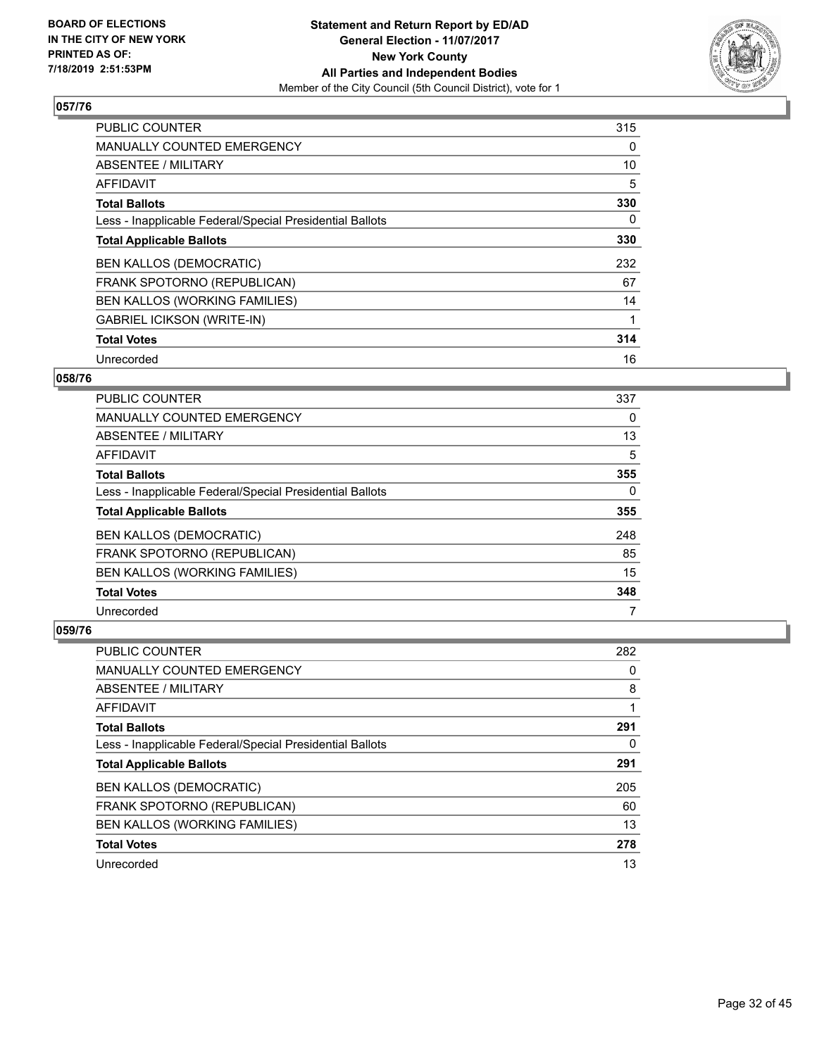## 057/76

| | |
|---|---|
| PUBLIC COUNTER | 315 |
| MANUALLY COUNTED EMERGENCY | 0 |
| ABSENTEE / MILITARY | 10 |
| AFFIDAVIT | 5 |
| **Total Ballots** | **330** |
| Less - Inapplicable Federal/Special Presidential Ballots | 0 |
| **Total Applicable Ballots** | **330** |
| BEN KALLOS (DEMOCRATIC) | 232 |
| FRANK SPOTORNO (REPUBLICAN) | 67 |
| BEN KALLOS (WORKING FAMILIES) | 14 |
| GABRIEL ICIKSON (WRITE-IN) | 1 |
| **Total Votes** | **314** |
| Unrecorded | 16 |

## 058/76

| | |
|---|---|
| PUBLIC COUNTER | 337 |
| MANUALLY COUNTED EMERGENCY | 0 |
| ABSENTEE / MILITARY | 13 |
| AFFIDAVIT | 5 |
| **Total Ballots** | **355** |
| Less - Inapplicable Federal/Special Presidential Ballots | 0 |
| **Total Applicable Ballots** | **355** |
| BEN KALLOS (DEMOCRATIC) | 248 |
| FRANK SPOTORNO (REPUBLICAN) | 85 |
| BEN KALLOS (WORKING FAMILIES) | 15 |
| **Total Votes** | **348** |
| Unrecorded | 7 |

## 059/76

| | |
|---|---|
| PUBLIC COUNTER | 282 |
| MANUALLY COUNTED EMERGENCY | 0 |
| ABSENTEE / MILITARY | 8 |
| AFFIDAVIT | 1 |
| **Total Ballots** | **291** |
| Less - Inapplicable Federal/Special Presidential Ballots | 0 |
| **Total Applicable Ballots** | **291** |
| BEN KALLOS (DEMOCRATIC) | 205 |
| FRANK SPOTORNO (REPUBLICAN) | 60 |
| BEN KALLOS (WORKING FAMILIES) | 13 |
| **Total Votes** | **278** |
| Unrecorded | 13 |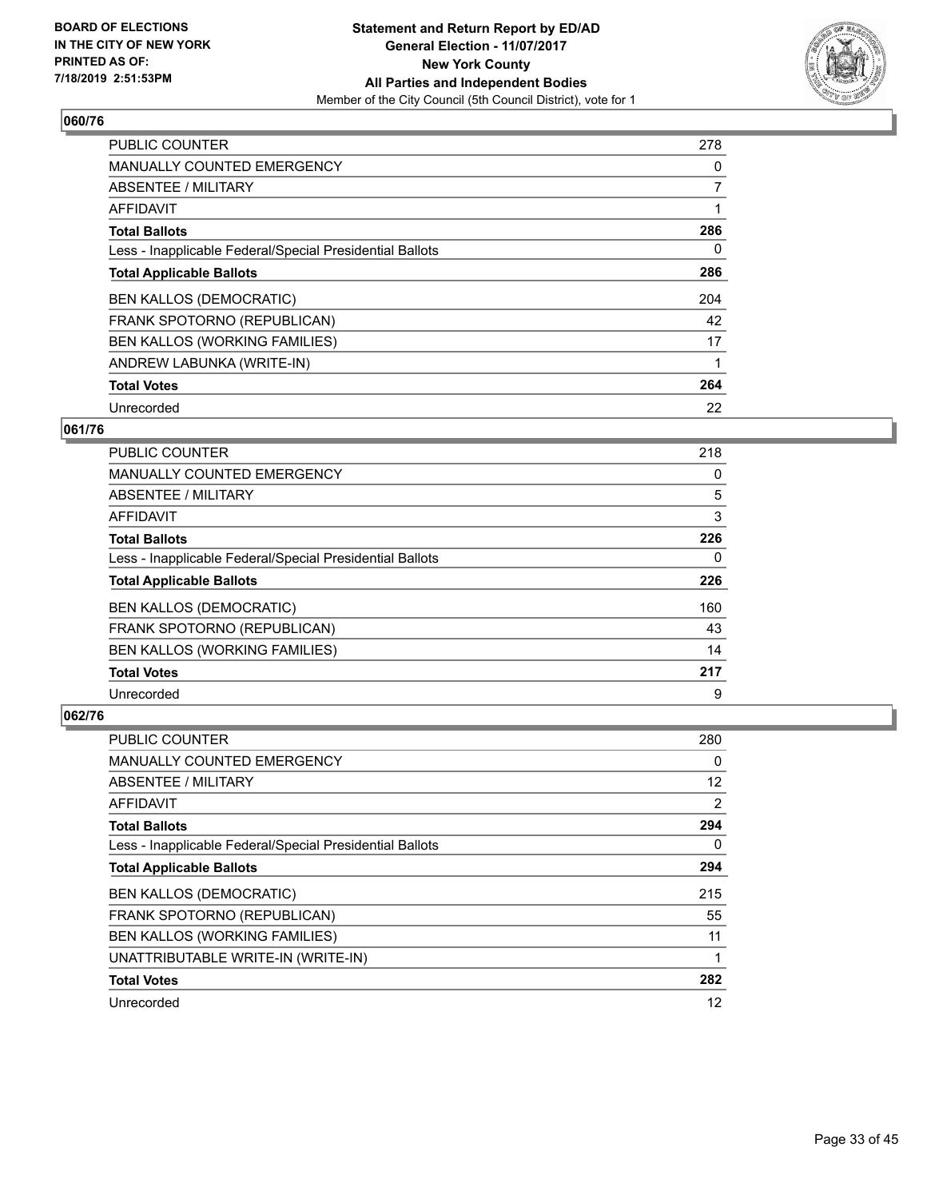**BOARD OF ELECTIONS IN THE CITY OF NEW YORK PRINTED AS OF: 7/18/2019 2:51:53PM**

**Statement and Return Report by ED/AD**
**General Election - 11/07/2017**
**New York County**
**All Parties and Independent Bodies**
Member of the City Council (5th Council District), vote for 1

### 060/76

| | |
|---|---|
| PUBLIC COUNTER | 278 |
| MANUALLY COUNTED EMERGENCY | 0 |
| ABSENTEE / MILITARY | 7 |
| AFFIDAVIT | 1 |
| **Total Ballots** | **286** |
| Less - Inapplicable Federal/Special Presidential Ballots | 0 |
| **Total Applicable Ballots** | **286** |
| BEN KALLOS (DEMOCRATIC) | 204 |
| FRANK SPOTORNO (REPUBLICAN) | 42 |
| BEN KALLOS (WORKING FAMILIES) | 17 |
| ANDREW LABUNKA (WRITE-IN) | 1 |
| **Total Votes** | **264** |
| Unrecorded | 22 |

### 061/76

| | |
|---|---|
| PUBLIC COUNTER | 218 |
| MANUALLY COUNTED EMERGENCY | 0 |
| ABSENTEE / MILITARY | 5 |
| AFFIDAVIT | 3 |
| **Total Ballots** | **226** |
| Less - Inapplicable Federal/Special Presidential Ballots | 0 |
| **Total Applicable Ballots** | **226** |
| BEN KALLOS (DEMOCRATIC) | 160 |
| FRANK SPOTORNO (REPUBLICAN) | 43 |
| BEN KALLOS (WORKING FAMILIES) | 14 |
| **Total Votes** | **217** |
| Unrecorded | 9 |

### 062/76

| | |
|---|---|
| PUBLIC COUNTER | 280 |
| MANUALLY COUNTED EMERGENCY | 0 |
| ABSENTEE / MILITARY | 12 |
| AFFIDAVIT | 2 |
| **Total Ballots** | **294** |
| Less - Inapplicable Federal/Special Presidential Ballots | 0 |
| **Total Applicable Ballots** | **294** |
| BEN KALLOS (DEMOCRATIC) | 215 |
| FRANK SPOTORNO (REPUBLICAN) | 55 |
| BEN KALLOS (WORKING FAMILIES) | 11 |
| UNATTRIBUTABLE WRITE-IN (WRITE-IN) | 1 |
| **Total Votes** | **282** |
| Unrecorded | 12 |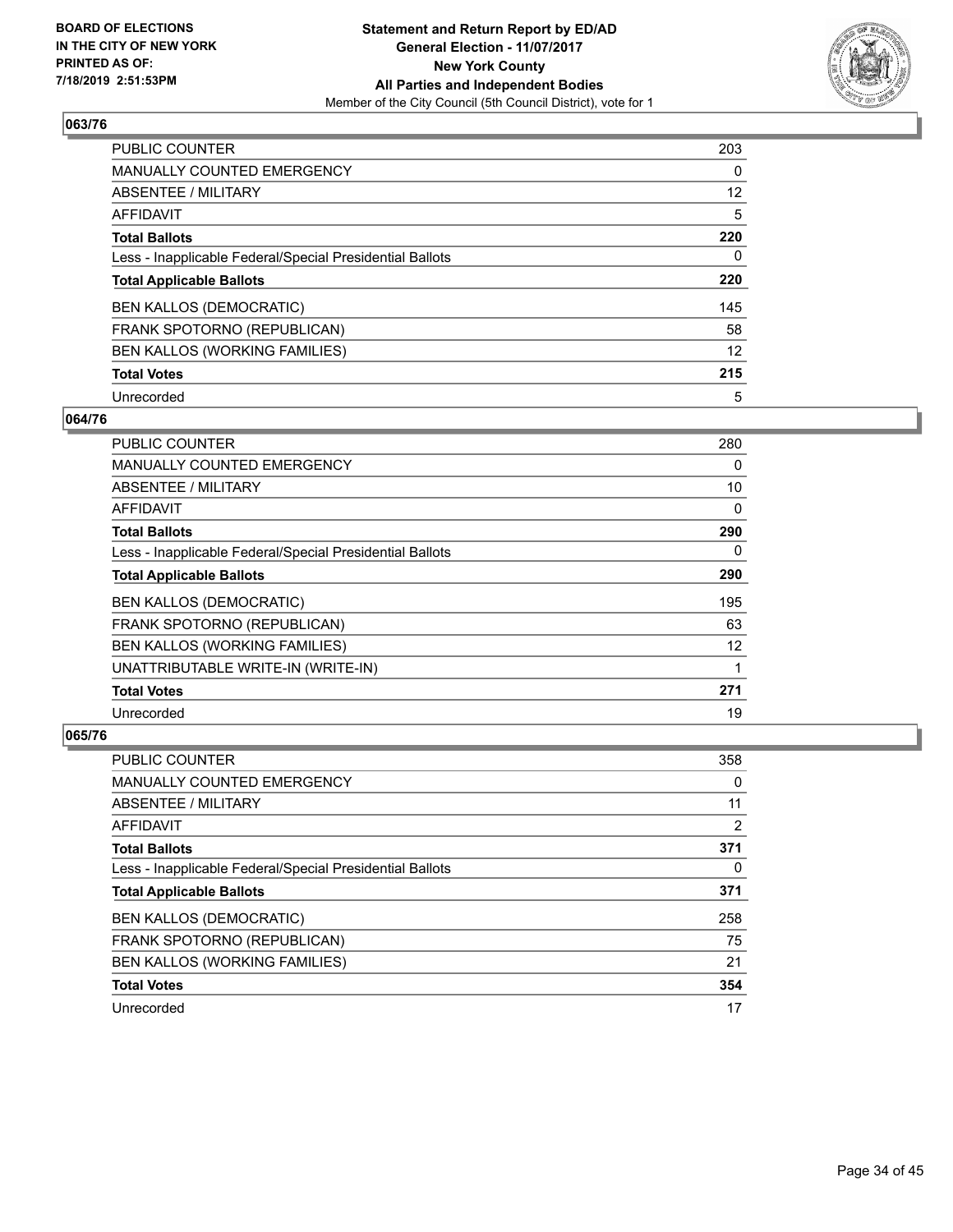BOARD OF ELECTIONS
IN THE CITY OF NEW YORK
PRINTED AS OF:
7/18/2019 2:51:53PM

**Statement and Return Report by ED/AD**
**General Election - 11/07/2017**
**New York County**
**All Parties and Independent Bodies**
Member of the City Council (5th Council District), vote for 1

### 063/76

| | |
|---|---|
| PUBLIC COUNTER | 203 |
| MANUALLY COUNTED EMERGENCY | 0 |
| ABSENTEE / MILITARY | 12 |
| AFFIDAVIT | 5 |
| **Total Ballots** | **220** |
| Less - Inapplicable Federal/Special Presidential Ballots | 0 |
| **Total Applicable Ballots** | **220** |
| BEN KALLOS (DEMOCRATIC) | 145 |
| FRANK SPOTORNO (REPUBLICAN) | 58 |
| BEN KALLOS (WORKING FAMILIES) | 12 |
| **Total Votes** | **215** |
| Unrecorded | 5 |

### 064/76

| | |
|---|---|
| PUBLIC COUNTER | 280 |
| MANUALLY COUNTED EMERGENCY | 0 |
| ABSENTEE / MILITARY | 10 |
| AFFIDAVIT | 0 |
| **Total Ballots** | **290** |
| Less - Inapplicable Federal/Special Presidential Ballots | 0 |
| **Total Applicable Ballots** | **290** |
| BEN KALLOS (DEMOCRATIC) | 195 |
| FRANK SPOTORNO (REPUBLICAN) | 63 |
| BEN KALLOS (WORKING FAMILIES) | 12 |
| UNATTRIBUTABLE WRITE-IN (WRITE-IN) | 1 |
| **Total Votes** | **271** |
| Unrecorded | 19 |

### 065/76

| | |
|---|---|
| PUBLIC COUNTER | 358 |
| MANUALLY COUNTED EMERGENCY | 0 |
| ABSENTEE / MILITARY | 11 |
| AFFIDAVIT | 2 |
| **Total Ballots** | **371** |
| Less - Inapplicable Federal/Special Presidential Ballots | 0 |
| **Total Applicable Ballots** | **371** |
| BEN KALLOS (DEMOCRATIC) | 258 |
| FRANK SPOTORNO (REPUBLICAN) | 75 |
| BEN KALLOS (WORKING FAMILIES) | 21 |
| **Total Votes** | **354** |
| Unrecorded | 17 |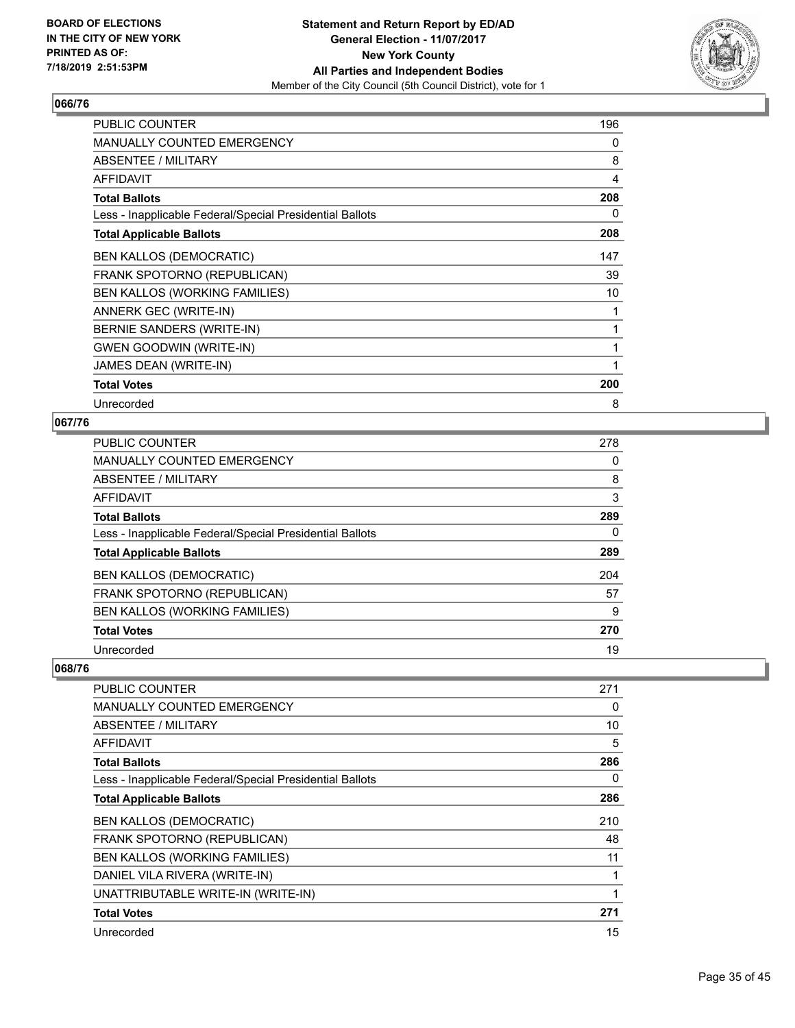## 066/76

| | |
|---|---|
| PUBLIC COUNTER | 196 |
| MANUALLY COUNTED EMERGENCY | 0 |
| ABSENTEE / MILITARY | 8 |
| AFFIDAVIT | 4 |
| **Total Ballots** | **208** |
| Less - Inapplicable Federal/Special Presidential Ballots | 0 |
| **Total Applicable Ballots** | **208** |
| BEN KALLOS (DEMOCRATIC) | 147 |
| FRANK SPOTORNO (REPUBLICAN) | 39 |
| BEN KALLOS (WORKING FAMILIES) | 10 |
| ANNERK GEC (WRITE-IN) | 1 |
| BERNIE SANDERS (WRITE-IN) | 1 |
| GWEN GOODWIN (WRITE-IN) | 1 |
| JAMES DEAN (WRITE-IN) | 1 |
| **Total Votes** | **200** |
| Unrecorded | 8 |

## 067/76

| | |
|---|---|
| PUBLIC COUNTER | 278 |
| MANUALLY COUNTED EMERGENCY | 0 |
| ABSENTEE / MILITARY | 8 |
| AFFIDAVIT | 3 |
| **Total Ballots** | **289** |
| Less - Inapplicable Federal/Special Presidential Ballots | 0 |
| **Total Applicable Ballots** | **289** |
| BEN KALLOS (DEMOCRATIC) | 204 |
| FRANK SPOTORNO (REPUBLICAN) | 57 |
| BEN KALLOS (WORKING FAMILIES) | 9 |
| **Total Votes** | **270** |
| Unrecorded | 19 |

## 068/76

| | |
|---|---|
| PUBLIC COUNTER | 271 |
| MANUALLY COUNTED EMERGENCY | 0 |
| ABSENTEE / MILITARY | 10 |
| AFFIDAVIT | 5 |
| **Total Ballots** | **286** |
| Less - Inapplicable Federal/Special Presidential Ballots | 0 |
| **Total Applicable Ballots** | **286** |
| BEN KALLOS (DEMOCRATIC) | 210 |
| FRANK SPOTORNO (REPUBLICAN) | 48 |
| BEN KALLOS (WORKING FAMILIES) | 11 |
| DANIEL VILA RIVERA (WRITE-IN) | 1 |
| UNATTRIBUTABLE WRITE-IN (WRITE-IN) | 1 |
| **Total Votes** | **271** |
| Unrecorded | 15 |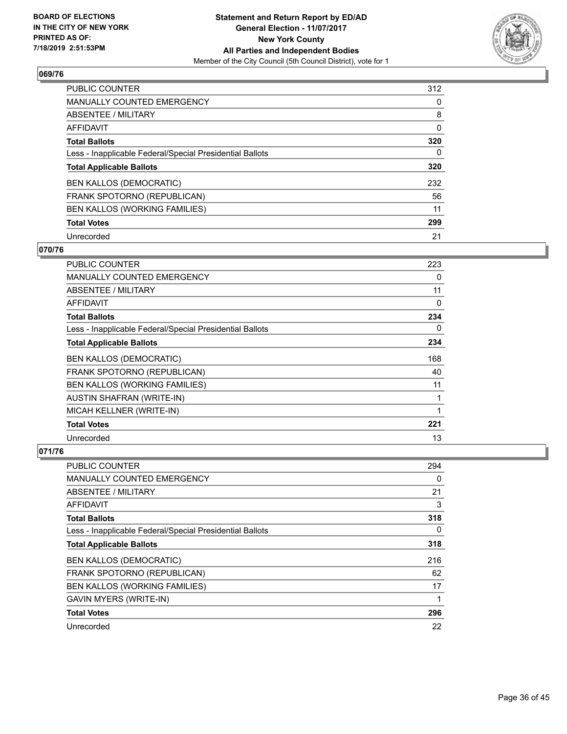**BOARD OF ELECTIONS IN THE CITY OF NEW YORK PRINTED AS OF: 7/18/2019 2:51:53PM**

**Statement and Return Report by ED/AD General Election - 11/07/2017 New York County All Parties and Independent Bodies**
Member of the City Council (5th Council District), vote for 1

## 069/76

| | |
|---|---|
| PUBLIC COUNTER | 312 |
| MANUALLY COUNTED EMERGENCY | 0 |
| ABSENTEE / MILITARY | 8 |
| AFFIDAVIT | 0 |
| **Total Ballots** | **320** |
| Less - Inapplicable Federal/Special Presidential Ballots | 0 |
| **Total Applicable Ballots** | **320** |
| BEN KALLOS (DEMOCRATIC) | 232 |
| FRANK SPOTORNO (REPUBLICAN) | 56 |
| BEN KALLOS (WORKING FAMILIES) | 11 |
| **Total Votes** | **299** |
| Unrecorded | 21 |

## 070/76

| | |
|---|---|
| PUBLIC COUNTER | 223 |
| MANUALLY COUNTED EMERGENCY | 0 |
| ABSENTEE / MILITARY | 11 |
| AFFIDAVIT | 0 |
| **Total Ballots** | **234** |
| Less - Inapplicable Federal/Special Presidential Ballots | 0 |
| **Total Applicable Ballots** | **234** |
| BEN KALLOS (DEMOCRATIC) | 168 |
| FRANK SPOTORNO (REPUBLICAN) | 40 |
| BEN KALLOS (WORKING FAMILIES) | 11 |
| AUSTIN SHAFRAN (WRITE-IN) | 1 |
| MICAH KELLNER (WRITE-IN) | 1 |
| **Total Votes** | **221** |
| Unrecorded | 13 |

## 071/76

| | |
|---|---|
| PUBLIC COUNTER | 294 |
| MANUALLY COUNTED EMERGENCY | 0 |
| ABSENTEE / MILITARY | 21 |
| AFFIDAVIT | 3 |
| **Total Ballots** | **318** |
| Less - Inapplicable Federal/Special Presidential Ballots | 0 |
| **Total Applicable Ballots** | **318** |
| BEN KALLOS (DEMOCRATIC) | 216 |
| FRANK SPOTORNO (REPUBLICAN) | 62 |
| BEN KALLOS (WORKING FAMILIES) | 17 |
| GAVIN MYERS (WRITE-IN) | 1 |
| **Total Votes** | **296** |
| Unrecorded | 22 |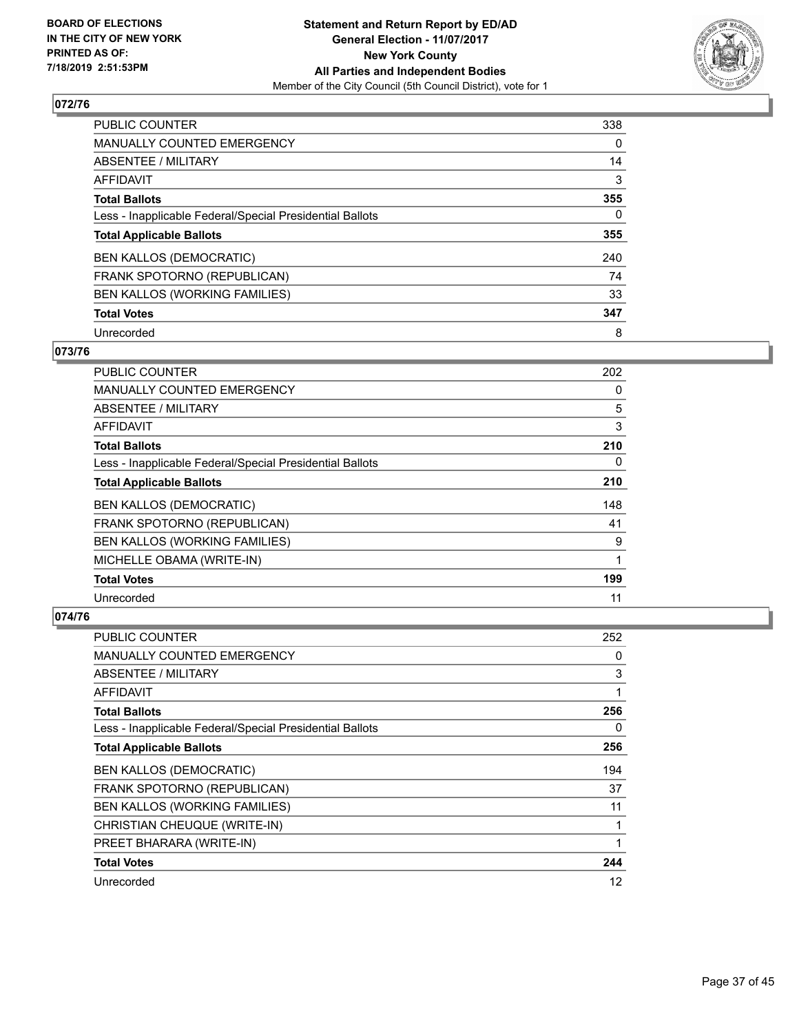**BOARD OF ELECTIONS IN THE CITY OF NEW YORK PRINTED AS OF: 7/18/2019 2:51:53PM**

**Statement and Return Report by ED/AD General Election - 11/07/2017 New York County All Parties and Independent Bodies**
Member of the City Council (5th Council District), vote for 1

## 072/76

| | |
|---|---|
| PUBLIC COUNTER | 338 |
| MANUALLY COUNTED EMERGENCY | 0 |
| ABSENTEE / MILITARY | 14 |
| AFFIDAVIT | 3 |
| **Total Ballots** | **355** |
| Less - Inapplicable Federal/Special Presidential Ballots | 0 |
| **Total Applicable Ballots** | **355** |
| BEN KALLOS (DEMOCRATIC) | 240 |
| FRANK SPOTORNO (REPUBLICAN) | 74 |
| BEN KALLOS (WORKING FAMILIES) | 33 |
| **Total Votes** | **347** |
| Unrecorded | 8 |

## 073/76

| | |
|---|---|
| PUBLIC COUNTER | 202 |
| MANUALLY COUNTED EMERGENCY | 0 |
| ABSENTEE / MILITARY | 5 |
| AFFIDAVIT | 3 |
| **Total Ballots** | **210** |
| Less - Inapplicable Federal/Special Presidential Ballots | 0 |
| **Total Applicable Ballots** | **210** |
| BEN KALLOS (DEMOCRATIC) | 148 |
| FRANK SPOTORNO (REPUBLICAN) | 41 |
| BEN KALLOS (WORKING FAMILIES) | 9 |
| MICHELLE OBAMA (WRITE-IN) | 1 |
| **Total Votes** | **199** |
| Unrecorded | 11 |

## 074/76

| | |
|---|---|
| PUBLIC COUNTER | 252 |
| MANUALLY COUNTED EMERGENCY | 0 |
| ABSENTEE / MILITARY | 3 |
| AFFIDAVIT | 1 |
| **Total Ballots** | **256** |
| Less - Inapplicable Federal/Special Presidential Ballots | 0 |
| **Total Applicable Ballots** | **256** |
| BEN KALLOS (DEMOCRATIC) | 194 |
| FRANK SPOTORNO (REPUBLICAN) | 37 |
| BEN KALLOS (WORKING FAMILIES) | 11 |
| CHRISTIAN CHEUQUE (WRITE-IN) | 1 |
| PREET BHARARA (WRITE-IN) | 1 |
| **Total Votes** | **244** |
| Unrecorded | 12 |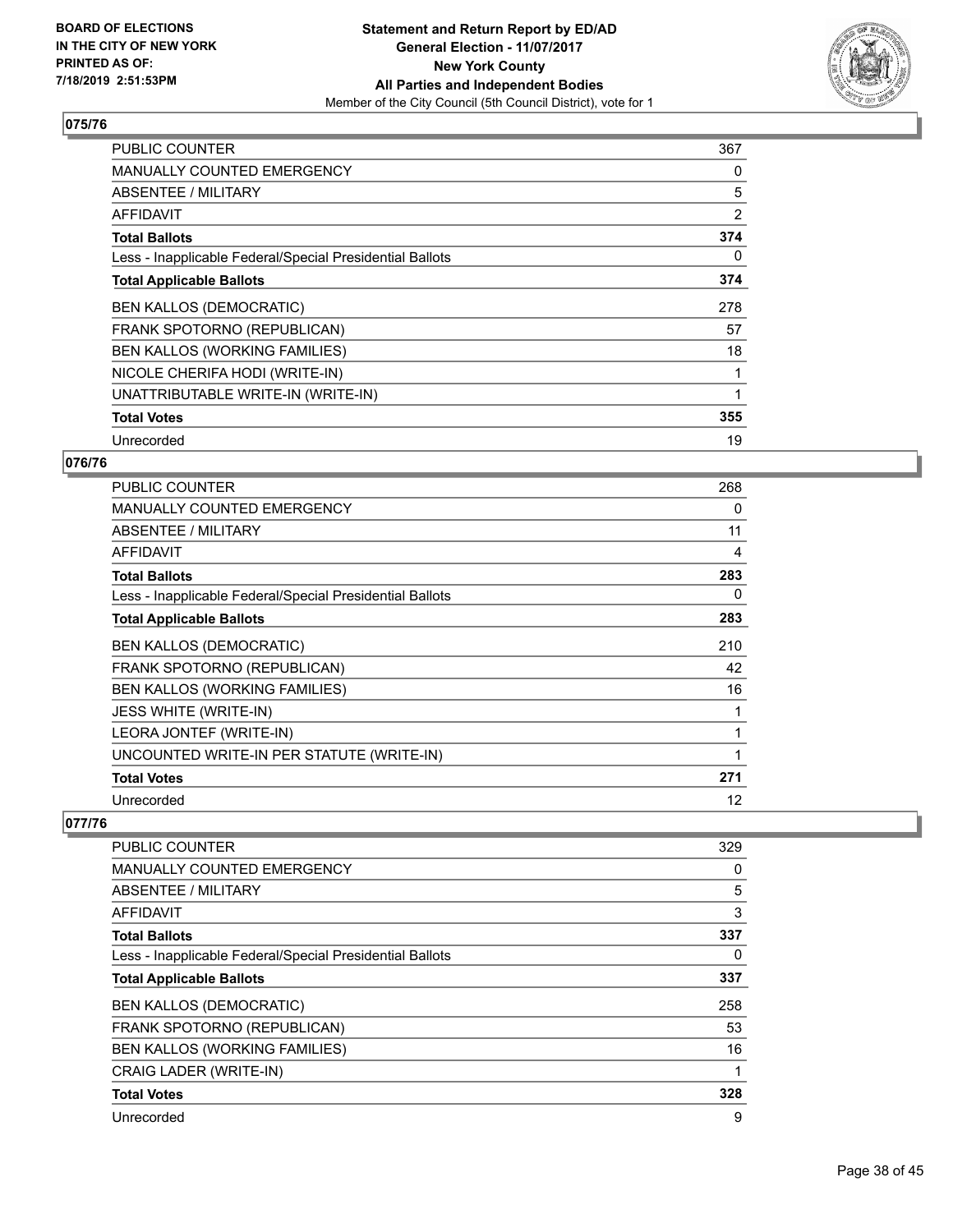BOARD OF ELECTIONS
IN THE CITY OF NEW YORK
PRINTED AS OF:
7/18/2019 2:51:53PM

**Statement and Return Report by ED/AD**
**General Election - 11/07/2017**
**New York County**
**All Parties and Independent Bodies**
Member of the City Council (5th Council District), vote for 1

### 075/76

| | |
|---|---|
| PUBLIC COUNTER | 367 |
| MANUALLY COUNTED EMERGENCY | 0 |
| ABSENTEE / MILITARY | 5 |
| AFFIDAVIT | 2 |
| **Total Ballots** | **374** |
| Less - Inapplicable Federal/Special Presidential Ballots | 0 |
| **Total Applicable Ballots** | **374** |
| BEN KALLOS (DEMOCRATIC) | 278 |
| FRANK SPOTORNO (REPUBLICAN) | 57 |
| BEN KALLOS (WORKING FAMILIES) | 18 |
| NICOLE CHERIFA HODI (WRITE-IN) | 1 |
| UNATTRIBUTABLE WRITE-IN (WRITE-IN) | 1 |
| **Total Votes** | **355** |
| Unrecorded | 19 |

### 076/76

| | |
|---|---|
| PUBLIC COUNTER | 268 |
| MANUALLY COUNTED EMERGENCY | 0 |
| ABSENTEE / MILITARY | 11 |
| AFFIDAVIT | 4 |
| **Total Ballots** | **283** |
| Less - Inapplicable Federal/Special Presidential Ballots | 0 |
| **Total Applicable Ballots** | **283** |
| BEN KALLOS (DEMOCRATIC) | 210 |
| FRANK SPOTORNO (REPUBLICAN) | 42 |
| BEN KALLOS (WORKING FAMILIES) | 16 |
| JESS WHITE (WRITE-IN) | 1 |
| LEORA JONTEF (WRITE-IN) | 1 |
| UNCOUNTED WRITE-IN PER STATUTE (WRITE-IN) | 1 |
| **Total Votes** | **271** |
| Unrecorded | 12 |

### 077/76

| | |
|---|---|
| PUBLIC COUNTER | 329 |
| MANUALLY COUNTED EMERGENCY | 0 |
| ABSENTEE / MILITARY | 5 |
| AFFIDAVIT | 3 |
| **Total Ballots** | **337** |
| Less - Inapplicable Federal/Special Presidential Ballots | 0 |
| **Total Applicable Ballots** | **337** |
| BEN KALLOS (DEMOCRATIC) | 258 |
| FRANK SPOTORNO (REPUBLICAN) | 53 |
| BEN KALLOS (WORKING FAMILIES) | 16 |
| CRAIG LADER (WRITE-IN) | 1 |
| **Total Votes** | **328** |
| Unrecorded | 9 |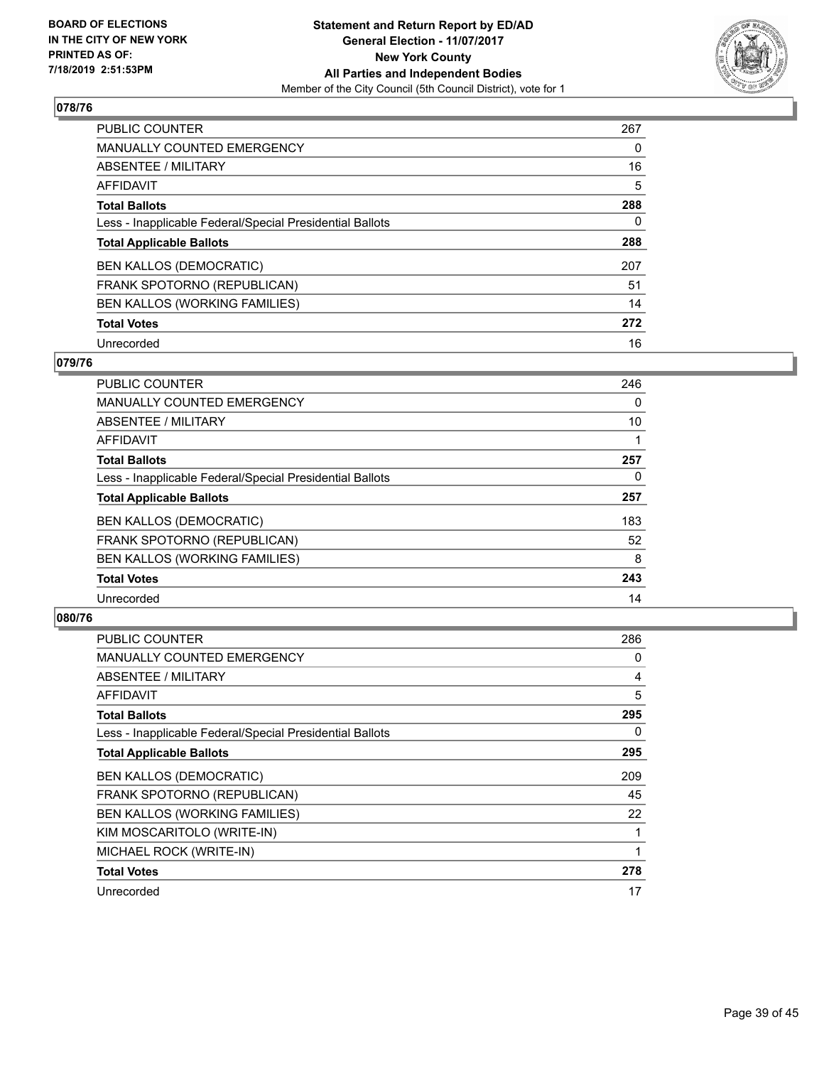## 078/76

| | |
|---|---|
| PUBLIC COUNTER | 267 |
| MANUALLY COUNTED EMERGENCY | 0 |
| ABSENTEE / MILITARY | 16 |
| AFFIDAVIT | 5 |
| **Total Ballots** | **288** |
| Less - Inapplicable Federal/Special Presidential Ballots | 0 |
| **Total Applicable Ballots** | **288** |
| BEN KALLOS (DEMOCRATIC) | 207 |
| FRANK SPOTORNO (REPUBLICAN) | 51 |
| BEN KALLOS (WORKING FAMILIES) | 14 |
| **Total Votes** | **272** |
| Unrecorded | 16 |

## 079/76

| | |
|---|---|
| PUBLIC COUNTER | 246 |
| MANUALLY COUNTED EMERGENCY | 0 |
| ABSENTEE / MILITARY | 10 |
| AFFIDAVIT | 1 |
| **Total Ballots** | **257** |
| Less - Inapplicable Federal/Special Presidential Ballots | 0 |
| **Total Applicable Ballots** | **257** |
| BEN KALLOS (DEMOCRATIC) | 183 |
| FRANK SPOTORNO (REPUBLICAN) | 52 |
| BEN KALLOS (WORKING FAMILIES) | 8 |
| **Total Votes** | **243** |
| Unrecorded | 14 |

## 080/76

| | |
|---|---|
| PUBLIC COUNTER | 286 |
| MANUALLY COUNTED EMERGENCY | 0 |
| ABSENTEE / MILITARY | 4 |
| AFFIDAVIT | 5 |
| **Total Ballots** | **295** |
| Less - Inapplicable Federal/Special Presidential Ballots | 0 |
| **Total Applicable Ballots** | **295** |
| BEN KALLOS (DEMOCRATIC) | 209 |
| FRANK SPOTORNO (REPUBLICAN) | 45 |
| BEN KALLOS (WORKING FAMILIES) | 22 |
| KIM MOSCARITOLO (WRITE-IN) | 1 |
| MICHAEL ROCK (WRITE-IN) | 1 |
| **Total Votes** | **278** |
| Unrecorded | 17 |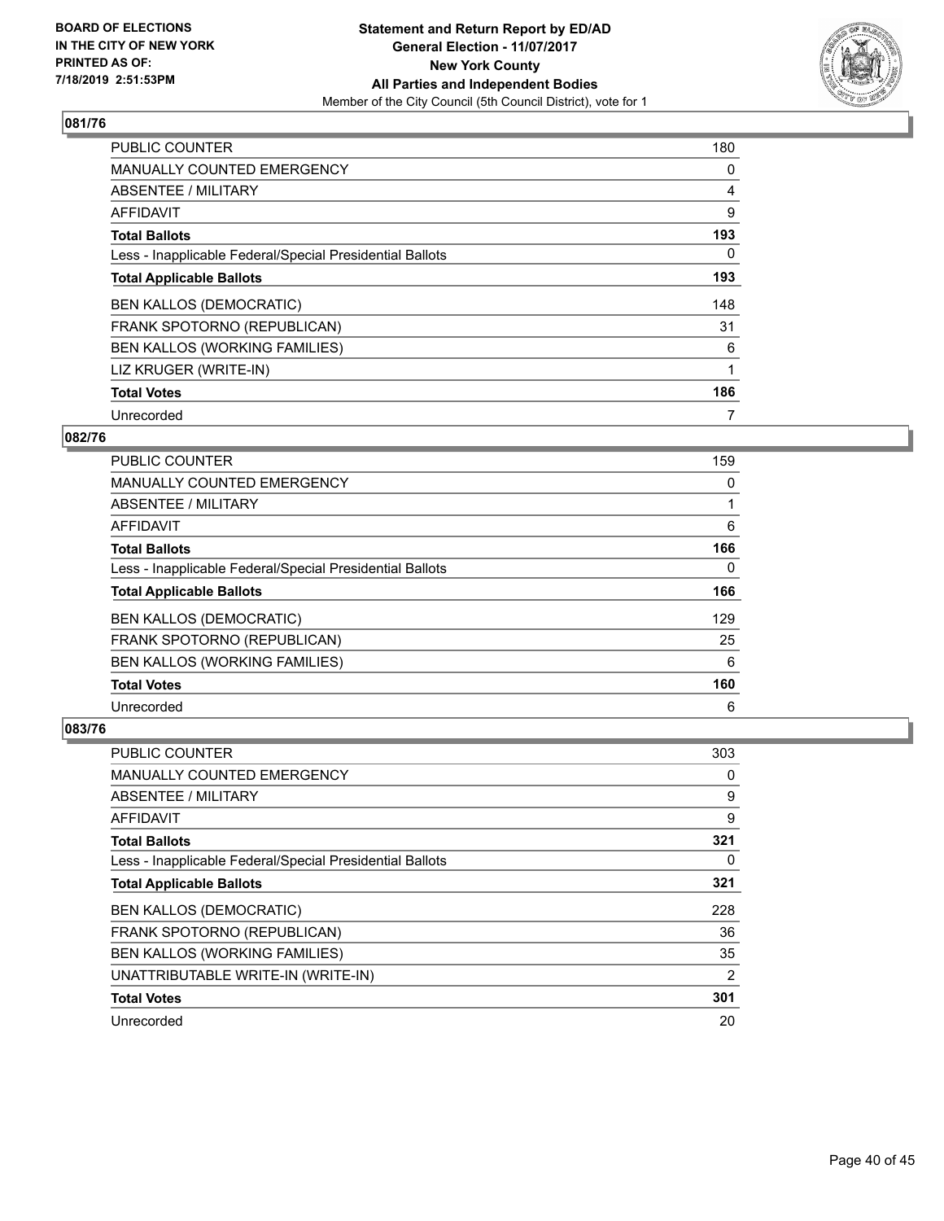## 081/76

| | |
|---|---|
| PUBLIC COUNTER | 180 |
| MANUALLY COUNTED EMERGENCY | 0 |
| ABSENTEE / MILITARY | 4 |
| AFFIDAVIT | 9 |
| **Total Ballots** | **193** |
| Less - Inapplicable Federal/Special Presidential Ballots | 0 |
| **Total Applicable Ballots** | **193** |
| BEN KALLOS (DEMOCRATIC) | 148 |
| FRANK SPOTORNO (REPUBLICAN) | 31 |
| BEN KALLOS (WORKING FAMILIES) | 6 |
| LIZ KRUGER (WRITE-IN) | 1 |
| **Total Votes** | **186** |
| Unrecorded | 7 |

## 082/76

| | |
|---|---|
| PUBLIC COUNTER | 159 |
| MANUALLY COUNTED EMERGENCY | 0 |
| ABSENTEE / MILITARY | 1 |
| AFFIDAVIT | 6 |
| **Total Ballots** | **166** |
| Less - Inapplicable Federal/Special Presidential Ballots | 0 |
| **Total Applicable Ballots** | **166** |
| BEN KALLOS (DEMOCRATIC) | 129 |
| FRANK SPOTORNO (REPUBLICAN) | 25 |
| BEN KALLOS (WORKING FAMILIES) | 6 |
| **Total Votes** | **160** |
| Unrecorded | 6 |

## 083/76

| | |
|---|---|
| PUBLIC COUNTER | 303 |
| MANUALLY COUNTED EMERGENCY | 0 |
| ABSENTEE / MILITARY | 9 |
| AFFIDAVIT | 9 |
| **Total Ballots** | **321** |
| Less - Inapplicable Federal/Special Presidential Ballots | 0 |
| **Total Applicable Ballots** | **321** |
| BEN KALLOS (DEMOCRATIC) | 228 |
| FRANK SPOTORNO (REPUBLICAN) | 36 |
| BEN KALLOS (WORKING FAMILIES) | 35 |
| UNATTRIBUTABLE WRITE-IN (WRITE-IN) | 2 |
| **Total Votes** | **301** |
| Unrecorded | 20 |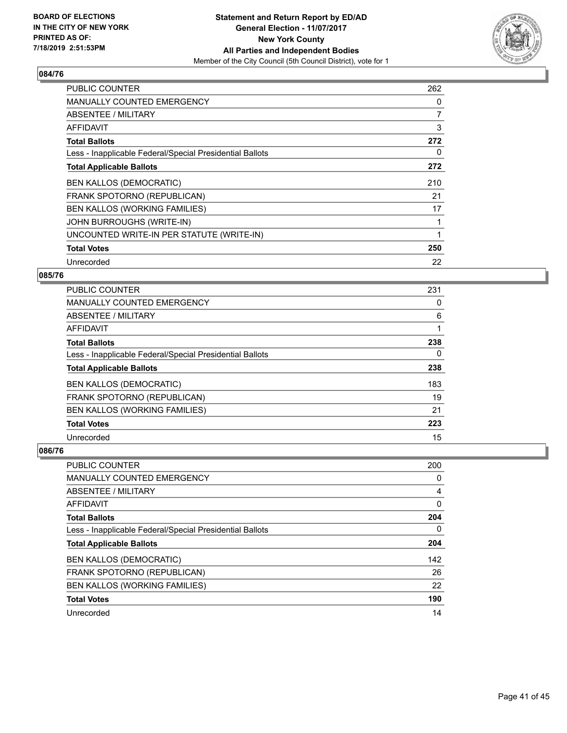BOARD OF ELECTIONS
IN THE CITY OF NEW YORK
PRINTED AS OF:
7/18/2019 2:51:53PM

**Statement and Return Report by ED/AD**
**General Election - 11/07/2017**
**New York County**
**All Parties and Independent Bodies**
Member of the City Council (5th Council District), vote for 1

## 084/76

| | |
|---|---|
| PUBLIC COUNTER | 262 |
| MANUALLY COUNTED EMERGENCY | 0 |
| ABSENTEE / MILITARY | 7 |
| AFFIDAVIT | 3 |
| **Total Ballots** | **272** |
| Less - Inapplicable Federal/Special Presidential Ballots | 0 |
| **Total Applicable Ballots** | **272** |
| BEN KALLOS (DEMOCRATIC) | 210 |
| FRANK SPOTORNO (REPUBLICAN) | 21 |
| BEN KALLOS (WORKING FAMILIES) | 17 |
| JOHN BURROUGHS (WRITE-IN) | 1 |
| UNCOUNTED WRITE-IN PER STATUTE (WRITE-IN) | 1 |
| **Total Votes** | **250** |
| Unrecorded | 22 |

## 085/76

| | |
|---|---|
| PUBLIC COUNTER | 231 |
| MANUALLY COUNTED EMERGENCY | 0 |
| ABSENTEE / MILITARY | 6 |
| AFFIDAVIT | 1 |
| **Total Ballots** | **238** |
| Less - Inapplicable Federal/Special Presidential Ballots | 0 |
| **Total Applicable Ballots** | **238** |
| BEN KALLOS (DEMOCRATIC) | 183 |
| FRANK SPOTORNO (REPUBLICAN) | 19 |
| BEN KALLOS (WORKING FAMILIES) | 21 |
| **Total Votes** | **223** |
| Unrecorded | 15 |

## 086/76

| | |
|---|---|
| PUBLIC COUNTER | 200 |
| MANUALLY COUNTED EMERGENCY | 0 |
| ABSENTEE / MILITARY | 4 |
| AFFIDAVIT | 0 |
| **Total Ballots** | **204** |
| Less - Inapplicable Federal/Special Presidential Ballots | 0 |
| **Total Applicable Ballots** | **204** |
| BEN KALLOS (DEMOCRATIC) | 142 |
| FRANK SPOTORNO (REPUBLICAN) | 26 |
| BEN KALLOS (WORKING FAMILIES) | 22 |
| **Total Votes** | **190** |
| Unrecorded | 14 |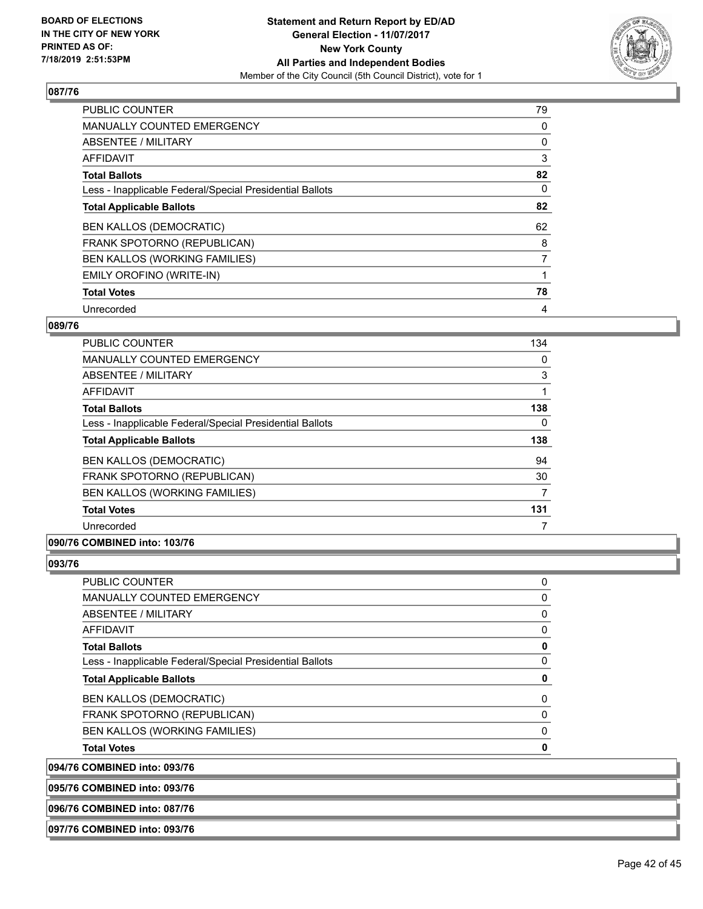**Statement and Return Report by ED/AD**
**General Election - 11/07/2017**
**New York County**
**All Parties and Independent Bodies**
Member of the City Council (5th Council District), vote for 1

BOARD OF ELECTIONS IN THE CITY OF NEW YORK PRINTED AS OF: 7/18/2019 2:51:53PM

### 087/76

| | |
|---|---|
| PUBLIC COUNTER | 79 |
| MANUALLY COUNTED EMERGENCY | 0 |
| ABSENTEE / MILITARY | 0 |
| AFFIDAVIT | 3 |
| **Total Ballots** | **82** |
| Less - Inapplicable Federal/Special Presidential Ballots | 0 |
| **Total Applicable Ballots** | **82** |
| BEN KALLOS (DEMOCRATIC) | 62 |
| FRANK SPOTORNO (REPUBLICAN) | 8 |
| BEN KALLOS (WORKING FAMILIES) | 7 |
| EMILY OROFINO (WRITE-IN) | 1 |
| **Total Votes** | **78** |
| Unrecorded | 4 |

### 089/76

| | |
|---|---|
| PUBLIC COUNTER | 134 |
| MANUALLY COUNTED EMERGENCY | 0 |
| ABSENTEE / MILITARY | 3 |
| AFFIDAVIT | 1 |
| **Total Ballots** | **138** |
| Less - Inapplicable Federal/Special Presidential Ballots | 0 |
| **Total Applicable Ballots** | **138** |
| BEN KALLOS (DEMOCRATIC) | 94 |
| FRANK SPOTORNO (REPUBLICAN) | 30 |
| BEN KALLOS (WORKING FAMILIES) | 7 |
| **Total Votes** | **131** |
| Unrecorded | 7 |

### 090/76 COMBINED into: 103/76

### 093/76

| | |
|---|---|
| PUBLIC COUNTER | 0 |
| MANUALLY COUNTED EMERGENCY | 0 |
| ABSENTEE / MILITARY | 0 |
| AFFIDAVIT | 0 |
| **Total Ballots** | **0** |
| Less - Inapplicable Federal/Special Presidential Ballots | 0 |
| **Total Applicable Ballots** | **0** |
| BEN KALLOS (DEMOCRATIC) | 0 |
| FRANK SPOTORNO (REPUBLICAN) | 0 |
| BEN KALLOS (WORKING FAMILIES) | 0 |
| **Total Votes** | **0** |

### 094/76 COMBINED into: 093/76

### 095/76 COMBINED into: 093/76

### 096/76 COMBINED into: 087/76

### 097/76 COMBINED into: 093/76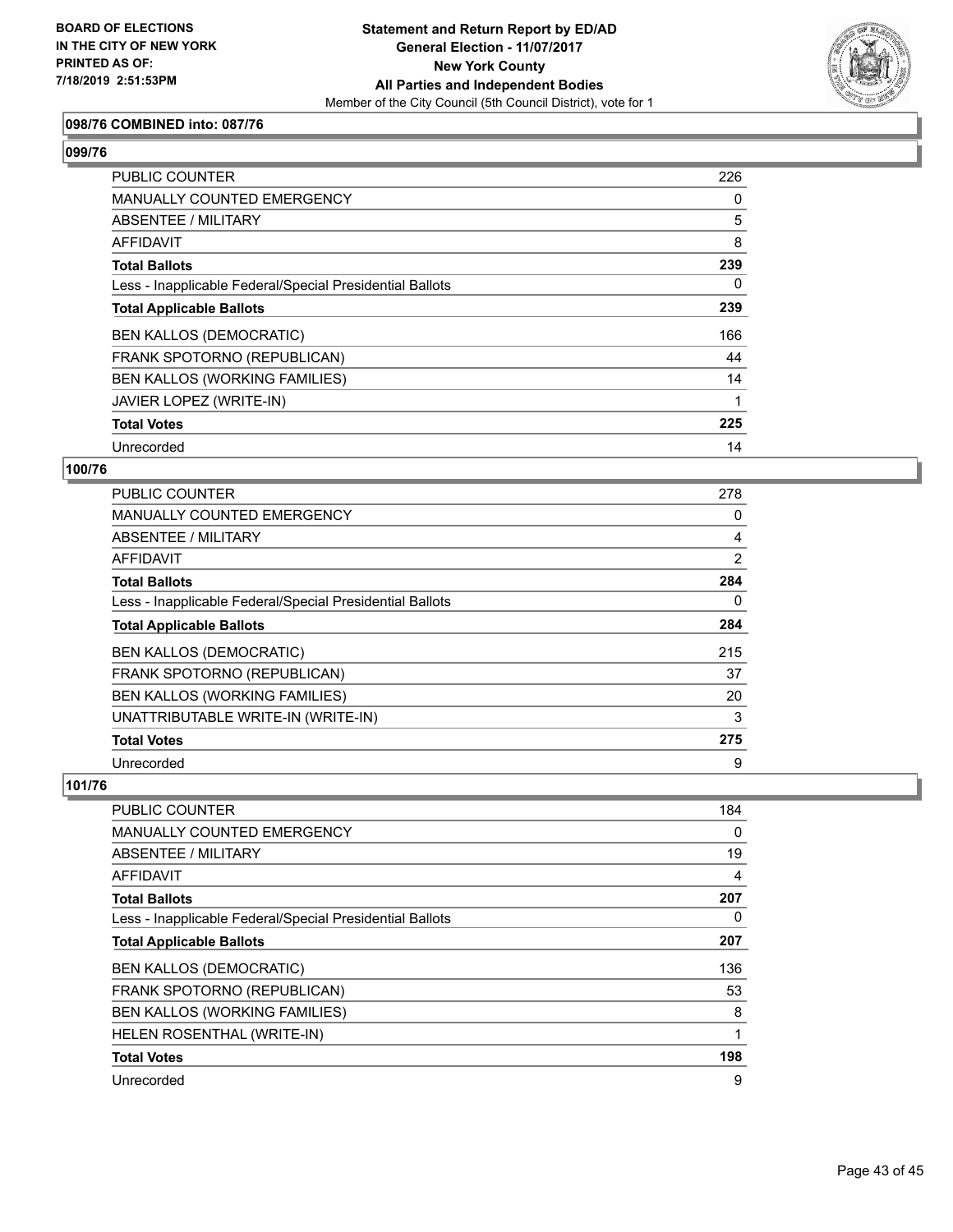**BOARD OF ELECTIONS IN THE CITY OF NEW YORK PRINTED AS OF: 7/18/2019 2:51:53PM**

**Statement and Return Report by ED/AD General Election - 11/07/2017 New York County All Parties and Independent Bodies**
Member of the City Council (5th Council District), vote for 1

### 098/76 COMBINED into: 087/76

### 099/76

| | |
|---|---|
| PUBLIC COUNTER | 226 |
| MANUALLY COUNTED EMERGENCY | 0 |
| ABSENTEE / MILITARY | 5 |
| AFFIDAVIT | 8 |
| **Total Ballots** | **239** |
| Less - Inapplicable Federal/Special Presidential Ballots | 0 |
| **Total Applicable Ballots** | **239** |
| BEN KALLOS (DEMOCRATIC) | 166 |
| FRANK SPOTORNO (REPUBLICAN) | 44 |
| BEN KALLOS (WORKING FAMILIES) | 14 |
| JAVIER LOPEZ (WRITE-IN) | 1 |
| **Total Votes** | **225** |
| Unrecorded | 14 |

### 100/76

| | |
|---|---|
| PUBLIC COUNTER | 278 |
| MANUALLY COUNTED EMERGENCY | 0 |
| ABSENTEE / MILITARY | 4 |
| AFFIDAVIT | 2 |
| **Total Ballots** | **284** |
| Less - Inapplicable Federal/Special Presidential Ballots | 0 |
| **Total Applicable Ballots** | **284** |
| BEN KALLOS (DEMOCRATIC) | 215 |
| FRANK SPOTORNO (REPUBLICAN) | 37 |
| BEN KALLOS (WORKING FAMILIES) | 20 |
| UNATTRIBUTABLE WRITE-IN (WRITE-IN) | 3 |
| **Total Votes** | **275** |
| Unrecorded | 9 |

### 101/76

| | |
|---|---|
| PUBLIC COUNTER | 184 |
| MANUALLY COUNTED EMERGENCY | 0 |
| ABSENTEE / MILITARY | 19 |
| AFFIDAVIT | 4 |
| **Total Ballots** | **207** |
| Less - Inapplicable Federal/Special Presidential Ballots | 0 |
| **Total Applicable Ballots** | **207** |
| BEN KALLOS (DEMOCRATIC) | 136 |
| FRANK SPOTORNO (REPUBLICAN) | 53 |
| BEN KALLOS (WORKING FAMILIES) | 8 |
| HELEN ROSENTHAL (WRITE-IN) | 1 |
| **Total Votes** | **198** |
| Unrecorded | 9 |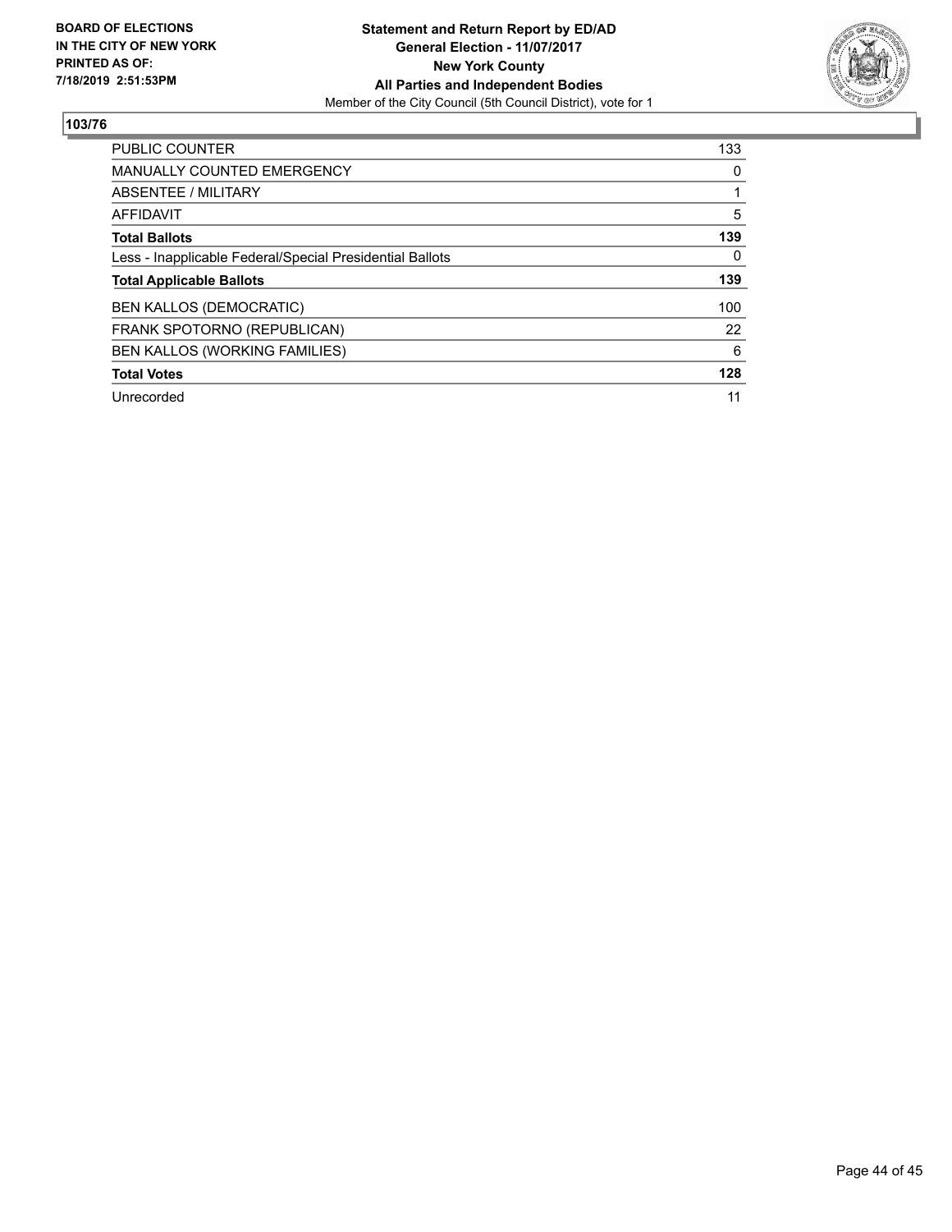**BOARD OF ELECTIONS IN THE CITY OF NEW YORK PRINTED AS OF: 7/18/2019 2:51:53PM**

**Statement and Return Report by ED/AD**
**General Election - 11/07/2017**
**New York County**
**All Parties and Independent Bodies**
Member of the City Council (5th Council District), vote for 1

## 103/76

| | |
|---|---|
| PUBLIC COUNTER | 133 |
| MANUALLY COUNTED EMERGENCY | 0 |
| ABSENTEE / MILITARY | 1 |
| AFFIDAVIT | 5 |
| **Total Ballots** | **139** |
| Less - Inapplicable Federal/Special Presidential Ballots | 0 |
| **Total Applicable Ballots** | **139** |
| BEN KALLOS (DEMOCRATIC) | 100 |
| FRANK SPOTORNO (REPUBLICAN) | 22 |
| BEN KALLOS (WORKING FAMILIES) | 6 |
| **Total Votes** | **128** |
| Unrecorded | 11 |